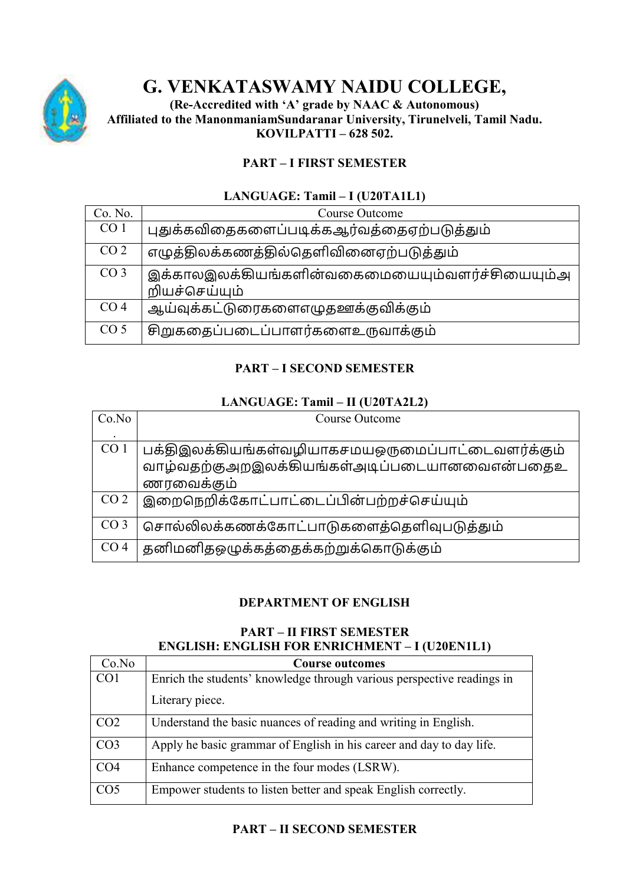# G. VENKATASWAMY NAIDU COLLEGE,

**(Re-Accredited with 'A' grade by NAAC & Autonomous)**
**Affiliated to the ManonmaniamSundaranar University, Tirunelveli, Tamil Nadu.**
**KOVILPATTI – 628 502.**

## PART – I FIRST SEMESTER

### LANGUAGE: Tamil – I (U20TA1L1)

| Co. No. | Course Outcome |
|---|---|
| CO 1 | புதுக்கவிதைகளைப்படிக்கஆர்வத்தைஏற்படுத்தும் |
| CO 2 | எழுத்திலக்கணத்தில்தெளிவினைஏற்படுத்தும் |
| CO 3 | இக்காலஇலக்கியங்களின்வகைமையையும்வளர்ச்சியையும்அறியச்செய்யும் |
| CO 4 | ஆய்வுக்கட்டுரைகளைஎழுதஊக்குவிக்கும் |
| CO 5 | சிறுகதைப்படைப்பாளர்களைஉருவாக்கும் |

## PART – I SECOND SEMESTER

### LANGUAGE: Tamil – II (U20TA2L2)

| Co.No. | Course Outcome |
|---|---|
| CO 1 | பக்திஇலக்கியங்கள்வழியாகசமயஒருமைப்பாட்டைவளர்க்கும் வாழ்வதற்குஅறஇலக்கியங்கள்அடிப்படையானவைஎன்பதைஉணரவைக்கும் |
| CO 2 | இறைநெறிக்கோட்பாட்டைப்பின்பற்றச்செய்யும் |
| CO 3 | சொல்லிலக்கணக்கோட்பாடுகளைத்தெளிவுபடுத்தும் |
| CO 4 | தனிமனிதஒழுக்கத்தைக்கற்றுக்கொடுக்கும் |

## DEPARTMENT OF ENGLISH

### PART – II FIRST SEMESTER
### ENGLISH: ENGLISH FOR ENRICHMENT – I (U20EN1L1)

| Co.No | **Course outcomes** |
|---|---|
| CO1 | Enrich the students' knowledge through various perspective readings in Literary piece. |
| CO2 | Understand the basic nuances of reading and writing in English. |
| CO3 | Apply he basic grammar of English in his career and day to day life. |
| CO4 | Enhance competence in the four modes (LSRW). |
| CO5 | Empower students to listen better and speak English correctly. |

### PART – II SECOND SEMESTER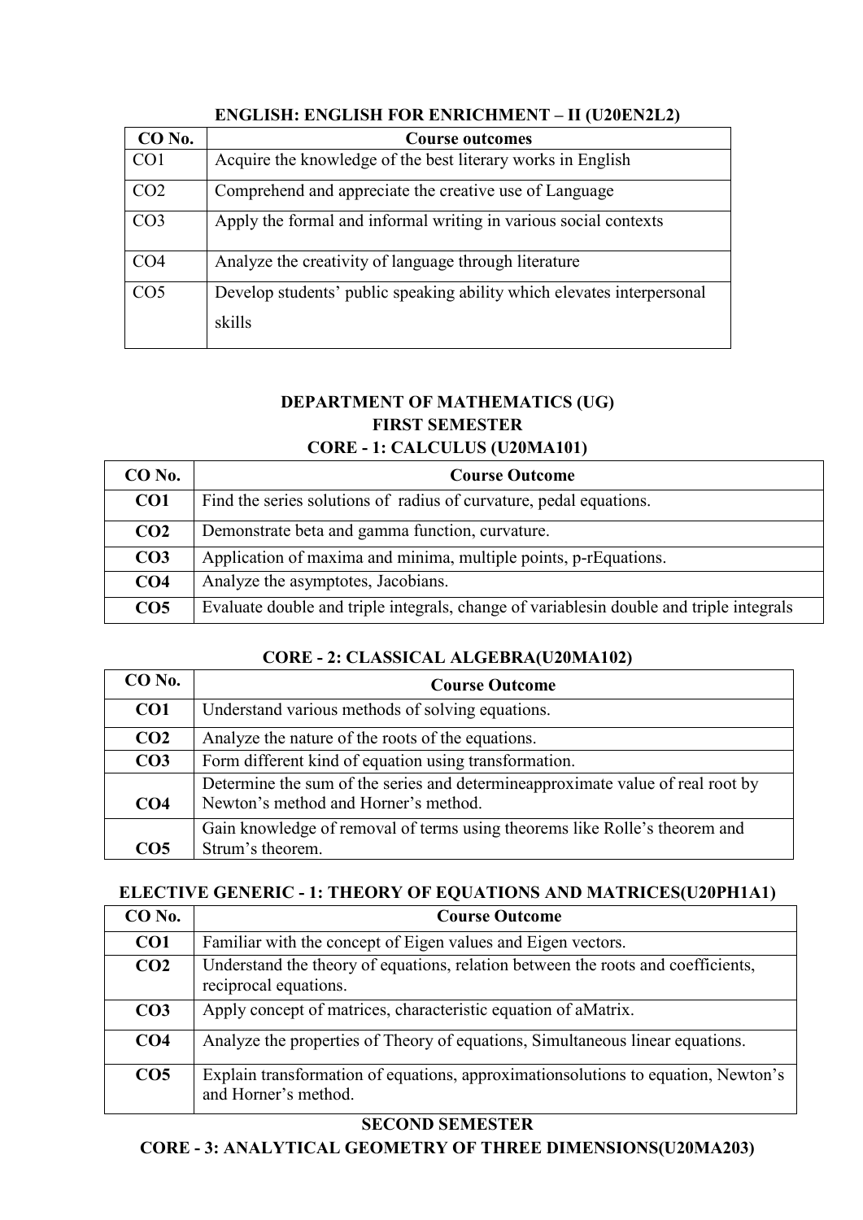### ENGLISH: ENGLISH FOR ENRICHMENT – II (U20EN2L2)

| CO No. | Course outcomes |
|---|---|
| CO1 | Acquire the knowledge of the best literary works in English |
| CO2 | Comprehend and appreciate the creative use of Language |
| CO3 | Apply the formal and informal writing in various social contexts |
| CO4 | Analyze the creativity of language through literature |
| CO5 | Develop students' public speaking ability which elevates interpersonal skills |

## DEPARTMENT OF MATHEMATICS (UG)

### FIRST SEMESTER

### CORE - 1: CALCULUS (U20MA101)

| CO No. | Course Outcome |
|---|---|
| **CO1** | Find the series solutions of radius of curvature, pedal equations. |
| **CO2** | Demonstrate beta and gamma function, curvature. |
| **CO3** | Application of maxima and minima, multiple points, p-rEquations. |
| **CO4** | Analyze the asymptotes, Jacobians. |
| **CO5** | Evaluate double and triple integrals, change of variablesin double and triple integrals |

### CORE - 2: CLASSICAL ALGEBRA(U20MA102)

| CO No. | Course Outcome |
|---|---|
| **CO1** | Understand various methods of solving equations. |
| **CO2** | Analyze the nature of the roots of the equations. |
| **CO3** | Form different kind of equation using transformation. |
| **CO4** | Determine the sum of the series and determineapproximate value of real root by Newton's method and Horner's method. |
| **CO5** | Gain knowledge of removal of terms using theorems like Rolle's theorem and Strum's theorem. |

### ELECTIVE GENERIC - 1: THEORY OF EQUATIONS AND MATRICES(U20PH1A1)

| CO No. | Course Outcome |
|---|---|
| **CO1** | Familiar with the concept of Eigen values and Eigen vectors. |
| **CO2** | Understand the theory of equations, relation between the roots and coefficients, reciprocal equations. |
| **CO3** | Apply concept of matrices, characteristic equation of aMatrix. |
| **CO4** | Analyze the properties of Theory of equations, Simultaneous linear equations. |
| **CO5** | Explain transformation of equations, approximationsolutions to equation, Newton's and Horner's method. |

### SECOND SEMESTER

### CORE - 3: ANALYTICAL GEOMETRY OF THREE DIMENSIONS(U20MA203)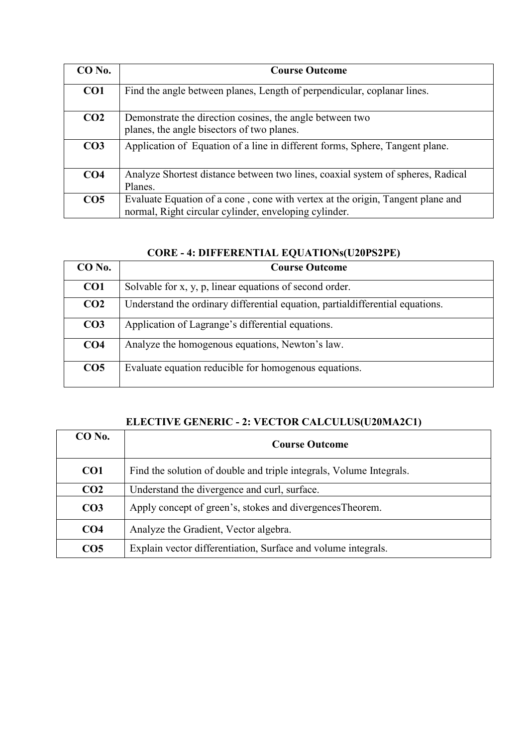| CO No. | Course Outcome |
|---|---|
| CO1 | Find the angle between planes, Length of perpendicular, coplanar lines. |
| CO2 | Demonstrate the direction cosines, the angle between two planes, the angle bisectors of two planes. |
| CO3 | Application of Equation of a line in different forms, Sphere, Tangent plane. |
| CO4 | Analyze Shortest distance between two lines, coaxial system of spheres, Radical Planes. |
| CO5 | Evaluate Equation of a cone , cone with vertex at the origin, Tangent plane and normal, Right circular cylinder, enveloping cylinder. |

### CORE - 4: DIFFERENTIAL EQUATIONs(U20PS2PE)

| CO No. | Course Outcome |
|---|---|
| CO1 | Solvable for x, y, p, linear equations of second order. |
| CO2 | Understand the ordinary differential equation, partialdifferential equations. |
| CO3 | Application of Lagrange's differential equations. |
| CO4 | Analyze the homogenous equations, Newton's law. |
| CO5 | Evaluate equation reducible for homogenous equations. |

### ELECTIVE GENERIC - 2: VECTOR CALCULUS(U20MA2C1)

| CO No. | Course Outcome |
|---|---|
| CO1 | Find the solution of double and triple integrals, Volume Integrals. |
| CO2 | Understand the divergence and curl, surface. |
| CO3 | Apply concept of green's, stokes and divergencesTheorem. |
| CO4 | Analyze the Gradient, Vector algebra. |
| CO5 | Explain vector differentiation, Surface and volume integrals. |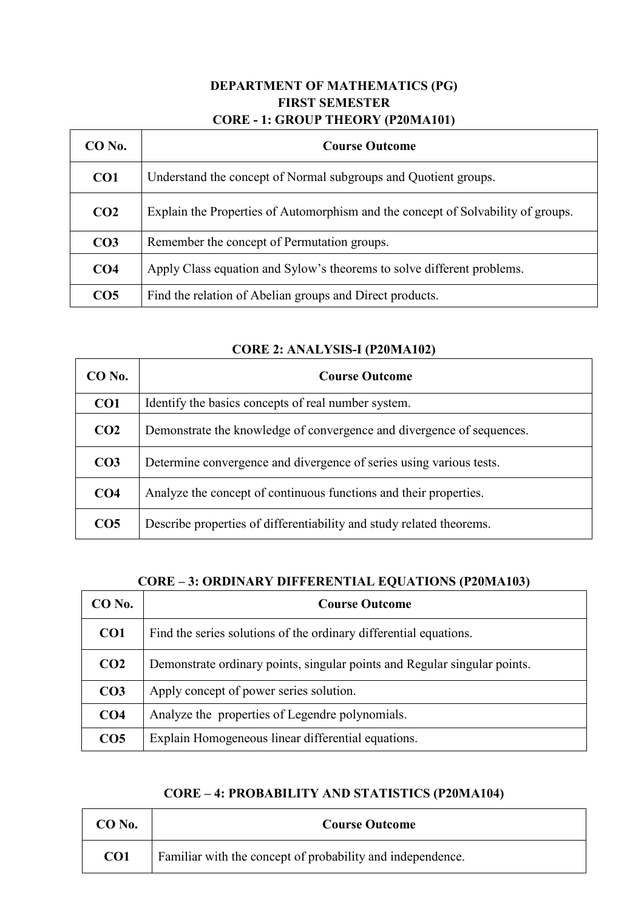# DEPARTMENT OF MATHEMATICS (PG)

## FIRST SEMESTER

### CORE - 1: GROUP THEORY (P20MA101)

| CO No. | Course Outcome |
|---|---|
| **CO1** | Understand the concept of Normal subgroups and Quotient groups. |
| **CO2** | Explain the Properties of Automorphism and the concept of Solvability of groups. |
| **CO3** | Remember the concept of Permutation groups. |
| **CO4** | Apply Class equation and Sylow's theorems to solve different problems. |
| **CO5** | Find the relation of Abelian groups and Direct products. |

### CORE 2: ANALYSIS-I (P20MA102)

| CO No. | Course Outcome |
|---|---|
| **CO1** | Identify the basics concepts of real number system. |
| **CO2** | Demonstrate the knowledge of convergence and divergence of sequences. |
| **CO3** | Determine convergence and divergence of series using various tests. |
| **CO4** | Analyze the concept of continuous functions and their properties. |
| **CO5** | Describe properties of differentiability and study related theorems. |

### CORE – 3: ORDINARY DIFFERENTIAL EQUATIONS (P20MA103)

| CO No. | Course Outcome |
|---|---|
| **CO1** | Find the series solutions of the ordinary differential equations. |
| **CO2** | Demonstrate ordinary points, singular points and Regular singular points. |
| **CO3** | Apply concept of power series solution. |
| **CO4** | Analyze the properties of Legendre polynomials. |
| **CO5** | Explain Homogeneous linear differential equations. |

### CORE – 4: PROBABILITY AND STATISTICS (P20MA104)

| CO No. | Course Outcome |
|---|---|
| **CO1** | Familiar with the concept of probability and independence. |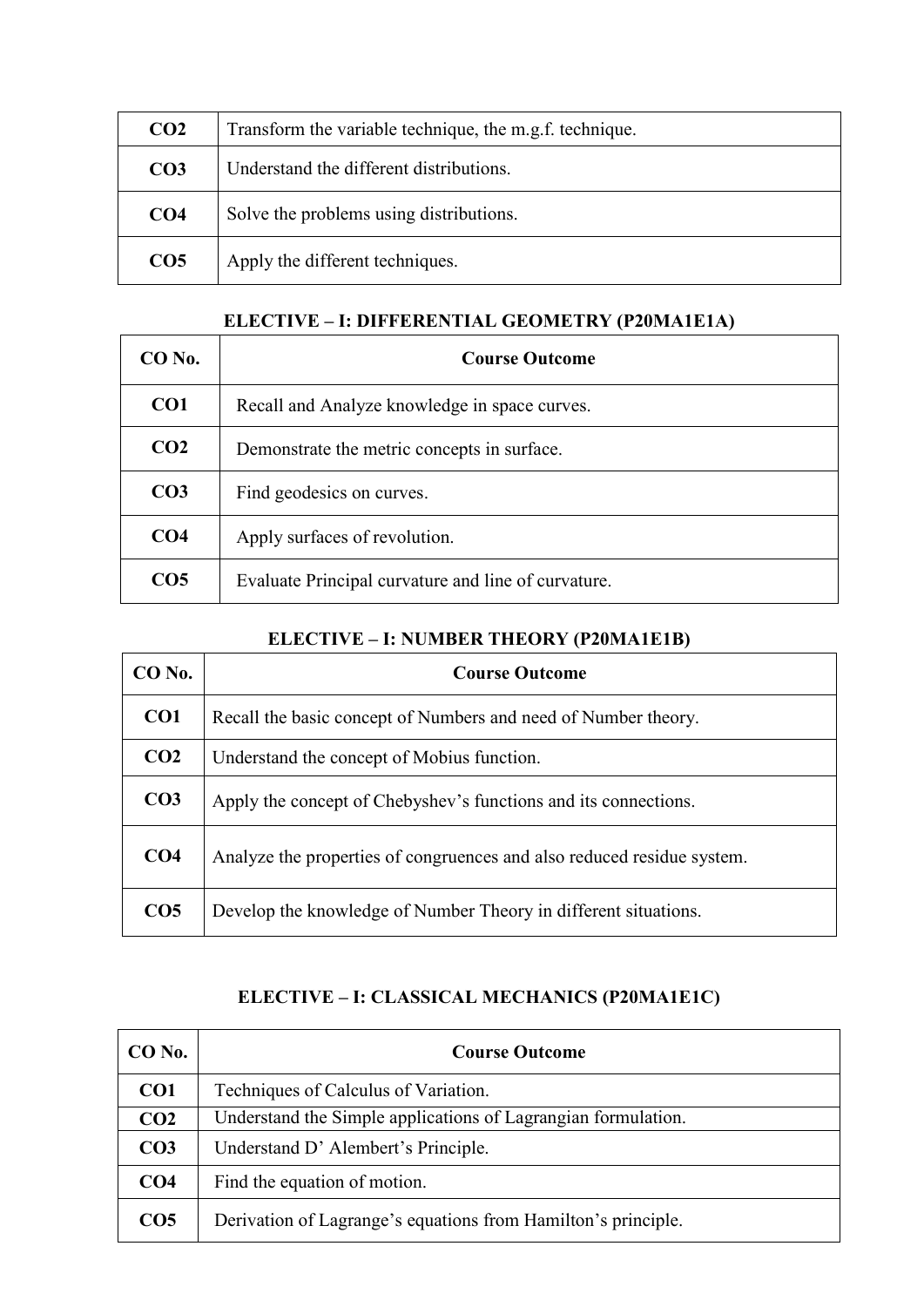| | |
|---|---|
| **CO2** | Transform the variable technique, the m.g.f. technique. |
| **CO3** | Understand the different distributions. |
| **CO4** | Solve the problems using distributions. |
| **CO5** | Apply the different techniques. |

### ELECTIVE – I: DIFFERENTIAL GEOMETRY (P20MA1E1A)

| CO No. | Course Outcome |
|---|---|
| **CO1** | Recall and Analyze knowledge in space curves. |
| **CO2** | Demonstrate the metric concepts in surface. |
| **CO3** | Find geodesics on curves. |
| **CO4** | Apply surfaces of revolution. |
| **CO5** | Evaluate Principal curvature and line of curvature. |

### ELECTIVE – I: NUMBER THEORY (P20MA1E1B)

| CO No. | Course Outcome |
|---|---|
| **CO1** | Recall the basic concept of Numbers and need of Number theory. |
| **CO2** | Understand the concept of Mobius function. |
| **CO3** | Apply the concept of Chebyshev's functions and its connections. |
| **CO4** | Analyze the properties of congruences and also reduced residue system. |
| **CO5** | Develop the knowledge of Number Theory in different situations. |

### ELECTIVE – I: CLASSICAL MECHANICS (P20MA1E1C)

| CO No. | Course Outcome |
|---|---|
| **CO1** | Techniques of Calculus of Variation. |
| **CO2** | Understand the Simple applications of Lagrangian formulation. |
| **CO3** | Understand D' Alembert's Principle. |
| **CO4** | Find the equation of motion. |
| **CO5** | Derivation of Lagrange's equations from Hamilton's principle. |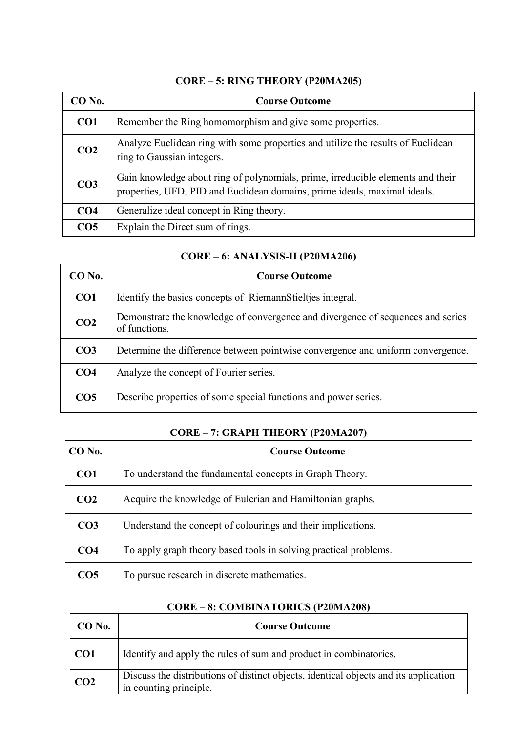### CORE – 5: RING THEORY (P20MA205)

| CO No. | Course Outcome |
|---|---|
| CO1 | Remember the Ring homomorphism and give some properties. |
| CO2 | Analyze Euclidean ring with some properties and utilize the results of Euclidean ring to Gaussian integers. |
| CO3 | Gain knowledge about ring of polynomials, prime, irreducible elements and their properties, UFD, PID and Euclidean domains, prime ideals, maximal ideals. |
| CO4 | Generalize ideal concept in Ring theory. |
| CO5 | Explain the Direct sum of rings. |

### CORE – 6: ANALYSIS-II (P20MA206)

| CO No. | Course Outcome |
|---|---|
| CO1 | Identify the basics concepts of RiemannStieltjes integral. |
| CO2 | Demonstrate the knowledge of convergence and divergence of sequences and series of functions. |
| CO3 | Determine the difference between pointwise convergence and uniform convergence. |
| CO4 | Analyze the concept of Fourier series. |
| CO5 | Describe properties of some special functions and power series. |

### CORE – 7: GRAPH THEORY (P20MA207)

| CO No. | Course Outcome |
|---|---|
| CO1 | To understand the fundamental concepts in Graph Theory. |
| CO2 | Acquire the knowledge of Eulerian and Hamiltonian graphs. |
| CO3 | Understand the concept of colourings and their implications. |
| CO4 | To apply graph theory based tools in solving practical problems. |
| CO5 | To pursue research in discrete mathematics. |

### CORE – 8: COMBINATORICS (P20MA208)

| CO No. | Course Outcome |
|---|---|
| CO1 | Identify and apply the rules of sum and product in combinatorics. |
| CO2 | Discuss the distributions of distinct objects, identical objects and its application in counting principle. |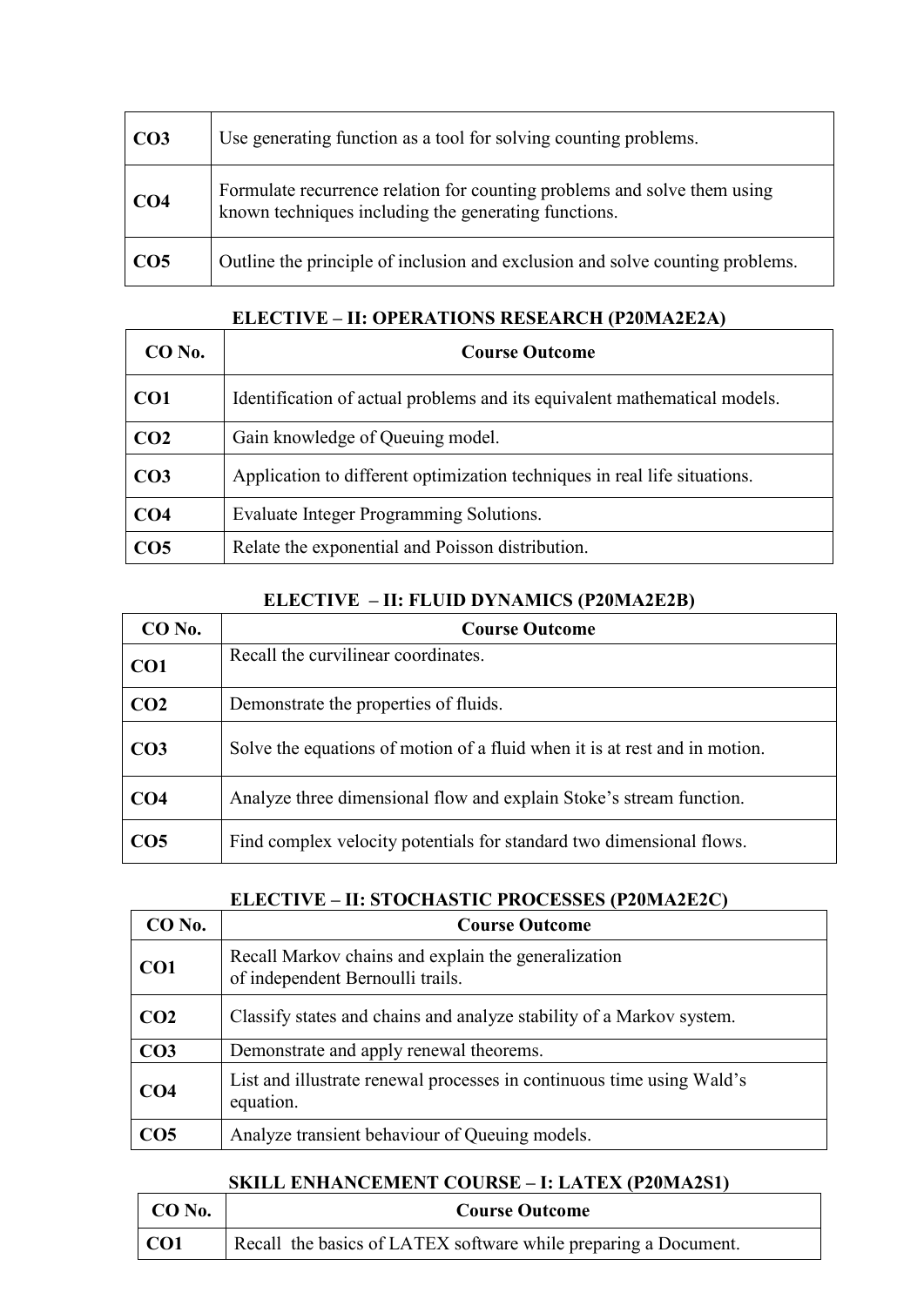| | |
|---|---|
| **CO3** | Use generating function as a tool for solving counting problems. |
| **CO4** | Formulate recurrence relation for counting problems and solve them using known techniques including the generating functions. |
| **CO5** | Outline the principle of inclusion and exclusion and solve counting problems. |

### ELECTIVE – II: OPERATIONS RESEARCH (P20MA2E2A)

| CO No. | Course Outcome |
|---|---|
| **CO1** | Identification of actual problems and its equivalent mathematical models. |
| **CO2** | Gain knowledge of Queuing model. |
| **CO3** | Application to different optimization techniques in real life situations. |
| **CO4** | Evaluate Integer Programming Solutions. |
| **CO5** | Relate the exponential and Poisson distribution. |

### ELECTIVE – II: FLUID DYNAMICS (P20MA2E2B)

| CO No. | Course Outcome |
|---|---|
| **CO1** | Recall the curvilinear coordinates. |
| **CO2** | Demonstrate the properties of fluids. |
| **CO3** | Solve the equations of motion of a fluid when it is at rest and in motion. |
| **CO4** | Analyze three dimensional flow and explain Stoke's stream function. |
| **CO5** | Find complex velocity potentials for standard two dimensional flows. |

### ELECTIVE – II: STOCHASTIC PROCESSES (P20MA2E2C)

| CO No. | Course Outcome |
|---|---|
| **CO1** | Recall Markov chains and explain the generalization of independent Bernoulli trails. |
| **CO2** | Classify states and chains and analyze stability of a Markov system. |
| **CO3** | Demonstrate and apply renewal theorems. |
| **CO4** | List and illustrate renewal processes in continuous time using Wald's equation. |
| **CO5** | Analyze transient behaviour of Queuing models. |

### SKILL ENHANCEMENT COURSE – I: LATEX (P20MA2S1)

| CO No. | Course Outcome |
|---|---|
| **CO1** | Recall the basics of LATEX software while preparing a Document. |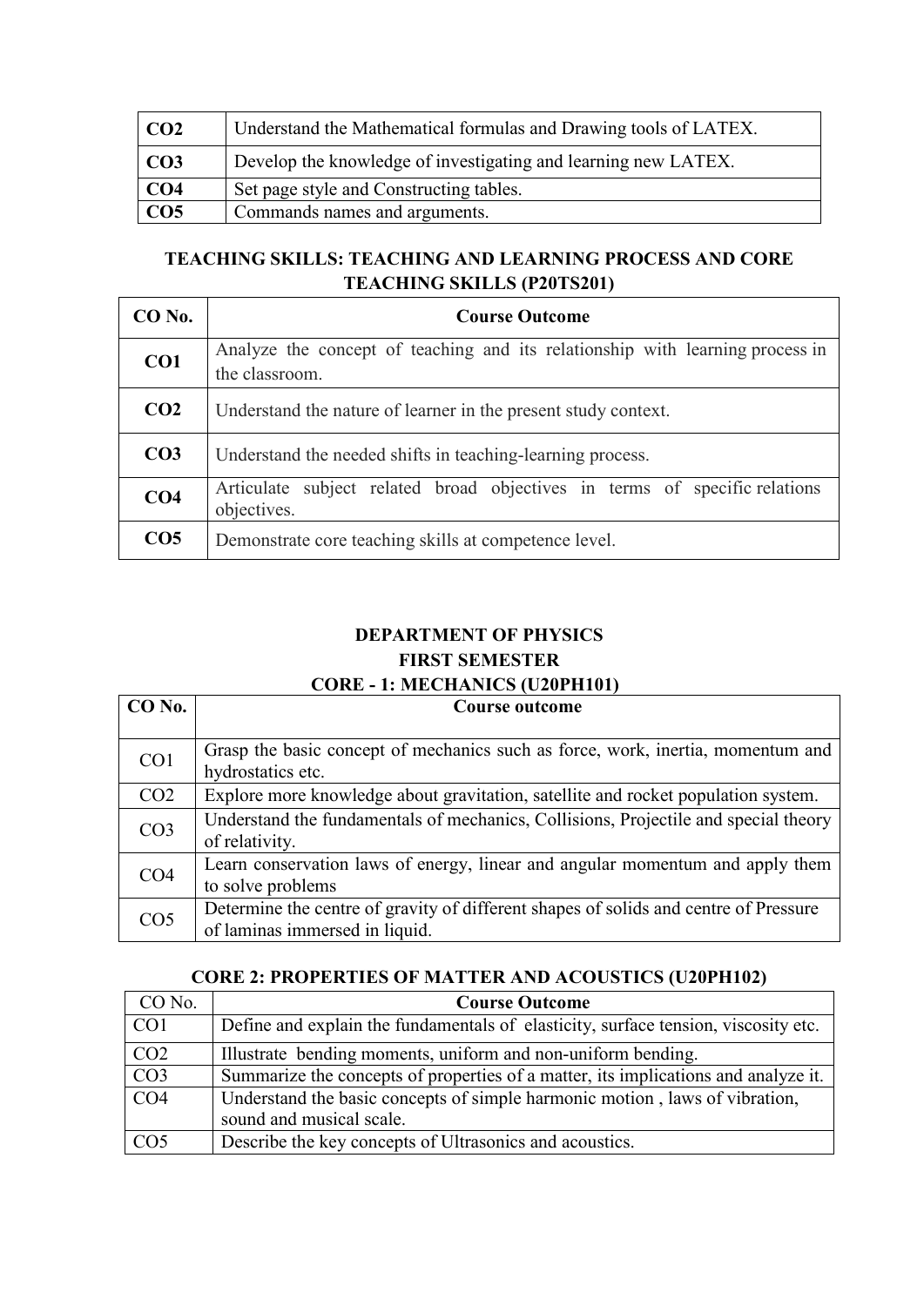| | |
|---|---|
| **CO2** | Understand the Mathematical formulas and Drawing tools of LATEX. |
| **CO3** | Develop the knowledge of investigating and learning new LATEX. |
| **CO4** | Set page style and Constructing tables. |
| **CO5** | Commands names and arguments. |

### TEACHING SKILLS: TEACHING AND LEARNING PROCESS AND CORE TEACHING SKILLS (P20TS201)

| CO No. | Course Outcome |
|---|---|
| **CO1** | Analyze the concept of teaching and its relationship with learning process in the classroom. |
| **CO2** | Understand the nature of learner in the present study context. |
| **CO3** | Understand the needed shifts in teaching-learning process. |
| **CO4** | Articulate subject related broad objectives in terms of specific relations objectives. |
| **CO5** | Demonstrate core teaching skills at competence level. |

## DEPARTMENT OF PHYSICS

### FIRST SEMESTER

### CORE - 1: MECHANICS (U20PH101)

| CO No. | Course outcome |
|---|---|
| CO1 | Grasp the basic concept of mechanics such as force, work, inertia, momentum and hydrostatics etc. |
| CO2 | Explore more knowledge about gravitation, satellite and rocket population system. |
| CO3 | Understand the fundamentals of mechanics, Collisions, Projectile and special theory of relativity. |
| CO4 | Learn conservation laws of energy, linear and angular momentum and apply them to solve problems |
| CO5 | Determine the centre of gravity of different shapes of solids and centre of Pressure of laminas immersed in liquid. |

### CORE 2: PROPERTIES OF MATTER AND ACOUSTICS (U20PH102)

| CO No. | Course Outcome |
|---|---|
| CO1 | Define and explain the fundamentals of elasticity, surface tension, viscosity etc. |
| CO2 | Illustrate bending moments, uniform and non-uniform bending. |
| CO3 | Summarize the concepts of properties of a matter, its implications and analyze it. |
| CO4 | Understand the basic concepts of simple harmonic motion , laws of vibration, sound and musical scale. |
| CO5 | Describe the key concepts of Ultrasonics and acoustics. |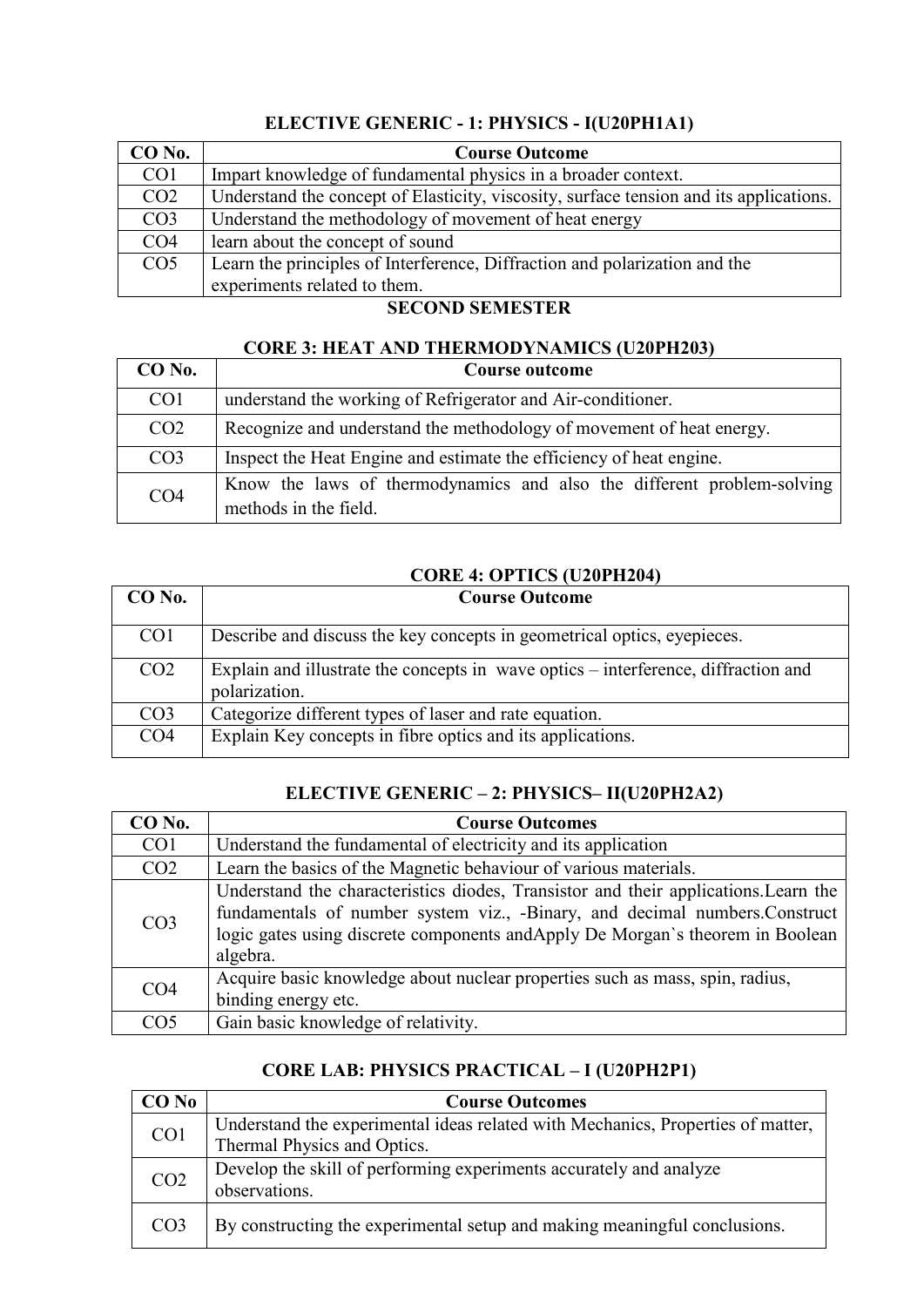### ELECTIVE GENERIC - 1: PHYSICS - I(U20PH1A1)

| CO No. | Course Outcome |
|---|---|
| CO1 | Impart knowledge of fundamental physics in a broader context. |
| CO2 | Understand the concept of Elasticity, viscosity, surface tension and its applications. |
| CO3 | Understand the methodology of movement of heat energy |
| CO4 | learn about the concept of sound |
| CO5 | Learn the principles of Interference, Diffraction and polarization and the experiments related to them. |

## SECOND SEMESTER

### CORE 3: HEAT AND THERMODYNAMICS (U20PH203)

| CO No. | Course outcome |
|---|---|
| CO1 | understand the working of Refrigerator and Air-conditioner. |
| CO2 | Recognize and understand the methodology of movement of heat energy. |
| CO3 | Inspect the Heat Engine and estimate the efficiency of heat engine. |
| CO4 | Know the laws of thermodynamics and also the different problem-solving methods in the field. |

### CORE 4: OPTICS (U20PH204)

| CO No. | Course Outcome |
|---|---|
| CO1 | Describe and discuss the key concepts in geometrical optics, eyepieces. |
| CO2 | Explain and illustrate the concepts in wave optics – interference, diffraction and polarization. |
| CO3 | Categorize different types of laser and rate equation. |
| CO4 | Explain Key concepts in fibre optics and its applications. |

### ELECTIVE GENERIC – 2: PHYSICS– II(U20PH2A2)

| CO No. | Course Outcomes |
|---|---|
| CO1 | Understand the fundamental of electricity and its application |
| CO2 | Learn the basics of the Magnetic behaviour of various materials. |
| CO3 | Understand the characteristics diodes, Transistor and their applications.Learn the fundamentals of number system viz., -Binary, and decimal numbers.Construct logic gates using discrete components andApply De Morgan`s theorem in Boolean algebra. |
| CO4 | Acquire basic knowledge about nuclear properties such as mass, spin, radius, binding energy etc. |
| CO5 | Gain basic knowledge of relativity. |

### CORE LAB: PHYSICS PRACTICAL – I (U20PH2P1)

| CO No | Course Outcomes |
|---|---|
| CO1 | Understand the experimental ideas related with Mechanics, Properties of matter, Thermal Physics and Optics. |
| CO2 | Develop the skill of performing experiments accurately and analyze observations. |
| CO3 | By constructing the experimental setup and making meaningful conclusions. |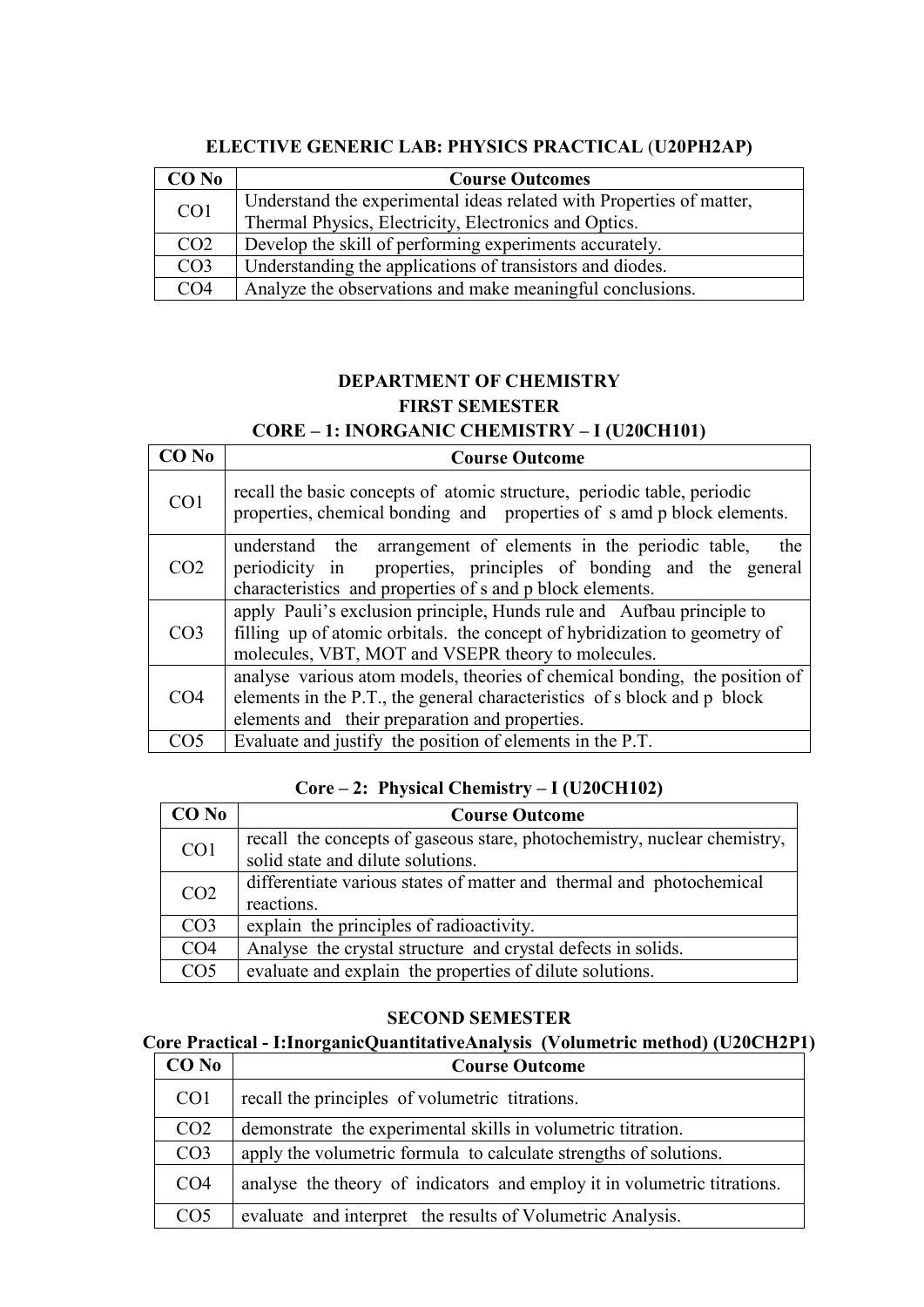### ELECTIVE GENERIC LAB: PHYSICS PRACTICAL (U20PH2AP)

| CO No | Course Outcomes |
|---|---|
| CO1 | Understand the experimental ideas related with Properties of matter, Thermal Physics, Electricity, Electronics and Optics. |
| CO2 | Develop the skill of performing experiments accurately. |
| CO3 | Understanding the applications of transistors and diodes. |
| CO4 | Analyze the observations and make meaningful conclusions. |

## DEPARTMENT OF CHEMISTRY

### FIRST SEMESTER

### CORE – 1: INORGANIC CHEMISTRY – I (U20CH101)

| CO No | Course Outcome |
|---|---|
| CO1 | recall the basic concepts of atomic structure, periodic table, periodic properties, chemical bonding and properties of s amd p block elements. |
| CO2 | understand the arrangement of elements in the periodic table, the periodicity in properties, principles of bonding and the general characteristics and properties of s and p block elements. |
| CO3 | apply Pauli's exclusion principle, Hunds rule and Aufbau principle to filling up of atomic orbitals. the concept of hybridization to geometry of molecules, VBT, MOT and VSEPR theory to molecules. |
| CO4 | analyse various atom models, theories of chemical bonding, the position of elements in the P.T., the general characteristics of s block and p block elements and their preparation and properties. |
| CO5 | Evaluate and justify the position of elements in the P.T. |

### Core – 2: Physical Chemistry – I (U20CH102)

| CO No | Course Outcome |
|---|---|
| CO1 | recall the concepts of gaseous stare, photochemistry, nuclear chemistry, solid state and dilute solutions. |
| CO2 | differentiate various states of matter and thermal and photochemical reactions. |
| CO3 | explain the principles of radioactivity. |
| CO4 | Analyse the crystal structure and crystal defects in solids. |
| CO5 | evaluate and explain the properties of dilute solutions. |

### SECOND SEMESTER

### Core Practical - I:InorganicQuantitativeAnalysis (Volumetric method) (U20CH2P1)

| CO No | Course Outcome |
|---|---|
| CO1 | recall the principles of volumetric titrations. |
| CO2 | demonstrate the experimental skills in volumetric titration. |
| CO3 | apply the volumetric formula to calculate strengths of solutions. |
| CO4 | analyse the theory of indicators and employ it in volumetric titrations. |
| CO5 | evaluate and interpret the results of Volumetric Analysis. |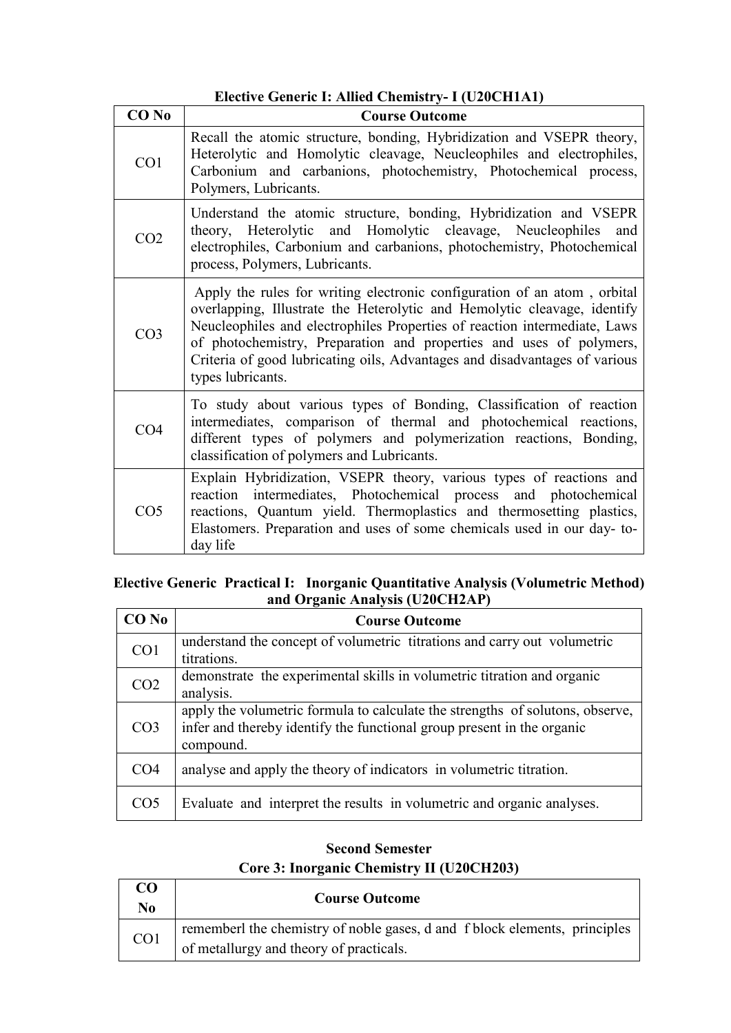**Elective Generic I: Allied Chemistry- I (U20CH1A1)**

| CO No | Course Outcome |
|---|---|
| CO1 | Recall the atomic structure, bonding, Hybridization and VSEPR theory, Heterolytic and Homolytic cleavage, Neucleophiles and electrophiles, Carbonium and carbanions, photochemistry, Photochemical process, Polymers, Lubricants. |
| CO2 | Understand the atomic structure, bonding, Hybridization and VSEPR theory, Heterolytic and Homolytic cleavage, Neucleophiles and electrophiles, Carbonium and carbanions, photochemistry, Photochemical process, Polymers, Lubricants. |
| CO3 | Apply the rules for writing electronic configuration of an atom , orbital overlapping, Illustrate the Heterolytic and Hemolytic cleavage, identify Neucleophiles and electrophiles Properties of reaction intermediate, Laws of photochemistry, Preparation and properties and uses of polymers, Criteria of good lubricating oils, Advantages and disadvantages of various types lubricants. |
| CO4 | To study about various types of Bonding, Classification of reaction intermediates, comparison of thermal and photochemical reactions, different types of polymers and polymerization reactions, Bonding, classification of polymers and Lubricants. |
| CO5 | Explain Hybridization, VSEPR theory, various types of reactions and reaction intermediates, Photochemical process and photochemical reactions, Quantum yield. Thermoplastics and thermosetting plastics, Elastomers. Preparation and uses of some chemicals used in our day- to-day life |

**Elective Generic Practical I: Inorganic Quantitative Analysis (Volumetric Method) and Organic Analysis (U20CH2AP)**

| CO No | Course Outcome |
|---|---|
| CO1 | understand the concept of volumetric titrations and carry out volumetric titrations. |
| CO2 | demonstrate the experimental skills in volumetric titration and organic analysis. |
| CO3 | apply the volumetric formula to calculate the strengths of solutons, observe, infer and thereby identify the functional group present in the organic compound. |
| CO4 | analyse and apply the theory of indicators in volumetric titration. |
| CO5 | Evaluate and interpret the results in volumetric and organic analyses. |

**Second Semester**

**Core 3: Inorganic Chemistry II (U20CH203)**

| CO No | Course Outcome |
|---|---|
| CO1 | rememberl the chemistry of noble gases, d and f block elements, principles of metallurgy and theory of practicals. |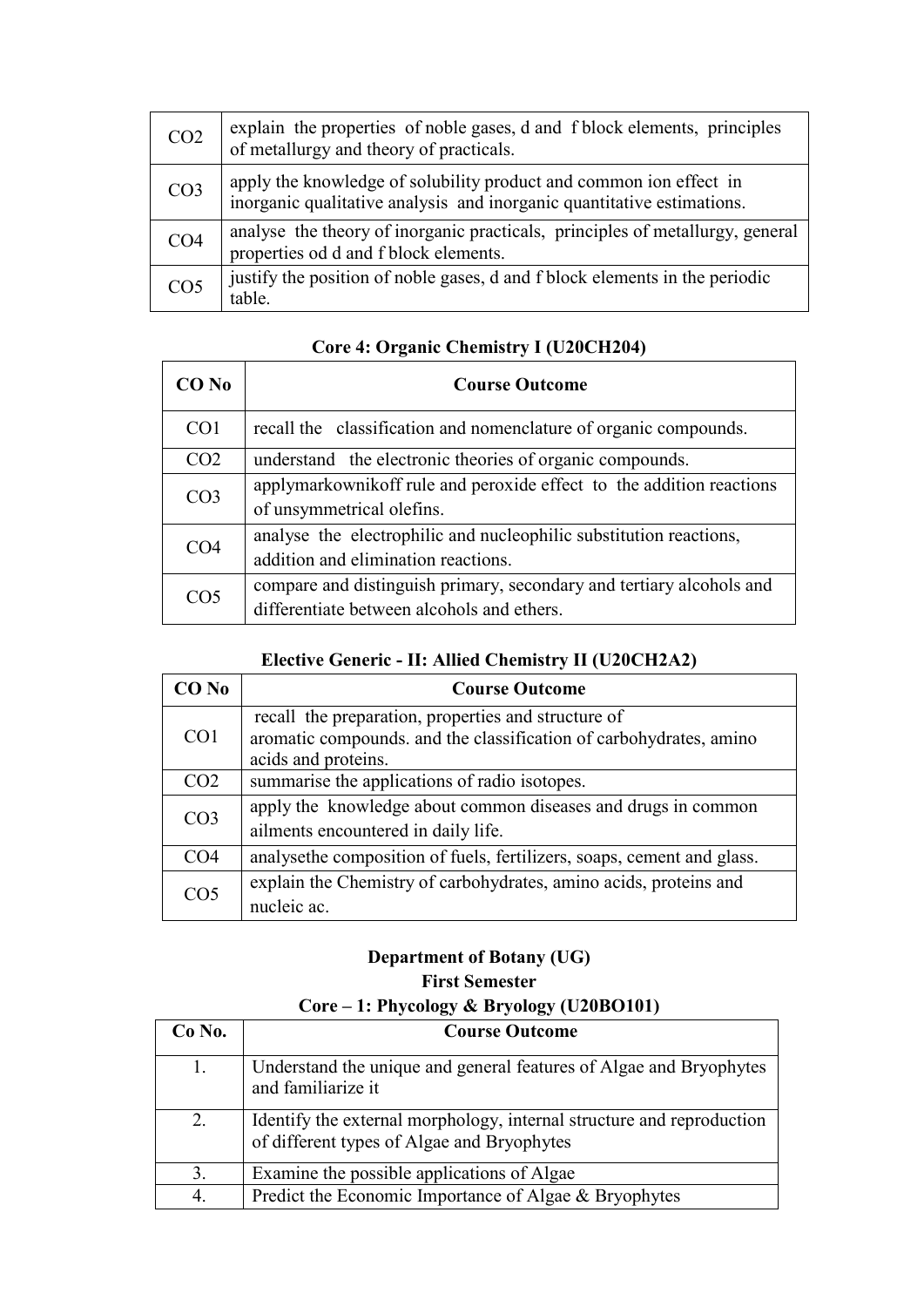| | |
|---|---|
| CO2 | explain the properties of noble gases, d and f block elements, principles of metallurgy and theory of practicals. |
| CO3 | apply the knowledge of solubility product and common ion effect in inorganic qualitative analysis and inorganic quantitative estimations. |
| CO4 | analyse the theory of inorganic practicals, principles of metallurgy, general properties od d and f block elements. |
| CO5 | justify the position of noble gases, d and f block elements in the periodic table. |

### Core 4: Organic Chemistry I (U20CH204)

| CO No | Course Outcome |
|---|---|
| CO1 | recall the classification and nomenclature of organic compounds. |
| CO2 | understand the electronic theories of organic compounds. |
| CO3 | applymarkownikoff rule and peroxide effect to the addition reactions of unsymmetrical olefins. |
| CO4 | analyse the electrophilic and nucleophilic substitution reactions, addition and elimination reactions. |
| CO5 | compare and distinguish primary, secondary and tertiary alcohols and differentiate between alcohols and ethers. |

### Elective Generic - II: Allied Chemistry II (U20CH2A2)

| CO No | Course Outcome |
|---|---|
| CO1 | recall the preparation, properties and structure of aromatic compounds. and the classification of carbohydrates, amino acids and proteins. |
| CO2 | summarise the applications of radio isotopes. |
| CO3 | apply the knowledge about common diseases and drugs in common ailments encountered in daily life. |
| CO4 | analysethe composition of fuels, fertilizers, soaps, cement and glass. |
| CO5 | explain the Chemistry of carbohydrates, amino acids, proteins and nucleic ac. |

## Department of Botany (UG)

### First Semester

### Core – 1: Phycology & Bryology (U20BO101)

| Co No. | Course Outcome |
|---|---|
| 1. | Understand the unique and general features of Algae and Bryophytes and familiarize it |
| 2. | Identify the external morphology, internal structure and reproduction of different types of Algae and Bryophytes |
| 3. | Examine the possible applications of Algae |
| 4. | Predict the Economic Importance of Algae & Bryophytes |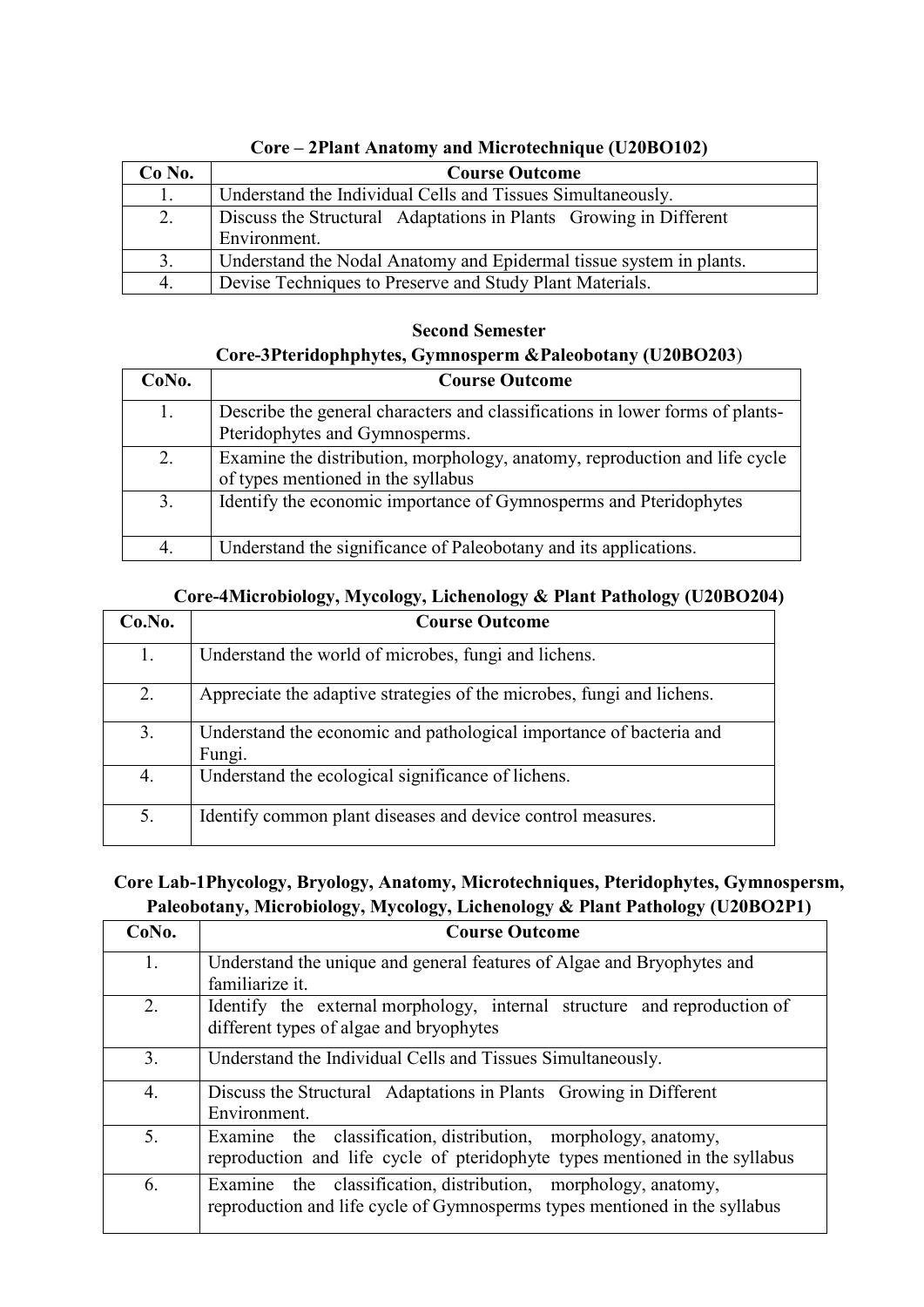### Core – 2Plant Anatomy and Microtechnique (U20BO102)

| Co No. | Course Outcome |
|---|---|
| 1. | Understand the Individual Cells and Tissues Simultaneously. |
| 2. | Discuss the Structural Adaptations in Plants Growing in Different Environment. |
| 3. | Understand the Nodal Anatomy and Epidermal tissue system in plants. |
| 4. | Devise Techniques to Preserve and Study Plant Materials. |

### Second Semester

### Core-3Pteridophphytes, Gymnosperm &Paleobotany (U20BO203)

| CoNo. | Course Outcome |
|---|---|
| 1. | Describe the general characters and classifications in lower forms of plants-Pteridophytes and Gymnosperms. |
| 2. | Examine the distribution, morphology, anatomy, reproduction and life cycle of types mentioned in the syllabus |
| 3. | Identify the economic importance of Gymnosperms and Pteridophytes |
| 4. | Understand the significance of Paleobotany and its applications. |

### Core-4Microbiology, Mycology, Lichenology & Plant Pathology (U20BO204)

| Co.No. | Course Outcome |
|---|---|
| 1. | Understand the world of microbes, fungi and lichens. |
| 2. | Appreciate the adaptive strategies of the microbes, fungi and lichens. |
| 3. | Understand the economic and pathological importance of bacteria and Fungi. |
| 4. | Understand the ecological significance of lichens. |
| 5. | Identify common plant diseases and device control measures. |

### Core Lab-1Phycology, Bryology, Anatomy, Microtechniques, Pteridophytes, Gymnospersm, Paleobotany, Microbiology, Mycology, Lichenology & Plant Pathology (U20BO2P1)

| CoNo. | Course Outcome |
|---|---|
| 1. | Understand the unique and general features of Algae and Bryophytes and familiarize it. |
| 2. | Identify the external morphology, internal structure and reproduction of different types of algae and bryophytes |
| 3. | Understand the Individual Cells and Tissues Simultaneously. |
| 4. | Discuss the Structural Adaptations in Plants Growing in Different Environment. |
| 5. | Examine the classification, distribution, morphology, anatomy, reproduction and life cycle of pteridophyte types mentioned in the syllabus |
| 6. | Examine the classification, distribution, morphology, anatomy, reproduction and life cycle of Gymnosperms types mentioned in the syllabus |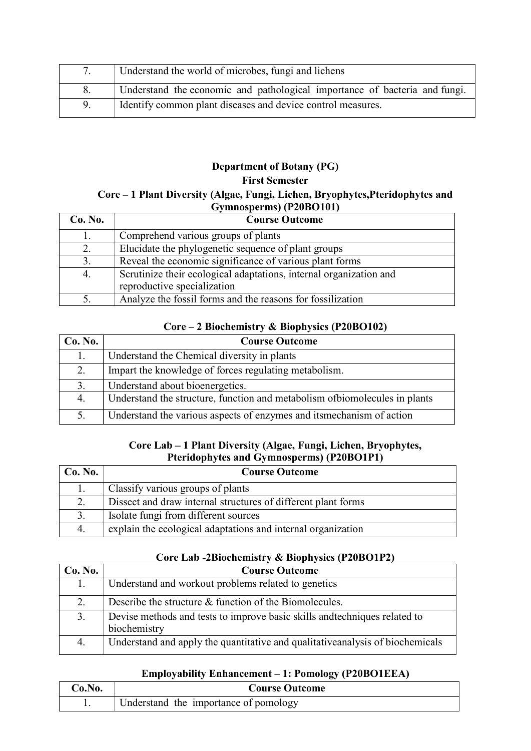| | |
|---|---|
| 7. | Understand the world of microbes, fungi and lichens |
| 8. | Understand the economic and pathological importance of bacteria and fungi. |
| 9. | Identify common plant diseases and device control measures. |

## Department of Botany (PG)

### First Semester

### Core – 1 Plant Diversity (Algae, Fungi, Lichen, Bryophytes,Pteridophytes and Gymnosperms) (P20BO101)

| Co. No. | Course Outcome |
|---|---|
| 1. | Comprehend various groups of plants |
| 2. | Elucidate the phylogenetic sequence of plant groups |
| 3. | Reveal the economic significance of various plant forms |
| 4. | Scrutinize their ecological adaptations, internal organization and reproductive specialization |
| 5. | Analyze the fossil forms and the reasons for fossilization |

### Core – 2 Biochemistry & Biophysics (P20BO102)

| Co. No. | Course Outcome |
|---|---|
| 1. | Understand the Chemical diversity in plants |
| 2. | Impart the knowledge of forces regulating metabolism. |
| 3. | Understand about bioenergetics. |
| 4. | Understand the structure, function and metabolism ofbiomolecules in plants |
| 5. | Understand the various aspects of enzymes and itsmechanism of action |

### Core Lab – 1 Plant Diversity (Algae, Fungi, Lichen, Bryophytes, Pteridophytes and Gymnosperms) (P20BO1P1)

| Co. No. | Course Outcome |
|---|---|
| 1. | Classify various groups of plants |
| 2. | Dissect and draw internal structures of different plant forms |
| 3. | Isolate fungi from different sources |
| 4. | explain the ecological adaptations and internal organization |

### Core Lab -2Biochemistry & Biophysics (P20BO1P2)

| Co. No. | Course Outcome |
|---|---|
| 1. | Understand and workout problems related to genetics |
| 2. | Describe the structure & function of the Biomolecules. |
| 3. | Devise methods and tests to improve basic skills andtechniques related to biochemistry |
| 4. | Understand and apply the quantitative and qualitativeanalysis of biochemicals |

### Employability Enhancement – 1: Pomology (P20BO1EEA)

| Co.No. | Course Outcome |
|---|---|
| 1. | Understand the importance of pomology |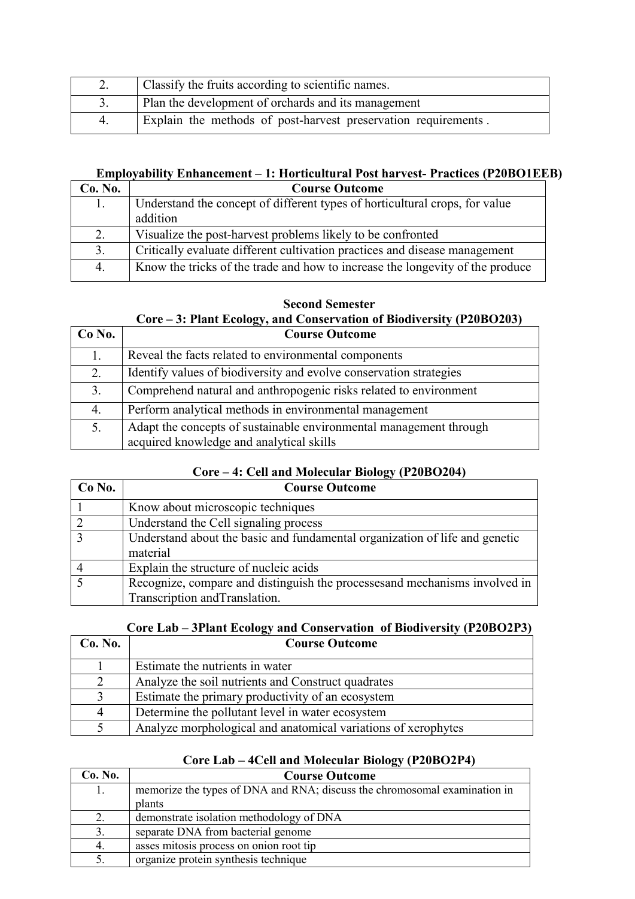| | |
|---|---|
| 2. | Classify the fruits according to scientific names. |
| 3. | Plan the development of orchards and its management |
| 4. | Explain the methods of post-harvest preservation requirements . |

**Employability Enhancement – 1: Horticultural Post harvest- Practices (P20BO1EEB)**

| Co. No. | Course Outcome |
|---|---|
| 1. | Understand the concept of different types of horticultural crops, for value addition |
| 2. | Visualize the post-harvest problems likely to be confronted |
| 3. | Critically evaluate different cultivation practices and disease management |
| 4. | Know the tricks of the trade and how to increase the longevity of the produce |

**Second Semester**

**Core – 3: Plant Ecology, and Conservation of Biodiversity (P20BO203)**

| Co No. | Course Outcome |
|---|---|
| 1. | Reveal the facts related to environmental components |
| 2. | Identify values of biodiversity and evolve conservation strategies |
| 3. | Comprehend natural and anthropogenic risks related to environment |
| 4. | Perform analytical methods in environmental management |
| 5. | Adapt the concepts of sustainable environmental management through acquired knowledge and analytical skills |

**Core – 4: Cell and Molecular Biology (P20BO204)**

| Co No. | Course Outcome |
|---|---|
| 1 | Know about microscopic techniques |
| 2 | Understand the Cell signaling process |
| 3 | Understand about the basic and fundamental organization of life and genetic material |
| 4 | Explain the structure of nucleic acids |
| 5 | Recognize, compare and distinguish the processesand mechanisms involved in Transcription andTranslation. |

**Core Lab – 3Plant Ecology and Conservation of Biodiversity (P20BO2P3)**

| Co. No. | Course Outcome |
|---|---|
| 1 | Estimate the nutrients in water |
| 2 | Analyze the soil nutrients and Construct quadrates |
| 3 | Estimate the primary productivity of an ecosystem |
| 4 | Determine the pollutant level in water ecosystem |
| 5 | Analyze morphological and anatomical variations of xerophytes |

**Core Lab – 4Cell and Molecular Biology (P20BO2P4)**

| Co. No. | Course Outcome |
|---|---|
| 1. | memorize the types of DNA and RNA; discuss the chromosomal examination in plants |
| 2. | demonstrate isolation methodology of DNA |
| 3. | separate DNA from bacterial genome |
| 4. | asses mitosis process on onion root tip |
| 5. | organize protein synthesis technique |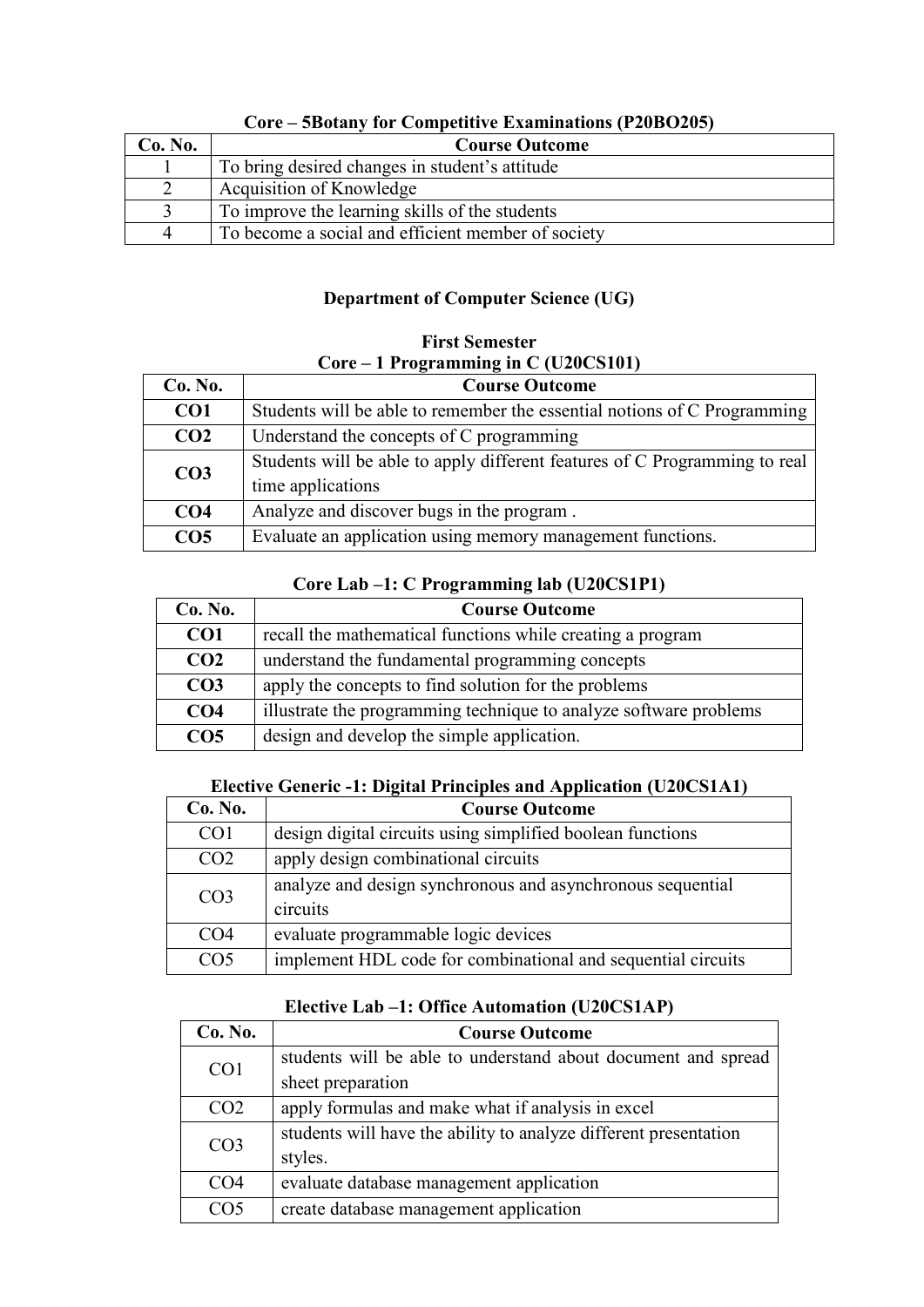### Core – 5Botany for Competitive Examinations (P20BO205)

| Co. No. | Course Outcome |
|---|---|
| 1 | To bring desired changes in student's attitude |
| 2 | Acquisition of Knowledge |
| 3 | To improve the learning skills of the students |
| 4 | To become a social and efficient member of society |

## Department of Computer Science (UG)

### First Semester

### Core – 1 Programming in C (U20CS101)

| Co. No. | Course Outcome |
|---|---|
| **CO1** | Students will be able to remember the essential notions of C Programming |
| **CO2** | Understand the concepts of C programming |
| **CO3** | Students will be able to apply different features of C Programming to real time applications |
| **CO4** | Analyze and discover bugs in the program . |
| **CO5** | Evaluate an application using memory management functions. |

### Core Lab –1: C Programming lab (U20CS1P1)

| Co. No. | Course Outcome |
|---|---|
| **CO1** | recall the mathematical functions while creating a program |
| **CO2** | understand the fundamental programming concepts |
| **CO3** | apply the concepts to find solution for the problems |
| **CO4** | illustrate the programming technique to analyze software problems |
| **CO5** | design and develop the simple application. |

### Elective Generic -1: Digital Principles and Application (U20CS1A1)

| Co. No. | Course Outcome |
|---|---|
| CO1 | design digital circuits using simplified boolean functions |
| CO2 | apply design combinational circuits |
| CO3 | analyze and design synchronous and asynchronous sequential circuits |
| CO4 | evaluate programmable logic devices |
| CO5 | implement HDL code for combinational and sequential circuits |

### Elective Lab –1: Office Automation (U20CS1AP)

| Co. No. | Course Outcome |
|---|---|
| CO1 | students will be able to understand about document and spread sheet preparation |
| CO2 | apply formulas and make what if analysis in excel |
| CO3 | students will have the ability to analyze different presentation styles. |
| CO4 | evaluate database management application |
| CO5 | create database management application |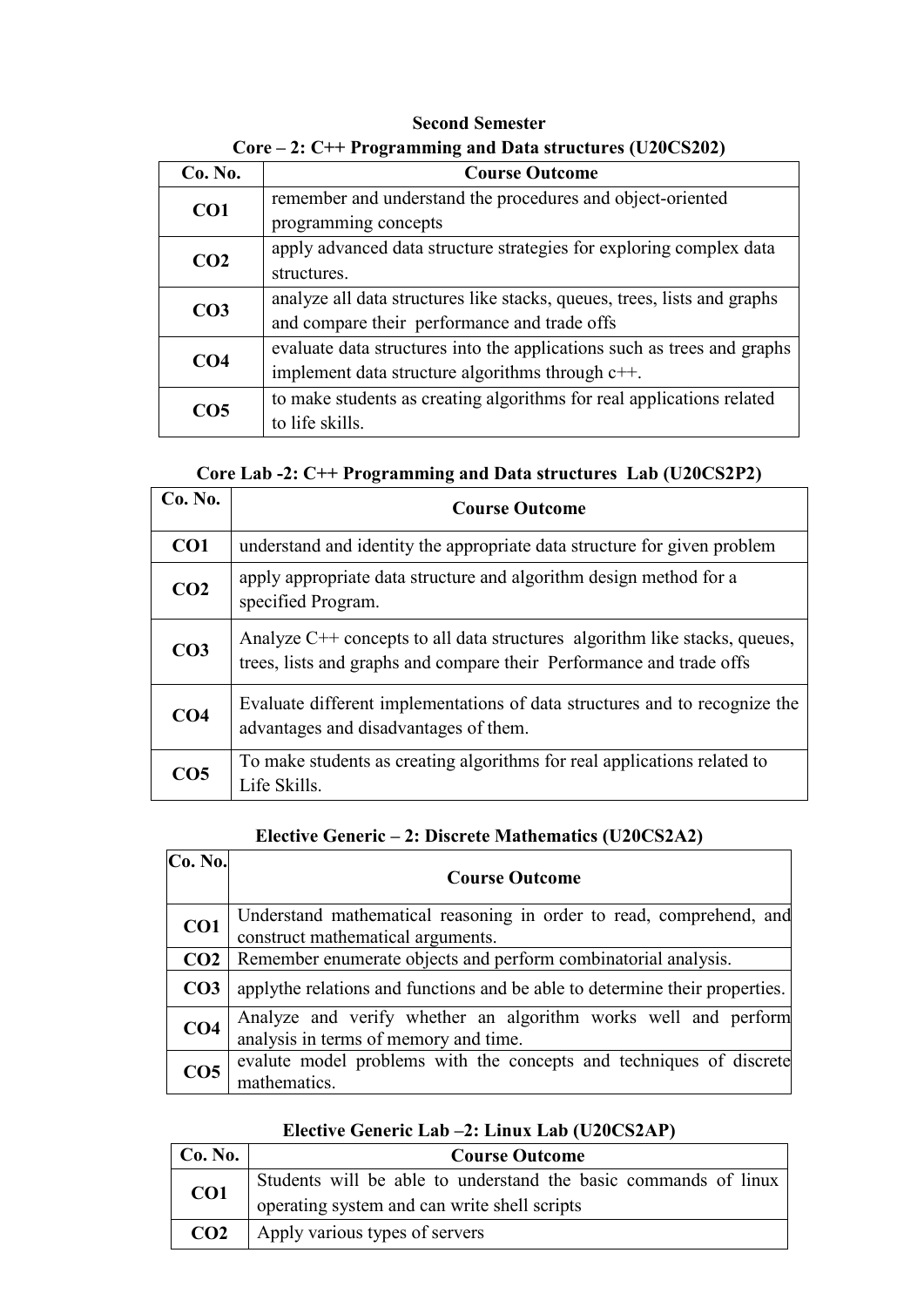## Second Semester

### Core – 2: C++ Programming and Data structures (U20CS202)

| Co. No. | Course Outcome |
|---|---|
| **CO1** | remember and understand the procedures and object-oriented programming concepts |
| **CO2** | apply advanced data structure strategies for exploring complex data structures. |
| **CO3** | analyze all data structures like stacks, queues, trees, lists and graphs and compare their performance and trade offs |
| **CO4** | evaluate data structures into the applications such as trees and graphs implement data structure algorithms through c++. |
| **CO5** | to make students as creating algorithms for real applications related to life skills. |

### Core Lab -2: C++ Programming and Data structures Lab (U20CS2P2)

| Co. No. | Course Outcome |
|---|---|
| **CO1** | understand and identity the appropriate data structure for given problem |
| **CO2** | apply appropriate data structure and algorithm design method for a specified Program. |
| **CO3** | Analyze C++ concepts to all data structures algorithm like stacks, queues, trees, lists and graphs and compare their Performance and trade offs |
| **CO4** | Evaluate different implementations of data structures and to recognize the advantages and disadvantages of them. |
| **CO5** | To make students as creating algorithms for real applications related to Life Skills. |

### Elective Generic – 2: Discrete Mathematics (U20CS2A2)

| Co. No. | Course Outcome |
|---|---|
| **CO1** | Understand mathematical reasoning in order to read, comprehend, and construct mathematical arguments. |
| **CO2** | Remember enumerate objects and perform combinatorial analysis. |
| **CO3** | applythe relations and functions and be able to determine their properties. |
| **CO4** | Analyze and verify whether an algorithm works well and perform analysis in terms of memory and time. |
| **CO5** | evalute model problems with the concepts and techniques of discrete mathematics. |

### Elective Generic Lab –2: Linux Lab (U20CS2AP)

| Co. No. | Course Outcome |
|---|---|
| **CO1** | Students will be able to understand the basic commands of linux operating system and can write shell scripts |
| **CO2** | Apply various types of servers |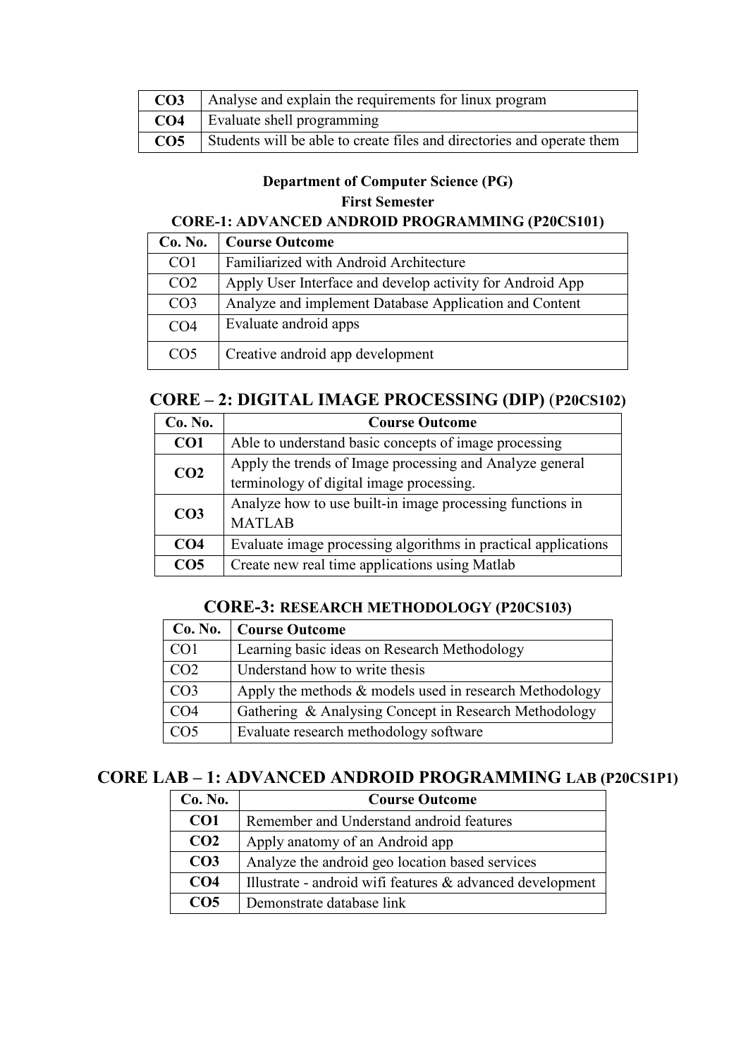| | |
|---|---|
| **CO3** | Analyse and explain the requirements for linux program |
| **CO4** | Evaluate shell programming |
| **CO5** | Students will be able to create files and directories and operate them |

**Department of Computer Science (PG)**

**First Semester**

**CORE-1: ADVANCED ANDROID PROGRAMMING (P20CS101)**

| Co. No. | Course Outcome |
|---|---|
| CO1 | Familiarized with Android Architecture |
| CO2 | Apply User Interface and develop activity for Android App |
| CO3 | Analyze and implement Database Application and Content |
| CO4 | Evaluate android apps |
| CO5 | Creative android app development |

## CORE – 2: DIGITAL IMAGE PROCESSING (DIP) (P20CS102)

| Co. No. | Course Outcome |
|---|---|
| **CO1** | Able to understand basic concepts of image processing |
| **CO2** | Apply the trends of Image processing and Analyze general terminology of digital image processing. |
| **CO3** | Analyze how to use built-in image processing functions in MATLAB |
| **CO4** | Evaluate image processing algorithms in practical applications |
| **CO5** | Create new real time applications using Matlab |

## CORE-3: RESEARCH METHODOLOGY (P20CS103)

| Co. No. | Course Outcome |
|---|---|
| CO1 | Learning basic ideas on Research Methodology |
| CO2 | Understand how to write thesis |
| CO3 | Apply the methods & models used in research Methodology |
| CO4 | Gathering & Analysing Concept in Research Methodology |
| CO5 | Evaluate research methodology software |

## CORE LAB – 1: ADVANCED ANDROID PROGRAMMING LAB (P20CS1P1)

| Co. No. | Course Outcome |
|---|---|
| **CO1** | Remember and Understand android features |
| **CO2** | Apply anatomy of an Android app |
| **CO3** | Analyze the android geo location based services |
| **CO4** | Illustrate - android wifi features & advanced development |
| **CO5** | Demonstrate database link |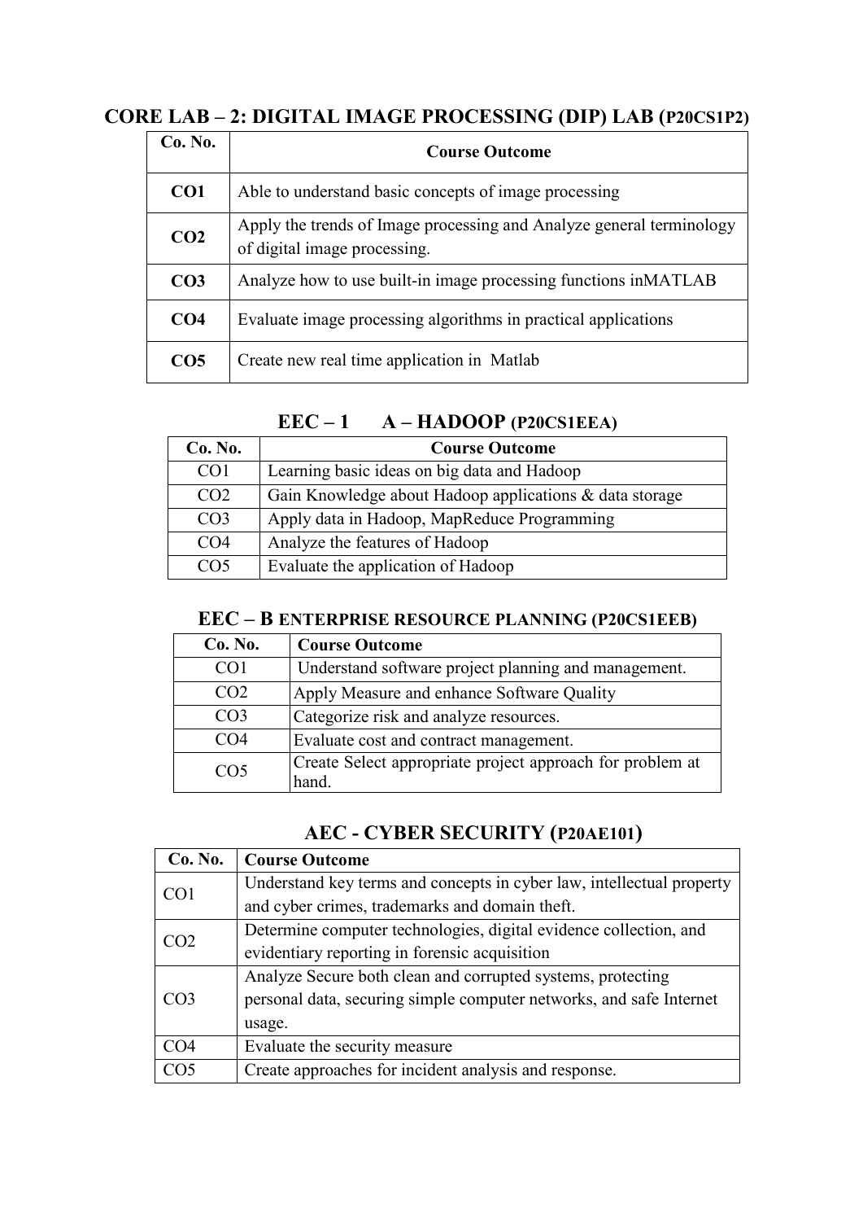## CORE LAB – 2: DIGITAL IMAGE PROCESSING (DIP) LAB (P20CS1P2)

| Co. No. | Course Outcome |
|---|---|
| **CO1** | Able to understand basic concepts of image processing |
| **CO2** | Apply the trends of Image processing and Analyze general terminology of digital image processing. |
| **CO3** | Analyze how to use built-in image processing functions inMATLAB |
| **CO4** | Evaluate image processing algorithms in practical applications |
| **CO5** | Create new real time application in Matlab |

## EEC – 1 A – HADOOP (P20CS1EEA)

| Co. No. | Course Outcome |
|---|---|
| CO1 | Learning basic ideas on big data and Hadoop |
| CO2 | Gain Knowledge about Hadoop applications & data storage |
| CO3 | Apply data in Hadoop, MapReduce Programming |
| CO4 | Analyze the features of Hadoop |
| CO5 | Evaluate the application of Hadoop |

## EEC – B ENTERPRISE RESOURCE PLANNING (P20CS1EEB)

| Co. No. | Course Outcome |
|---|---|
| CO1 | Understand software project planning and management. |
| CO2 | Apply Measure and enhance Software Quality |
| CO3 | Categorize risk and analyze resources. |
| CO4 | Evaluate cost and contract management. |
| CO5 | Create Select appropriate project approach for problem at hand. |

## AEC - CYBER SECURITY (P20AE101)

| Co. No. | Course Outcome |
|---|---|
| CO1 | Understand key terms and concepts in cyber law, intellectual property and cyber crimes, trademarks and domain theft. |
| CO2 | Determine computer technologies, digital evidence collection, and evidentiary reporting in forensic acquisition |
| CO3 | Analyze Secure both clean and corrupted systems, protecting personal data, securing simple computer networks, and safe Internet usage. |
| CO4 | Evaluate the security measure |
| CO5 | Create approaches for incident analysis and response. |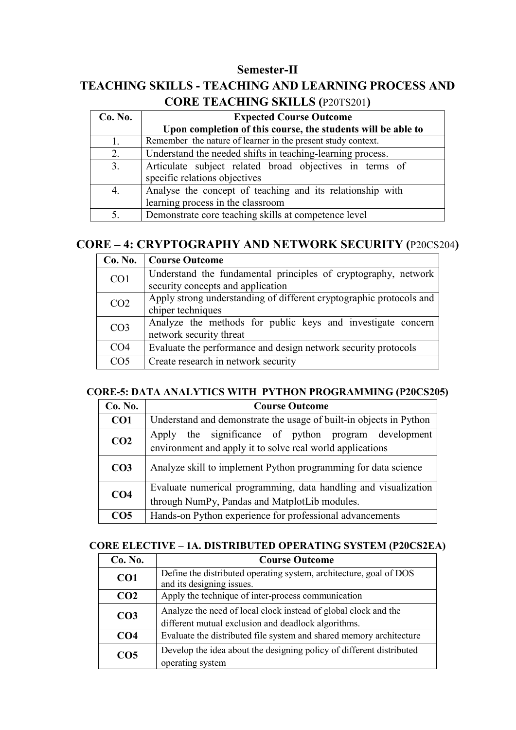## Semester-II

## TEACHING SKILLS - TEACHING AND LEARNING PROCESS AND CORE TEACHING SKILLS (P20TS201)

| Co. No. | Expected Course Outcome<br>Upon completion of this course, the students will be able to |
|---|---|
| 1. | Remember the nature of learner in the present study context. |
| 2. | Understand the needed shifts in teaching-learning process. |
| 3. | Articulate subject related broad objectives in terms of specific relations objectives |
| 4. | Analyse the concept of teaching and its relationship with learning process in the classroom |
| 5. | Demonstrate core teaching skills at competence level |

## CORE – 4: CRYPTOGRAPHY AND NETWORK SECURITY (P20CS204)

| Co. No. | Course Outcome |
|---|---|
| CO1 | Understand the fundamental principles of cryptography, network security concepts and application |
| CO2 | Apply strong understanding of different cryptographic protocols and chiper techniques |
| CO3 | Analyze the methods for public keys and investigate concern network security threat |
| CO4 | Evaluate the performance and design network security protocols |
| CO5 | Create research in network security |

### CORE-5: DATA ANALYTICS WITH PYTHON PROGRAMMING (P20CS205)

| Co. No. | Course Outcome |
|---|---|
| **CO1** | Understand and demonstrate the usage of built-in objects in Python |
| **CO2** | Apply the significance of python program development environment and apply it to solve real world applications |
| **CO3** | Analyze skill to implement Python programming for data science |
| **CO4** | Evaluate numerical programming, data handling and visualization through NumPy, Pandas and MatplotLib modules. |
| **CO5** | Hands-on Python experience for professional advancements |

### CORE ELECTIVE – 1A. DISTRIBUTED OPERATING SYSTEM (P20CS2EA)

| Co. No. | Course Outcome |
|---|---|
| **CO1** | Define the distributed operating system, architecture, goal of DOS and its designing issues. |
| **CO2** | Apply the technique of inter-process communication |
| **CO3** | Analyze the need of local clock instead of global clock and the different mutual exclusion and deadlock algorithms. |
| **CO4** | Evaluate the distributed file system and shared memory architecture |
| **CO5** | Develop the idea about the designing policy of different distributed operating system |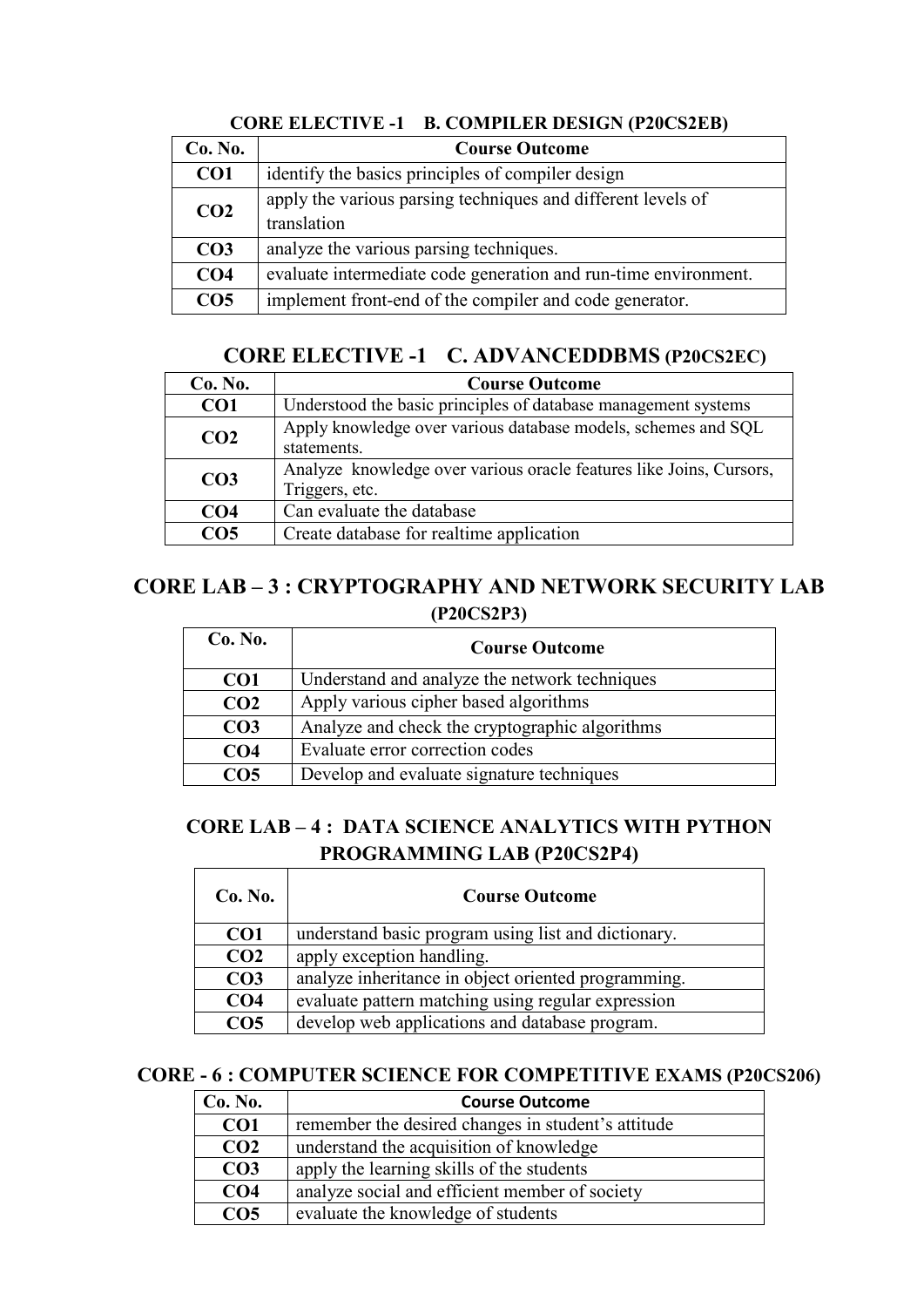### CORE ELECTIVE -1 B. COMPILER DESIGN (P20CS2EB)

| Co. No. | Course Outcome |
|---|---|
| **CO1** | identify the basics principles of compiler design |
| **CO2** | apply the various parsing techniques and different levels of translation |
| **CO3** | analyze the various parsing techniques. |
| **CO4** | evaluate intermediate code generation and run-time environment. |
| **CO5** | implement front-end of the compiler and code generator. |

### CORE ELECTIVE -1 C. ADVANCEDDBMS (P20CS2EC)

| Co. No. | Course Outcome |
|---|---|
| **CO1** | Understood the basic principles of database management systems |
| **CO2** | Apply knowledge over various database models, schemes and SQL statements. |
| **CO3** | Analyze knowledge over various oracle features like Joins, Cursors, Triggers, etc. |
| **CO4** | Can evaluate the database |
| **CO5** | Create database for realtime application |

## CORE LAB – 3 : CRYPTOGRAPHY AND NETWORK SECURITY LAB (P20CS2P3)

| Co. No. | Course Outcome |
|---|---|
| **CO1** | Understand and analyze the network techniques |
| **CO2** | Apply various cipher based algorithms |
| **CO3** | Analyze and check the cryptographic algorithms |
| **CO4** | Evaluate error correction codes |
| **CO5** | Develop and evaluate signature techniques |

### CORE LAB – 4 : DATA SCIENCE ANALYTICS WITH PYTHON PROGRAMMING LAB (P20CS2P4)

| Co. No. | Course Outcome |
|---|---|
| **CO1** | understand basic program using list and dictionary. |
| **CO2** | apply exception handling. |
| **CO3** | analyze inheritance in object oriented programming. |
| **CO4** | evaluate pattern matching using regular expression |
| **CO5** | develop web applications and database program. |

### CORE - 6 : COMPUTER SCIENCE FOR COMPETITIVE EXAMS (P20CS206)

| Co. No. | Course Outcome |
|---|---|
| **CO1** | remember the desired changes in student's attitude |
| **CO2** | understand the acquisition of knowledge |
| **CO3** | apply the learning skills of the students |
| **CO4** | analyze social and efficient member of society |
| **CO5** | evaluate the knowledge of students |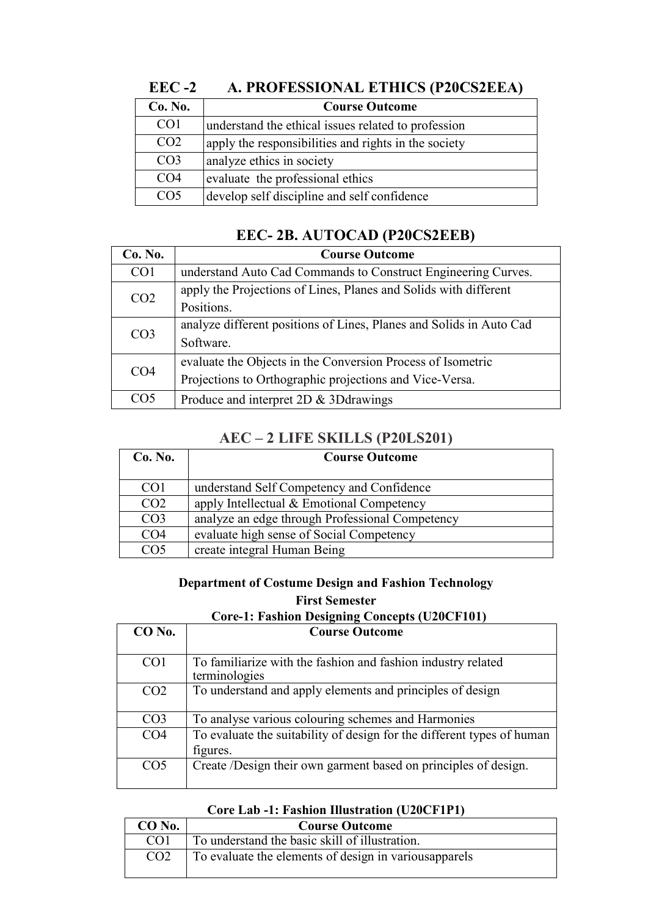## EEC -2 A. PROFESSIONAL ETHICS (P20CS2EEA)

| Co. No. | Course Outcome |
|---|---|
| CO1 | understand the ethical issues related to profession |
| CO2 | apply the responsibilities and rights in the society |
| CO3 | analyze ethics in society |
| CO4 | evaluate the professional ethics |
| CO5 | develop self discipline and self confidence |

## EEC- 2B. AUTOCAD (P20CS2EEB)

| Co. No. | Course Outcome |
|---|---|
| CO1 | understand Auto Cad Commands to Construct Engineering Curves. |
| CO2 | apply the Projections of Lines, Planes and Solids with different Positions. |
| CO3 | analyze different positions of Lines, Planes and Solids in Auto Cad Software. |
| CO4 | evaluate the Objects in the Conversion Process of Isometric Projections to Orthographic projections and Vice-Versa. |
| CO5 | Produce and interpret 2D & 3Ddrawings |

## AEC – 2 LIFE SKILLS (P20LS201)

| Co. No. | Course Outcome |
|---|---|
| CO1 | understand Self Competency and Confidence |
| CO2 | apply Intellectual & Emotional Competency |
| CO3 | analyze an edge through Professional Competency |
| CO4 | evaluate high sense of Social Competency |
| CO5 | create integral Human Being |

**Department of Costume Design and Fashion Technology**

**First Semester**

**Core-1: Fashion Designing Concepts (U20CF101)**

| CO No. | Course Outcome |
|---|---|
| CO1 | To familiarize with the fashion and fashion industry related terminologies |
| CO2 | To understand and apply elements and principles of design |
| CO3 | To analyse various colouring schemes and Harmonies |
| CO4 | To evaluate the suitability of design for the different types of human figures. |
| CO5 | Create /Design their own garment based on principles of design. |

**Core Lab -1: Fashion Illustration (U20CF1P1)**

| CO No. | Course Outcome |
|---|---|
| CO1 | To understand the basic skill of illustration. |
| CO2 | To evaluate the elements of design in variousapparels |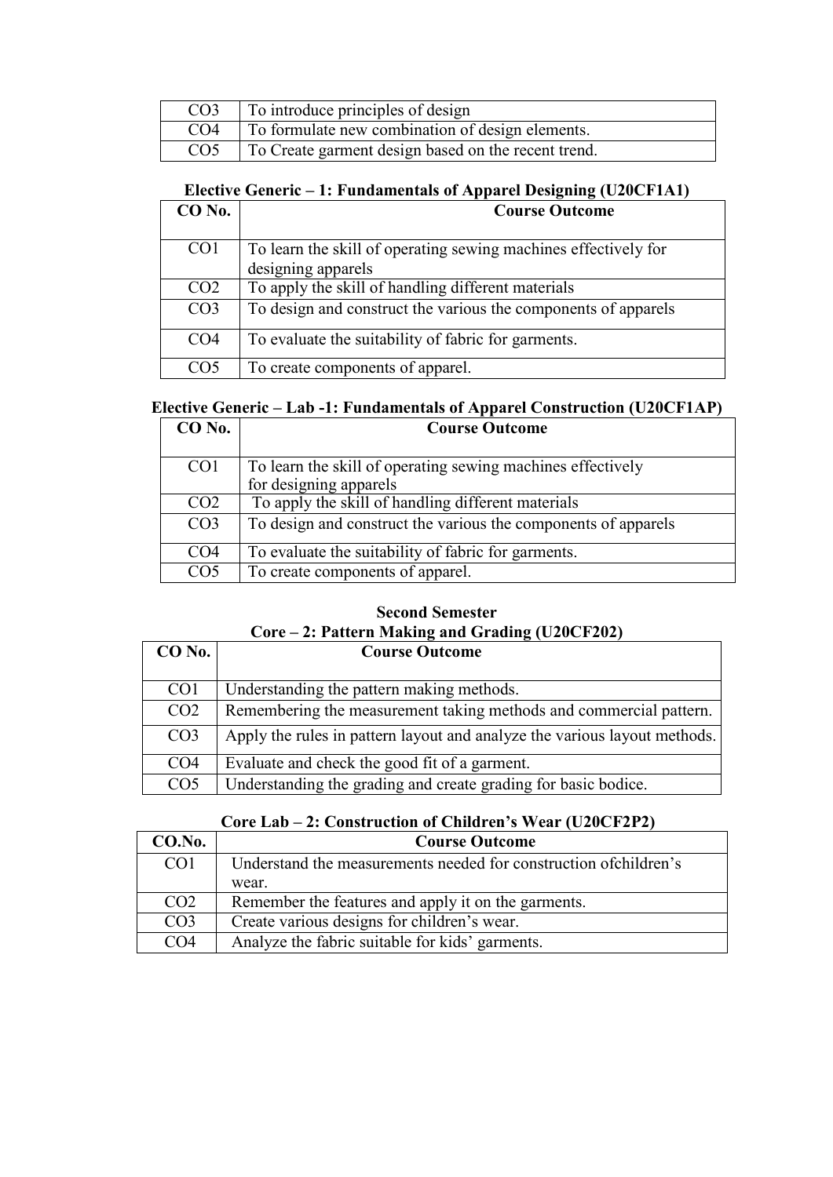| CO3 | To introduce principles of design |
|---|---|
| CO4 | To formulate new combination of design elements. |
| CO5 | To Create garment design based on the recent trend. |

### Elective Generic – 1: Fundamentals of Apparel Designing (U20CF1A1)

| CO No. | Course Outcome |
|---|---|
| CO1 | To learn the skill of operating sewing machines effectively for designing apparels |
| CO2 | To apply the skill of handling different materials |
| CO3 | To design and construct the various the components of apparels |
| CO4 | To evaluate the suitability of fabric for garments. |
| CO5 | To create components of apparel. |

### Elective Generic – Lab -1: Fundamentals of Apparel Construction (U20CF1AP)

| CO No. | Course Outcome |
|---|---|
| CO1 | To learn the skill of operating sewing machines effectively for designing apparels |
| CO2 | To apply the skill of handling different materials |
| CO3 | To design and construct the various the components of apparels |
| CO4 | To evaluate the suitability of fabric for garments. |
| CO5 | To create components of apparel. |

## Second Semester

### Core – 2: Pattern Making and Grading (U20CF202)

| CO No. | Course Outcome |
|---|---|
| CO1 | Understanding the pattern making methods. |
| CO2 | Remembering the measurement taking methods and commercial pattern. |
| CO3 | Apply the rules in pattern layout and analyze the various layout methods. |
| CO4 | Evaluate and check the good fit of a garment. |
| CO5 | Understanding the grading and create grading for basic bodice. |

### Core Lab – 2: Construction of Children's Wear (U20CF2P2)

| CO.No. | Course Outcome |
|---|---|
| CO1 | Understand the measurements needed for construction ofchildren's wear. |
| CO2 | Remember the features and apply it on the garments. |
| CO3 | Create various designs for children's wear. |
| CO4 | Analyze the fabric suitable for kids' garments. |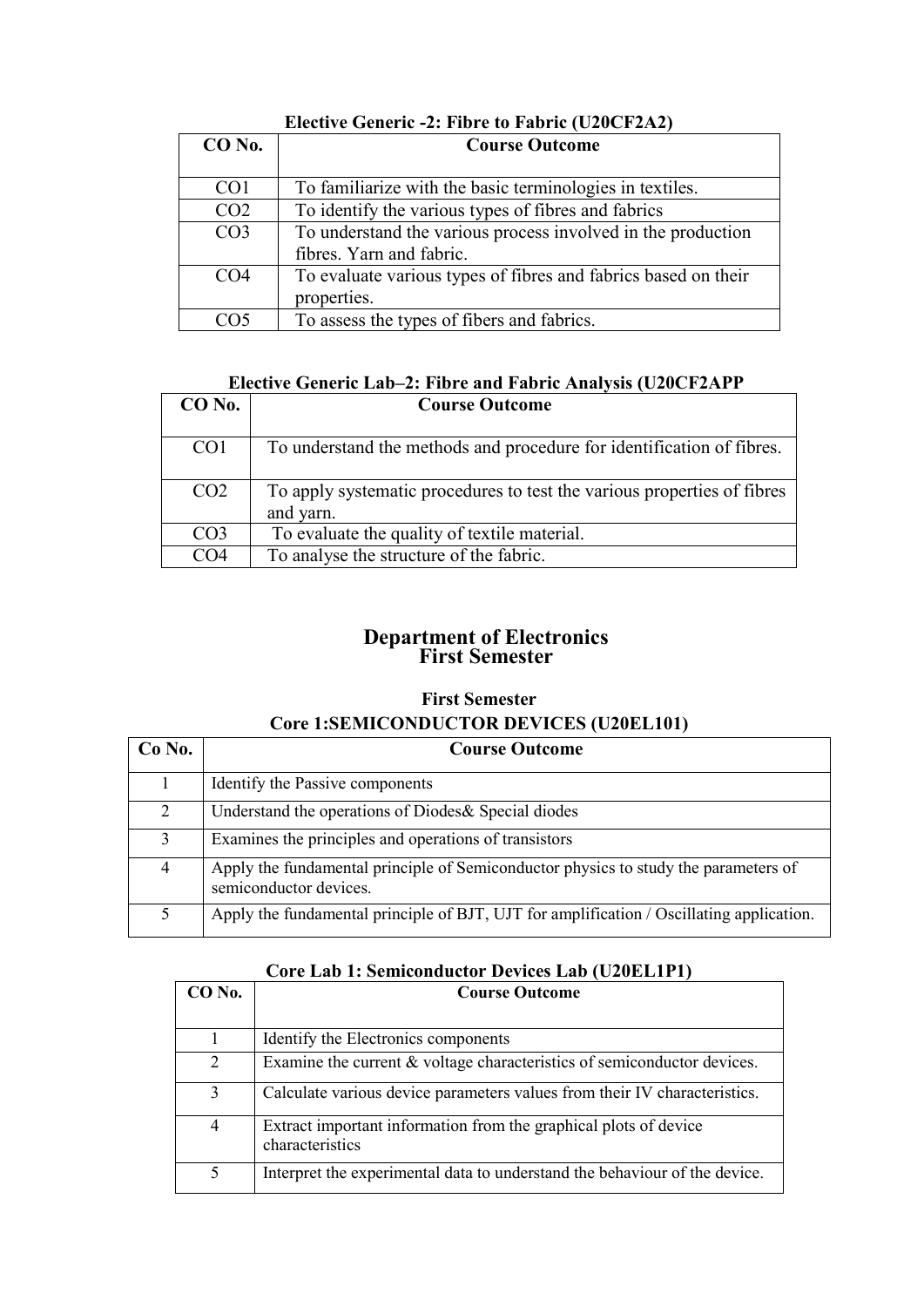**Elective Generic -2: Fibre to Fabric (U20CF2A2)**

| CO No. | Course Outcome |
|---|---|
| CO1 | To familiarize with the basic terminologies in textiles. |
| CO2 | To identify the various types of fibres and fabrics |
| CO3 | To understand the various process involved in the production fibres. Yarn and fabric. |
| CO4 | To evaluate various types of fibres and fabrics based on their properties. |
| CO5 | To assess the types of fibers and fabrics. |

**Elective Generic Lab–2: Fibre and Fabric Analysis (U20CF2APP**

| CO No. | Course Outcome |
|---|---|
| CO1 | To understand the methods and procedure for identification of fibres. |
| CO2 | To apply systematic procedures to test the various properties of fibres and yarn. |
| CO3 | To evaluate the quality of textile material. |
| CO4 | To analyse the structure of the fabric. |

# Department of Electronics
## First Semester

### First Semester
### Core 1:SEMICONDUCTOR DEVICES (U20EL101)

| Co No. | Course Outcome |
|---|---|
| 1 | Identify the Passive components |
| 2 | Understand the operations of Diodes& Special diodes |
| 3 | Examines the principles and operations of transistors |
| 4 | Apply the fundamental principle of Semiconductor physics to study the parameters of semiconductor devices. |
| 5 | Apply the fundamental principle of BJT, UJT for amplification / Oscillating application. |

**Core Lab 1: Semiconductor Devices Lab (U20EL1P1)**

| CO No. | Course Outcome |
|---|---|
| 1 | Identify the Electronics components |
| 2 | Examine the current & voltage characteristics of semiconductor devices. |
| 3 | Calculate various device parameters values from their IV characteristics. |
| 4 | Extract important information from the graphical plots of device characteristics |
| 5 | Interpret the experimental data to understand the behaviour of the device. |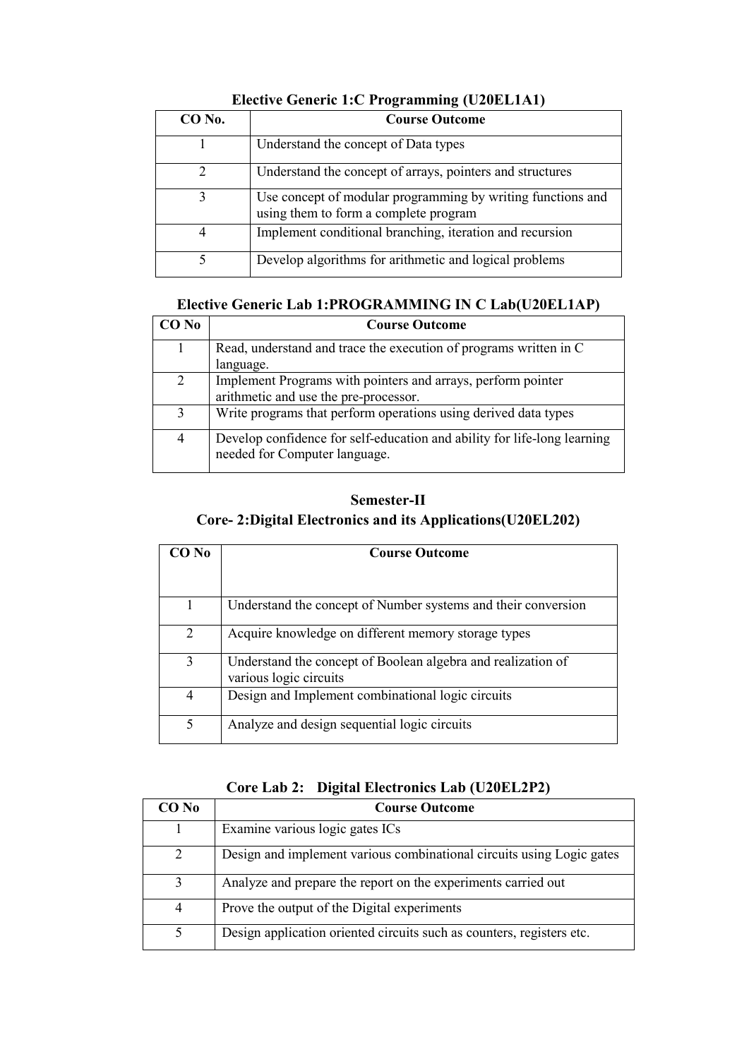### Elective Generic 1:C Programming (U20EL1A1)

| CO No. | Course Outcome |
|---|---|
| 1 | Understand the concept of Data types |
| 2 | Understand the concept of arrays, pointers and structures |
| 3 | Use concept of modular programming by writing functions and using them to form a complete program |
| 4 | Implement conditional branching, iteration and recursion |
| 5 | Develop algorithms for arithmetic and logical problems |

### Elective Generic Lab 1:PROGRAMMING IN C Lab(U20EL1AP)

| CO No | Course Outcome |
|---|---|
| 1 | Read, understand and trace the execution of programs written in C language. |
| 2 | Implement Programs with pointers and arrays, perform pointer arithmetic and use the pre-processor. |
| 3 | Write programs that perform operations using derived data types |
| 4 | Develop confidence for self-education and ability for life-long learning needed for Computer language. |

## Semester-II

### Core- 2:Digital Electronics and its Applications(U20EL202)

| CO No | Course Outcome |
|---|---|
| 1 | Understand the concept of Number systems and their conversion |
| 2 | Acquire knowledge on different memory storage types |
| 3 | Understand the concept of Boolean algebra and realization of various logic circuits |
| 4 | Design and Implement combinational logic circuits |
| 5 | Analyze and design sequential logic circuits |

### Core Lab 2: Digital Electronics Lab (U20EL2P2)

| CO No | Course Outcome |
|---|---|
| 1 | Examine various logic gates ICs |
| 2 | Design and implement various combinational circuits using Logic gates |
| 3 | Analyze and prepare the report on the experiments carried out |
| 4 | Prove the output of the Digital experiments |
| 5 | Design application oriented circuits such as counters, registers etc. |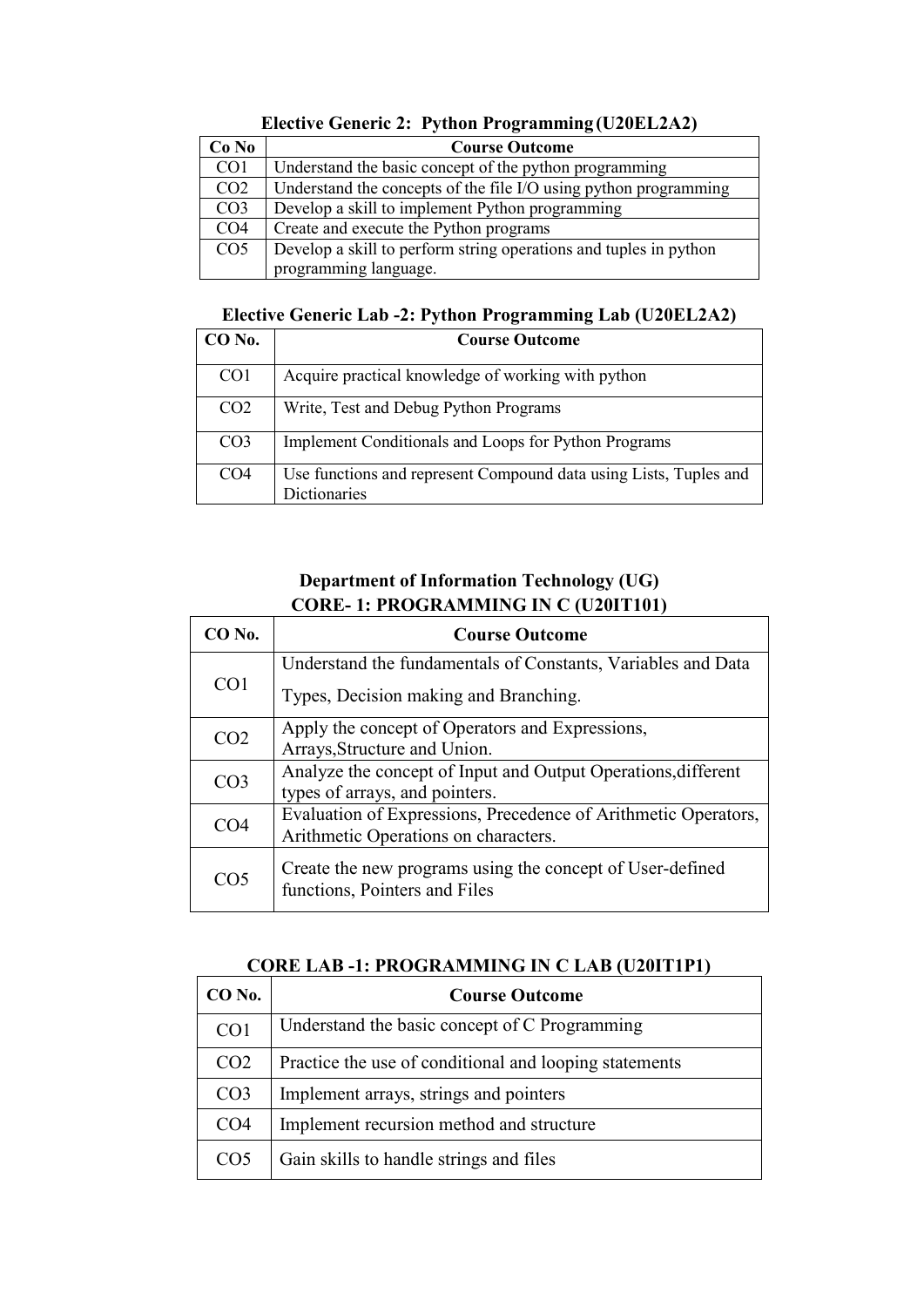### Elective Generic 2: Python Programming (U20EL2A2)

| Co No | Course Outcome |
|---|---|
| CO1 | Understand the basic concept of the python programming |
| CO2 | Understand the concepts of the file I/O using python programming |
| CO3 | Develop a skill to implement Python programming |
| CO4 | Create and execute the Python programs |
| CO5 | Develop a skill to perform string operations and tuples in python programming language. |

### Elective Generic Lab -2: Python Programming Lab (U20EL2A2)

| CO No. | Course Outcome |
|---|---|
| CO1 | Acquire practical knowledge of working with python |
| CO2 | Write, Test and Debug Python Programs |
| CO3 | Implement Conditionals and Loops for Python Programs |
| CO4 | Use functions and represent Compound data using Lists, Tuples and Dictionaries |

## Department of Information Technology (UG)

### CORE- 1: PROGRAMMING IN C (U20IT101)

| CO No. | Course Outcome |
|---|---|
| CO1 | Understand the fundamentals of Constants, Variables and Data Types, Decision making and Branching. |
| CO2 | Apply the concept of Operators and Expressions, Arrays,Structure and Union. |
| CO3 | Analyze the concept of Input and Output Operations,different types of arrays, and pointers. |
| CO4 | Evaluation of Expressions, Precedence of Arithmetic Operators, Arithmetic Operations on characters. |
| CO5 | Create the new programs using the concept of User-defined functions, Pointers and Files |

### CORE LAB -1: PROGRAMMING IN C LAB (U20IT1P1)

| CO No. | Course Outcome |
|---|---|
| CO1 | Understand the basic concept of C Programming |
| CO2 | Practice the use of conditional and looping statements |
| CO3 | Implement arrays, strings and pointers |
| CO4 | Implement recursion method and structure |
| CO5 | Gain skills to handle strings and files |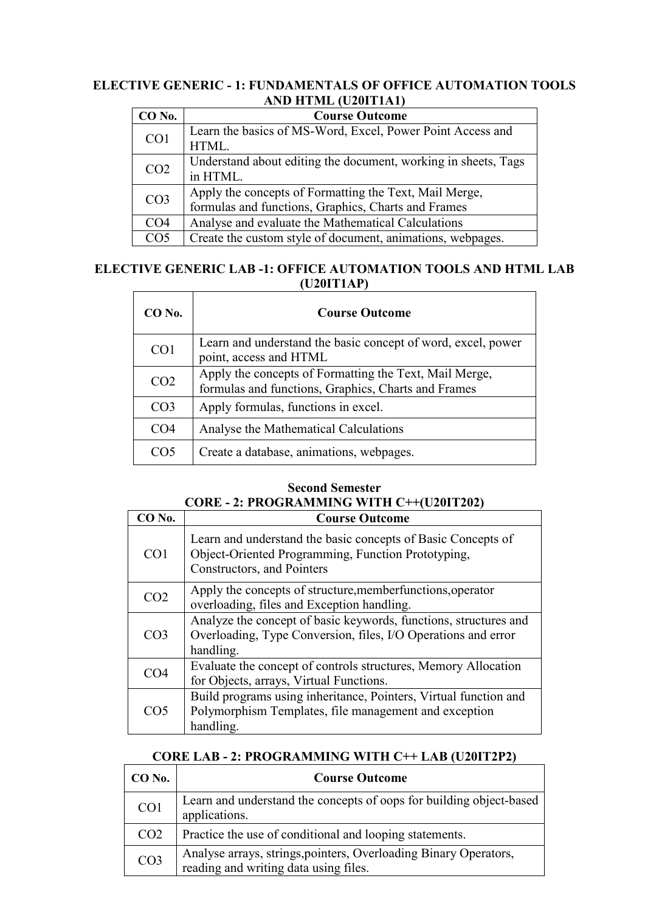### ELECTIVE GENERIC - 1: FUNDAMENTALS OF OFFICE AUTOMATION TOOLS AND HTML (U20IT1A1)

| CO No. | Course Outcome |
|---|---|
| CO1 | Learn the basics of MS-Word, Excel, Power Point Access and HTML. |
| CO2 | Understand about editing the document, working in sheets, Tags in HTML. |
| CO3 | Apply the concepts of Formatting the Text, Mail Merge, formulas and functions, Graphics, Charts and Frames |
| CO4 | Analyse and evaluate the Mathematical Calculations |
| CO5 | Create the custom style of document, animations, webpages. |

### ELECTIVE GENERIC LAB -1: OFFICE AUTOMATION TOOLS AND HTML LAB (U20IT1AP)

| CO No. | Course Outcome |
|---|---|
| CO1 | Learn and understand the basic concept of word, excel, power point, access and HTML |
| CO2 | Apply the concepts of Formatting the Text, Mail Merge, formulas and functions, Graphics, Charts and Frames |
| CO3 | Apply formulas, functions in excel. |
| CO4 | Analyse the Mathematical Calculations |
| CO5 | Create a database, animations, webpages. |

## Second Semester

### CORE - 2: PROGRAMMING WITH C++(U20IT202)

| CO No. | Course Outcome |
|---|---|
| CO1 | Learn and understand the basic concepts of Basic Concepts of Object-Oriented Programming, Function Prototyping, Constructors, and Pointers |
| CO2 | Apply the concepts of structure,memberfunctions,operator overloading, files and Exception handling. |
| CO3 | Analyze the concept of basic keywords, functions, structures and Overloading, Type Conversion, files, I/O Operations and error handling. |
| CO4 | Evaluate the concept of controls structures, Memory Allocation for Objects, arrays, Virtual Functions. |
| CO5 | Build programs using inheritance, Pointers, Virtual function and Polymorphism Templates, file management and exception handling. |

### CORE LAB - 2: PROGRAMMING WITH C++ LAB (U20IT2P2)

| CO No. | Course Outcome |
|---|---|
| CO1 | Learn and understand the concepts of oops for building object-based applications. |
| CO2 | Practice the use of conditional and looping statements. |
| CO3 | Analyse arrays, strings,pointers, Overloading Binary Operators, reading and writing data using files. |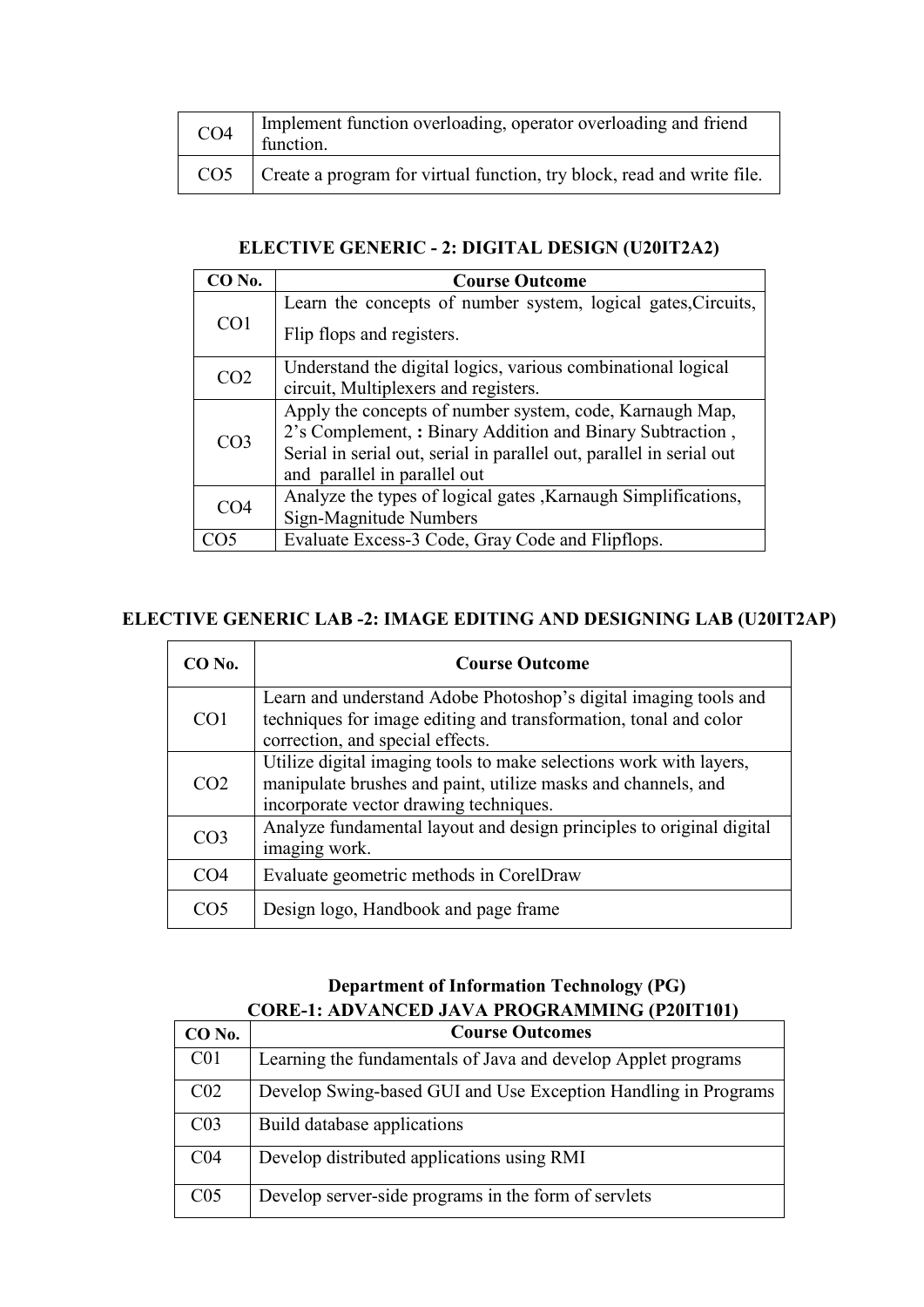| | |
|---|---|
| CO4 | Implement function overloading, operator overloading and friend function. |
| CO5 | Create a program for virtual function, try block, read and write file. |

### ELECTIVE GENERIC - 2: DIGITAL DESIGN (U20IT2A2)

| CO No. | Course Outcome |
|---|---|
| CO1 | Learn the concepts of number system, logical gates,Circuits, Flip flops and registers. |
| CO2 | Understand the digital logics, various combinational logical circuit, Multiplexers and registers. |
| CO3 | Apply the concepts of number system, code, Karnaugh Map, 2's Complement, **:** Binary Addition and Binary Subtraction , Serial in serial out, serial in parallel out, parallel in serial out and parallel in parallel out |
| CO4 | Analyze the types of logical gates ,Karnaugh Simplifications, Sign-Magnitude Numbers |
| CO5 | Evaluate Excess-3 Code, Gray Code and Flipflops. |

### ELECTIVE GENERIC LAB -2: IMAGE EDITING AND DESIGNING LAB (U20IT2AP)

| CO No. | Course Outcome |
|---|---|
| CO1 | Learn and understand Adobe Photoshop's digital imaging tools and techniques for image editing and transformation, tonal and color correction, and special effects. |
| CO2 | Utilize digital imaging tools to make selections work with layers, manipulate brushes and paint, utilize masks and channels, and incorporate vector drawing techniques. |
| CO3 | Analyze fundamental layout and design principles to original digital imaging work. |
| CO4 | Evaluate geometric methods in CorelDraw |
| CO5 | Design logo, Handbook and page frame |

## Department of Information Technology (PG)

### CORE-1: ADVANCED JAVA PROGRAMMING (P20IT101)

| CO No. | Course Outcomes |
|---|---|
| C01 | Learning the fundamentals of Java and develop Applet programs |
| C02 | Develop Swing-based GUI and Use Exception Handling in Programs |
| C03 | Build database applications |
| C04 | Develop distributed applications using RMI |
| C05 | Develop server-side programs in the form of servlets |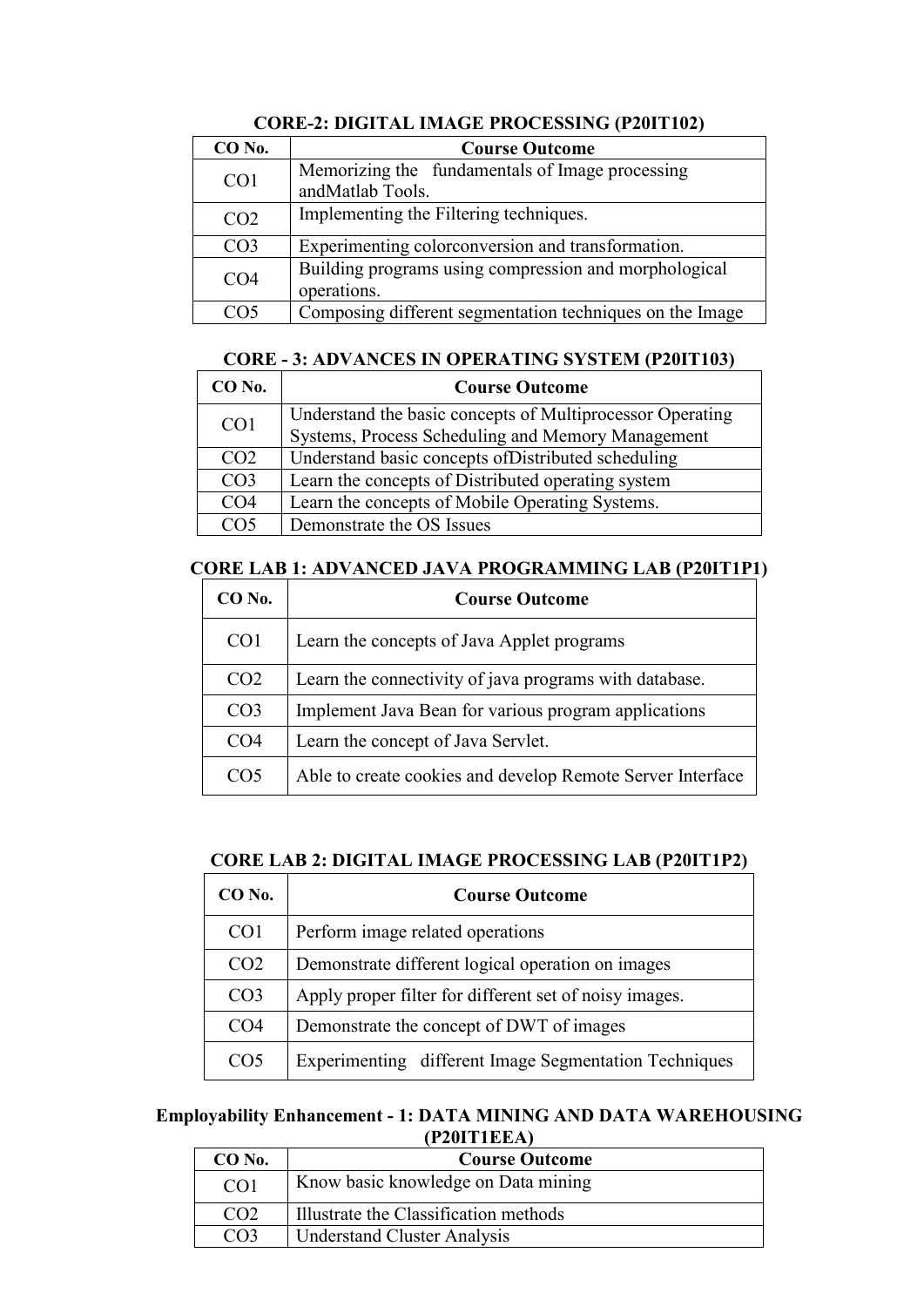### CORE-2: DIGITAL IMAGE PROCESSING (P20IT102)

| CO No. | Course Outcome |
|---|---|
| CO1 | Memorizing the fundamentals of Image processing andMatlab Tools. |
| CO2 | Implementing the Filtering techniques. |
| CO3 | Experimenting colorconversion and transformation. |
| CO4 | Building programs using compression and morphological operations. |
| CO5 | Composing different segmentation techniques on the Image |

### CORE - 3: ADVANCES IN OPERATING SYSTEM (P20IT103)

| CO No. | Course Outcome |
|---|---|
| CO1 | Understand the basic concepts of Multiprocessor Operating Systems, Process Scheduling and Memory Management |
| CO2 | Understand basic concepts ofDistributed scheduling |
| CO3 | Learn the concepts of Distributed operating system |
| CO4 | Learn the concepts of Mobile Operating Systems. |
| CO5 | Demonstrate the OS Issues |

### CORE LAB 1: ADVANCED JAVA PROGRAMMING LAB (P20IT1P1)

| CO No. | Course Outcome |
|---|---|
| CO1 | Learn the concepts of Java Applet programs |
| CO2 | Learn the connectivity of java programs with database. |
| CO3 | Implement Java Bean for various program applications |
| CO4 | Learn the concept of Java Servlet. |
| CO5 | Able to create cookies and develop Remote Server Interface |

### CORE LAB 2: DIGITAL IMAGE PROCESSING LAB (P20IT1P2)

| CO No. | Course Outcome |
|---|---|
| CO1 | Perform image related operations |
| CO2 | Demonstrate different logical operation on images |
| CO3 | Apply proper filter for different set of noisy images. |
| CO4 | Demonstrate the concept of DWT of images |
| CO5 | Experimenting different Image Segmentation Techniques |

### Employability Enhancement - 1: DATA MINING AND DATA WAREHOUSING (P20IT1EEA)

| CO No. | Course Outcome |
|---|---|
| CO1 | Know basic knowledge on Data mining |
| CO2 | Illustrate the Classification methods |
| CO3 | Understand Cluster Analysis |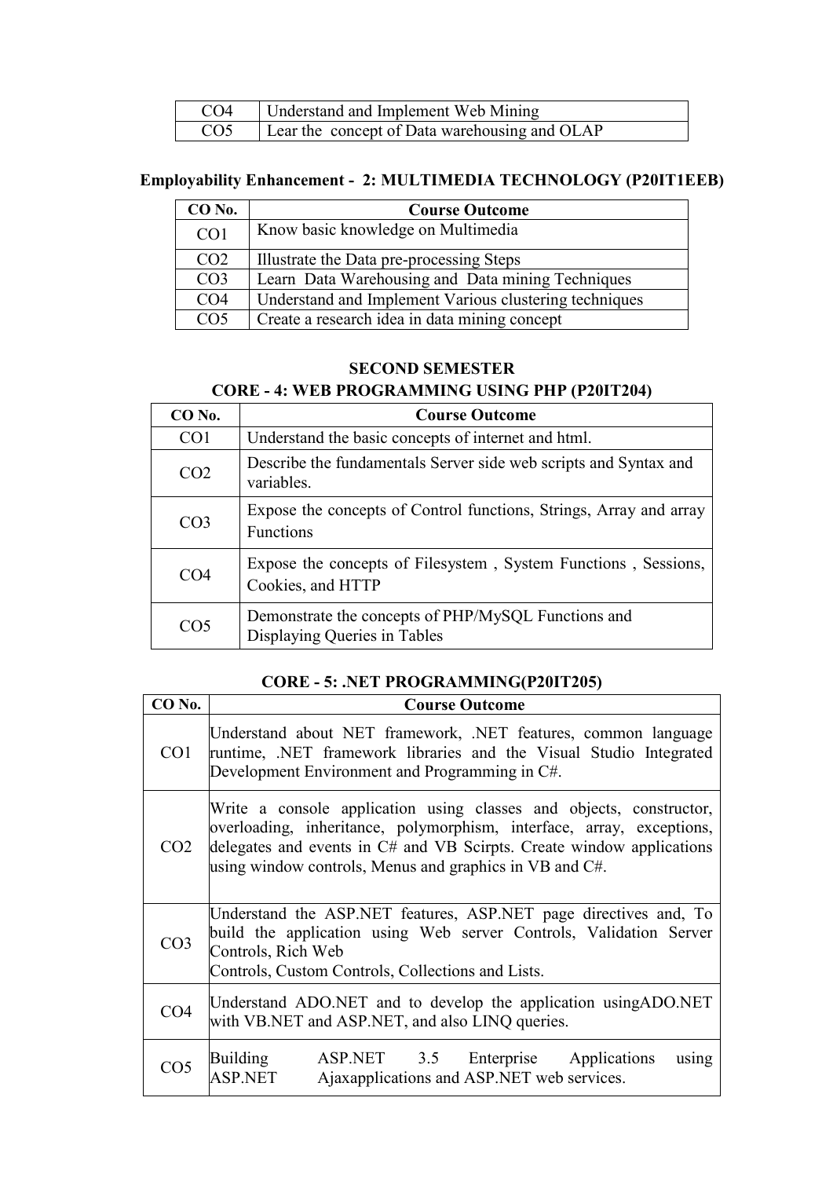| CO4 | Understand and Implement Web Mining |
|---|---|
| CO5 | Lear the concept of Data warehousing and OLAP |

**Employability Enhancement - 2: MULTIMEDIA TECHNOLOGY (P20IT1EEB)**

| CO No. | Course Outcome |
|---|---|
| CO1 | Know basic knowledge on Multimedia |
| CO2 | Illustrate the Data pre-processing Steps |
| CO3 | Learn Data Warehousing and Data mining Techniques |
| CO4 | Understand and Implement Various clustering techniques |
| CO5 | Create a research idea in data mining concept |

**SECOND SEMESTER**

**CORE - 4: WEB PROGRAMMING USING PHP (P20IT204)**

| CO No. | Course Outcome |
|---|---|
| CO1 | Understand the basic concepts of internet and html. |
| CO2 | Describe the fundamentals Server side web scripts and Syntax and variables. |
| CO3 | Expose the concepts of Control functions, Strings, Array and array Functions |
| CO4 | Expose the concepts of Filesystem , System Functions , Sessions, Cookies, and HTTP |
| CO5 | Demonstrate the concepts of PHP/MySQL Functions and Displaying Queries in Tables |

**CORE - 5: .NET PROGRAMMING(P20IT205)**

| CO No. | Course Outcome |
|---|---|
| CO1 | Understand about NET framework, .NET features, common language runtime, .NET framework libraries and the Visual Studio Integrated Development Environment and Programming in C#. |
| CO2 | Write a console application using classes and objects, constructor, overloading, inheritance, polymorphism, interface, array, exceptions, delegates and events in C# and VB Scirpts. Create window applications using window controls, Menus and graphics in VB and C#. |
| CO3 | Understand the ASP.NET features, ASP.NET page directives and, To build the application using Web server Controls, Validation Server Controls, Rich Web Controls, Custom Controls, Collections and Lists. |
| CO4 | Understand ADO.NET and to develop the application usingADO.NET with VB.NET and ASP.NET, and also LINQ queries. |
| CO5 | Building ASP.NET 3.5 Enterprise Applications using ASP.NET Ajaxapplications and ASP.NET web services. |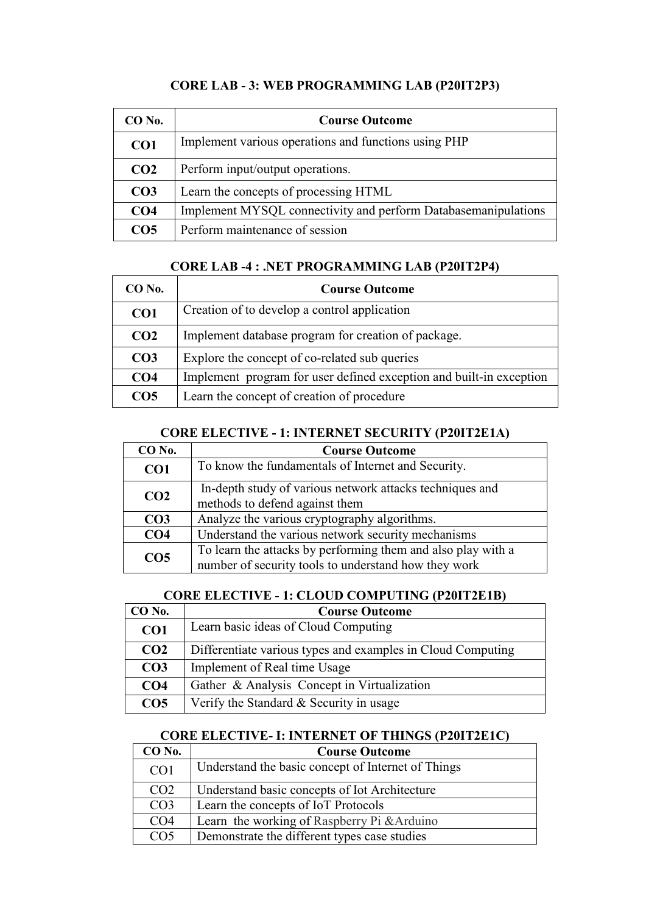### CORE LAB - 3: WEB PROGRAMMING LAB (P20IT2P3)

| CO No. | Course Outcome |
|---|---|
| **CO1** | Implement various operations and functions using PHP |
| **CO2** | Perform input/output operations. |
| **CO3** | Learn the concepts of processing HTML |
| **CO4** | Implement MYSQL connectivity and perform Databasemanipulations |
| **CO5** | Perform maintenance of session |

### CORE LAB -4 : .NET PROGRAMMING LAB (P20IT2P4)

| CO No. | Course Outcome |
|---|---|
| **CO1** | Creation of to develop a control application |
| **CO2** | Implement database program for creation of package. |
| **CO3** | Explore the concept of co-related sub queries |
| **CO4** | Implement program for user defined exception and built-in exception |
| **CO5** | Learn the concept of creation of procedure |

### CORE ELECTIVE - 1: INTERNET SECURITY (P20IT2E1A)

| CO No. | Course Outcome |
|---|---|
| **CO1** | To know the fundamentals of Internet and Security. |
| **CO2** | In-depth study of various network attacks techniques and methods to defend against them |
| **CO3** | Analyze the various cryptography algorithms. |
| **CO4** | Understand the various network security mechanisms |
| **CO5** | To learn the attacks by performing them and also play with a number of security tools to understand how they work |

### CORE ELECTIVE - 1: CLOUD COMPUTING (P20IT2E1B)

| CO No. | Course Outcome |
|---|---|
| **CO1** | Learn basic ideas of Cloud Computing |
| **CO2** | Differentiate various types and examples in Cloud Computing |
| **CO3** | Implement of Real time Usage |
| **CO4** | Gather & Analysis Concept in Virtualization |
| **CO5** | Verify the Standard & Security in usage |

### CORE ELECTIVE- I: INTERNET OF THINGS (P20IT2E1C)

| CO No. | Course Outcome |
|---|---|
| CO1 | Understand the basic concept of Internet of Things |
| CO2 | Understand basic concepts of Iot Architecture |
| CO3 | Learn the concepts of IoT Protocols |
| CO4 | Learn the working of Raspberry Pi &Arduino |
| CO5 | Demonstrate the different types case studies |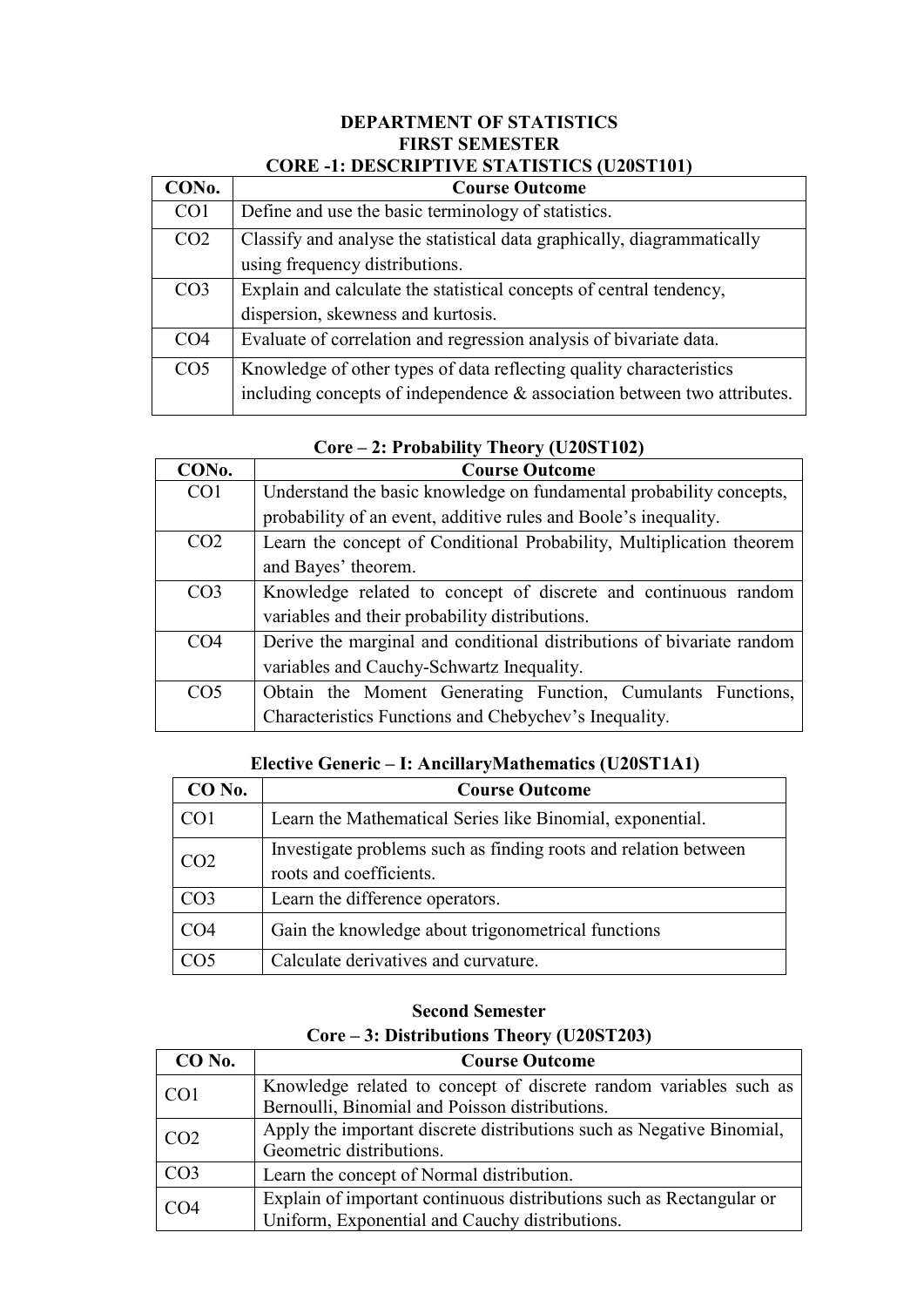# DEPARTMENT OF STATISTICS

## FIRST SEMESTER

### CORE -1: DESCRIPTIVE STATISTICS (U20ST101)

| CONo. | Course Outcome |
|---|---|
| CO1 | Define and use the basic terminology of statistics. |
| CO2 | Classify and analyse the statistical data graphically, diagrammatically using frequency distributions. |
| CO3 | Explain and calculate the statistical concepts of central tendency, dispersion, skewness and kurtosis. |
| CO4 | Evaluate of correlation and regression analysis of bivariate data. |
| CO5 | Knowledge of other types of data reflecting quality characteristics including concepts of independence & association between two attributes. |

### Core – 2: Probability Theory (U20ST102)

| CONo. | Course Outcome |
|---|---|
| CO1 | Understand the basic knowledge on fundamental probability concepts, probability of an event, additive rules and Boole's inequality. |
| CO2 | Learn the concept of Conditional Probability, Multiplication theorem and Bayes' theorem. |
| CO3 | Knowledge related to concept of discrete and continuous random variables and their probability distributions. |
| CO4 | Derive the marginal and conditional distributions of bivariate random variables and Cauchy-Schwartz Inequality. |
| CO5 | Obtain the Moment Generating Function, Cumulants Functions, Characteristics Functions and Chebychev's Inequality. |

### Elective Generic – I: AncillaryMathematics (U20ST1A1)

| CO No. | Course Outcome |
|---|---|
| CO1 | Learn the Mathematical Series like Binomial, exponential. |
| CO2 | Investigate problems such as finding roots and relation between roots and coefficients. |
| CO3 | Learn the difference operators. |
| CO4 | Gain the knowledge about trigonometrical functions |
| CO5 | Calculate derivatives and curvature. |

## Second Semester

### Core – 3: Distributions Theory (U20ST203)

| CO No. | Course Outcome |
|---|---|
| CO1 | Knowledge related to concept of discrete random variables such as Bernoulli, Binomial and Poisson distributions. |
| CO2 | Apply the important discrete distributions such as Negative Binomial, Geometric distributions. |
| CO3 | Learn the concept of Normal distribution. |
| CO4 | Explain of important continuous distributions such as Rectangular or Uniform, Exponential and Cauchy distributions. |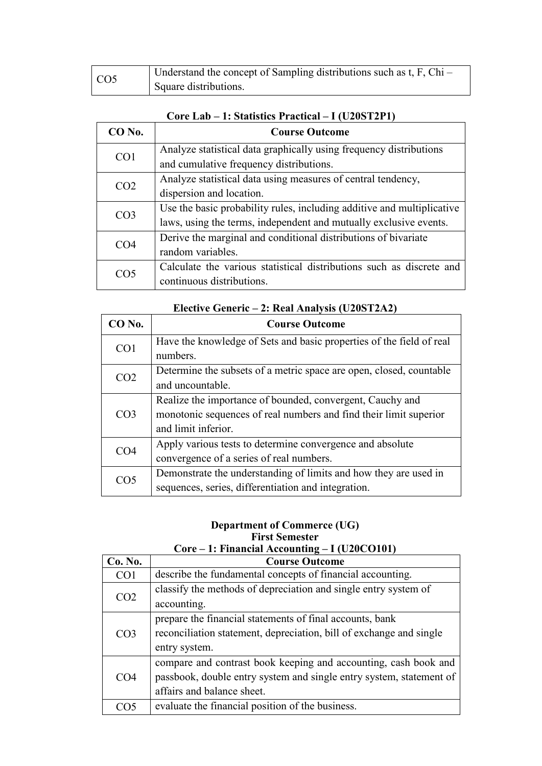| CO5 | Understand the concept of Sampling distributions such as t, F, Chi – Square distributions. |
|---|---|

**Core Lab – 1: Statistics Practical – I (U20ST2P1)**

| CO No. | Course Outcome |
|---|---|
| CO1 | Analyze statistical data graphically using frequency distributions and cumulative frequency distributions. |
| CO2 | Analyze statistical data using measures of central tendency, dispersion and location. |
| CO3 | Use the basic probability rules, including additive and multiplicative laws, using the terms, independent and mutually exclusive events. |
| CO4 | Derive the marginal and conditional distributions of bivariate random variables. |
| CO5 | Calculate the various statistical distributions such as discrete and continuous distributions. |

**Elective Generic – 2: Real Analysis (U20ST2A2)**

| CO No. | Course Outcome |
|---|---|
| CO1 | Have the knowledge of Sets and basic properties of the field of real numbers. |
| CO2 | Determine the subsets of a metric space are open, closed, countable and uncountable. |
| CO3 | Realize the importance of bounded, convergent, Cauchy and monotonic sequences of real numbers and find their limit superior and limit inferior. |
| CO4 | Apply various tests to determine convergence and absolute convergence of a series of real numbers. |
| CO5 | Demonstrate the understanding of limits and how they are used in sequences, series, differentiation and integration. |

## Department of Commerce (UG)

### First Semester

**Core – 1: Financial Accounting – I (U20CO101)**

| Co. No. | Course Outcome |
|---|---|
| CO1 | describe the fundamental concepts of financial accounting. |
| CO2 | classify the methods of depreciation and single entry system of accounting. |
| CO3 | prepare the financial statements of final accounts, bank reconciliation statement, depreciation, bill of exchange and single entry system. |
| CO4 | compare and contrast book keeping and accounting, cash book and passbook, double entry system and single entry system, statement of affairs and balance sheet. |
| CO5 | evaluate the financial position of the business. |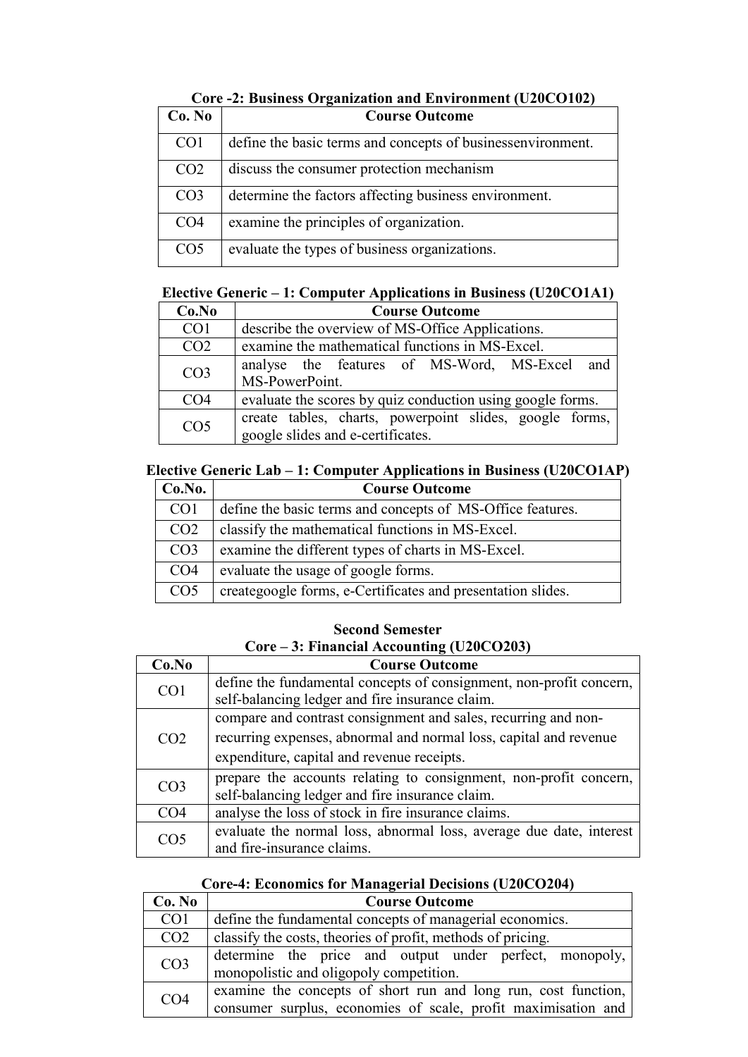**Core -2: Business Organization and Environment (U20CO102)**

| Co. No | Course Outcome |
|---|---|
| CO1 | define the basic terms and concepts of businessenvironment. |
| CO2 | discuss the consumer protection mechanism |
| CO3 | determine the factors affecting business environment. |
| CO4 | examine the principles of organization. |
| CO5 | evaluate the types of business organizations. |

**Elective Generic – 1: Computer Applications in Business (U20CO1A1)**

| Co.No | Course Outcome |
|---|---|
| CO1 | describe the overview of MS-Office Applications. |
| CO2 | examine the mathematical functions in MS-Excel. |
| CO3 | analyse the features of MS-Word, MS-Excel and MS-PowerPoint. |
| CO4 | evaluate the scores by quiz conduction using google forms. |
| CO5 | create tables, charts, powerpoint slides, google forms, google slides and e-certificates. |

**Elective Generic Lab – 1: Computer Applications in Business (U20CO1AP)**

| Co.No. | Course Outcome |
|---|---|
| CO1 | define the basic terms and concepts of MS-Office features. |
| CO2 | classify the mathematical functions in MS-Excel. |
| CO3 | examine the different types of charts in MS-Excel. |
| CO4 | evaluate the usage of google forms. |
| CO5 | creategoogle forms, e-Certificates and presentation slides. |

**Second Semester**

**Core – 3: Financial Accounting (U20CO203)**

| Co.No | Course Outcome |
|---|---|
| CO1 | define the fundamental concepts of consignment, non-profit concern, self-balancing ledger and fire insurance claim. |
| CO2 | compare and contrast consignment and sales, recurring and non-recurring expenses, abnormal and normal loss, capital and revenue expenditure, capital and revenue receipts. |
| CO3 | prepare the accounts relating to consignment, non-profit concern, self-balancing ledger and fire insurance claim. |
| CO4 | analyse the loss of stock in fire insurance claims. |
| CO5 | evaluate the normal loss, abnormal loss, average due date, interest and fire-insurance claims. |

**Core-4: Economics for Managerial Decisions (U20CO204)**

| Co. No | Course Outcome |
|---|---|
| CO1 | define the fundamental concepts of managerial economics. |
| CO2 | classify the costs, theories of profit, methods of pricing. |
| CO3 | determine the price and output under perfect, monopoly, monopolistic and oligopoly competition. |
| CO4 | examine the concepts of short run and long run, cost function, consumer surplus, economies of scale, profit maximisation and |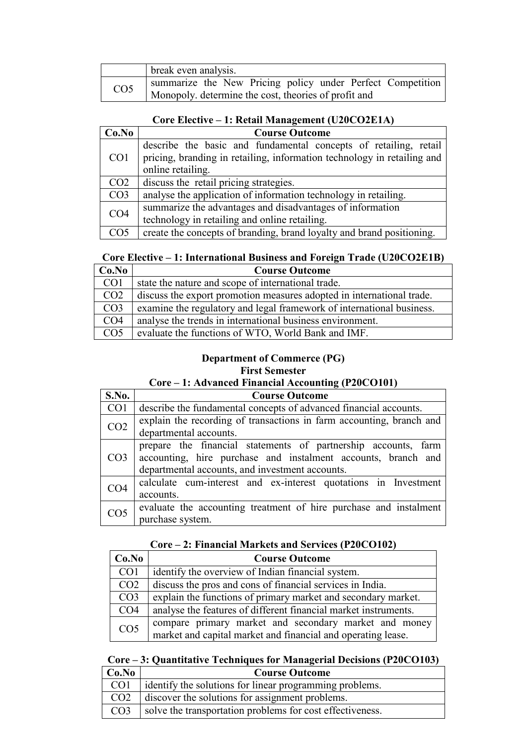|  |  |
| --- | --- |
|  | break even analysis. |
| CO5 | summarize the New Pricing policy under Perfect Competition Monopoly. determine the cost, theories of profit and |

**Core Elective – 1: Retail Management (U20CO2E1A)**

| Co.No | Course Outcome |
| --- | --- |
| CO1 | describe the basic and fundamental concepts of retailing, retail pricing, branding in retailing, information technology in retailing and online retailing. |
| CO2 | discuss the retail pricing strategies. |
| CO3 | analyse the application of information technology in retailing. |
| CO4 | summarize the advantages and disadvantages of information technology in retailing and online retailing. |
| CO5 | create the concepts of branding, brand loyalty and brand positioning. |

**Core Elective – 1: International Business and Foreign Trade (U20CO2E1B)**

| Co.No | Course Outcome |
| --- | --- |
| CO1 | state the nature and scope of international trade. |
| CO2 | discuss the export promotion measures adopted in international trade. |
| CO3 | examine the regulatory and legal framework of international business. |
| CO4 | analyse the trends in international business environment. |
| CO5 | evaluate the functions of WTO, World Bank and IMF. |

## Department of Commerce (PG)

### First Semester

**Core – 1: Advanced Financial Accounting (P20CO101)**

| S.No. | Course Outcome |
| --- | --- |
| CO1 | describe the fundamental concepts of advanced financial accounts. |
| CO2 | explain the recording of transactions in farm accounting, branch and departmental accounts. |
| CO3 | prepare the financial statements of partnership accounts, farm accounting, hire purchase and instalment accounts, branch and departmental accounts, and investment accounts. |
| CO4 | calculate cum-interest and ex-interest quotations in Investment accounts. |
| CO5 | evaluate the accounting treatment of hire purchase and instalment purchase system. |

**Core – 2: Financial Markets and Services (P20CO102)**

| Co.No | Course Outcome |
| --- | --- |
| CO1 | identify the overview of Indian financial system. |
| CO2 | discuss the pros and cons of financial services in India. |
| CO3 | explain the functions of primary market and secondary market. |
| CO4 | analyse the features of different financial market instruments. |
| CO5 | compare primary market and secondary market and money market and capital market and financial and operating lease. |

**Core – 3: Quantitative Techniques for Managerial Decisions (P20CO103)**

| Co.No | Course Outcome |
| --- | --- |
| CO1 | identify the solutions for linear programming problems. |
| CO2 | discover the solutions for assignment problems. |
| CO3 | solve the transportation problems for cost effectiveness. |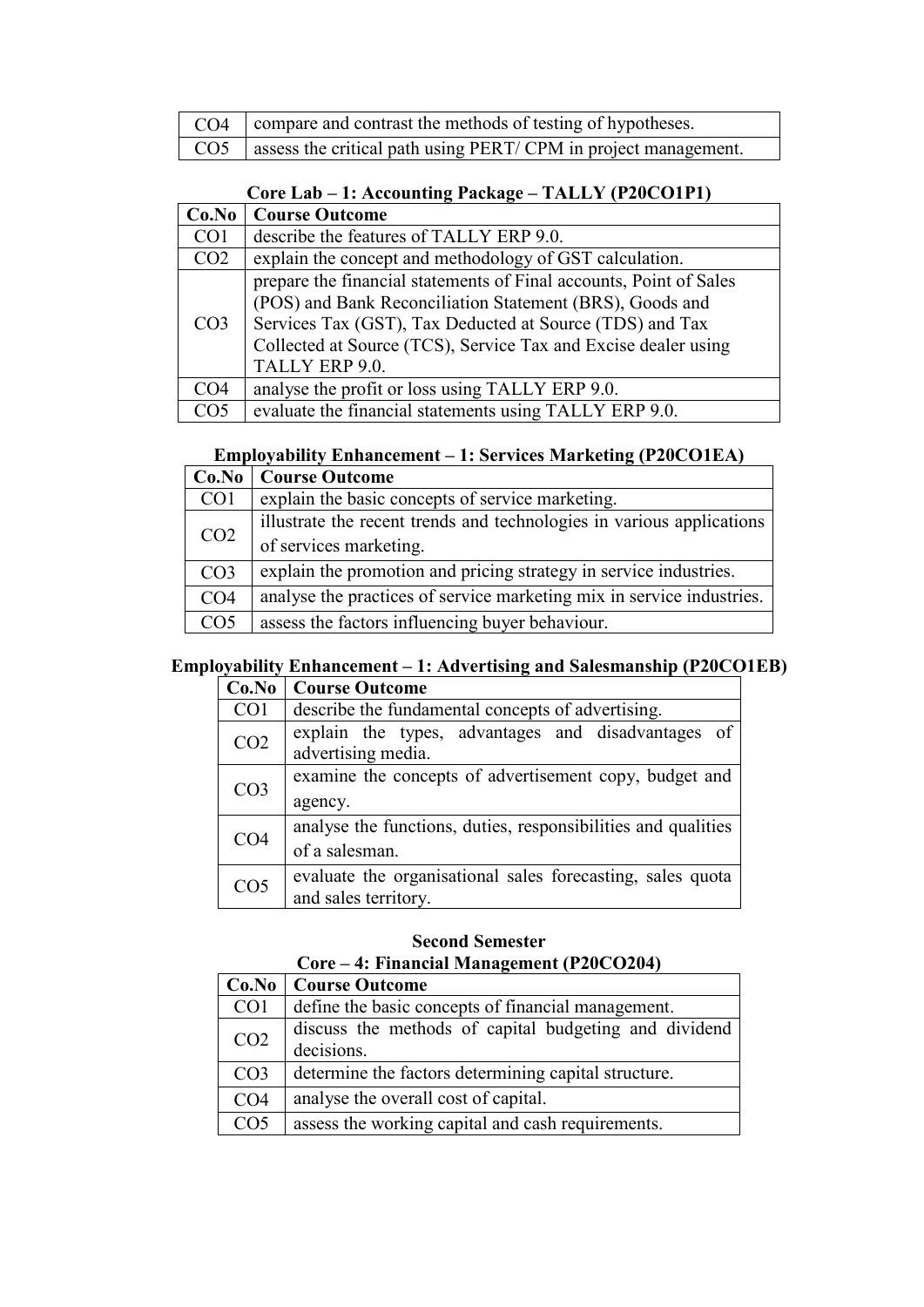| CO4 | compare and contrast the methods of testing of hypotheses. |
|---|---|
| CO5 | assess the critical path using PERT/ CPM in project management. |

**Core Lab – 1: Accounting Package – TALLY (P20CO1P1)**

| Co.No | Course Outcome |
|---|---|
| CO1 | describe the features of TALLY ERP 9.0. |
| CO2 | explain the concept and methodology of GST calculation. |
| CO3 | prepare the financial statements of Final accounts, Point of Sales (POS) and Bank Reconciliation Statement (BRS), Goods and Services Tax (GST), Tax Deducted at Source (TDS) and Tax Collected at Source (TCS), Service Tax and Excise dealer using TALLY ERP 9.0. |
| CO4 | analyse the profit or loss using TALLY ERP 9.0. |
| CO5 | evaluate the financial statements using TALLY ERP 9.0. |

**Employability Enhancement – 1: Services Marketing (P20CO1EA)**

| Co.No | Course Outcome |
|---|---|
| CO1 | explain the basic concepts of service marketing. |
| CO2 | illustrate the recent trends and technologies in various applications of services marketing. |
| CO3 | explain the promotion and pricing strategy in service industries. |
| CO4 | analyse the practices of service marketing mix in service industries. |
| CO5 | assess the factors influencing buyer behaviour. |

**Employability Enhancement – 1: Advertising and Salesmanship (P20CO1EB)**

| Co.No | Course Outcome |
|---|---|
| CO1 | describe the fundamental concepts of advertising. |
| CO2 | explain the types, advantages and disadvantages of advertising media. |
| CO3 | examine the concepts of advertisement copy, budget and agency. |
| CO4 | analyse the functions, duties, responsibilities and qualities of a salesman. |
| CO5 | evaluate the organisational sales forecasting, sales quota and sales territory. |

## Second Semester

**Core – 4: Financial Management (P20CO204)**

| Co.No | Course Outcome |
|---|---|
| CO1 | define the basic concepts of financial management. |
| CO2 | discuss the methods of capital budgeting and dividend decisions. |
| CO3 | determine the factors determining capital structure. |
| CO4 | analyse the overall cost of capital. |
| CO5 | assess the working capital and cash requirements. |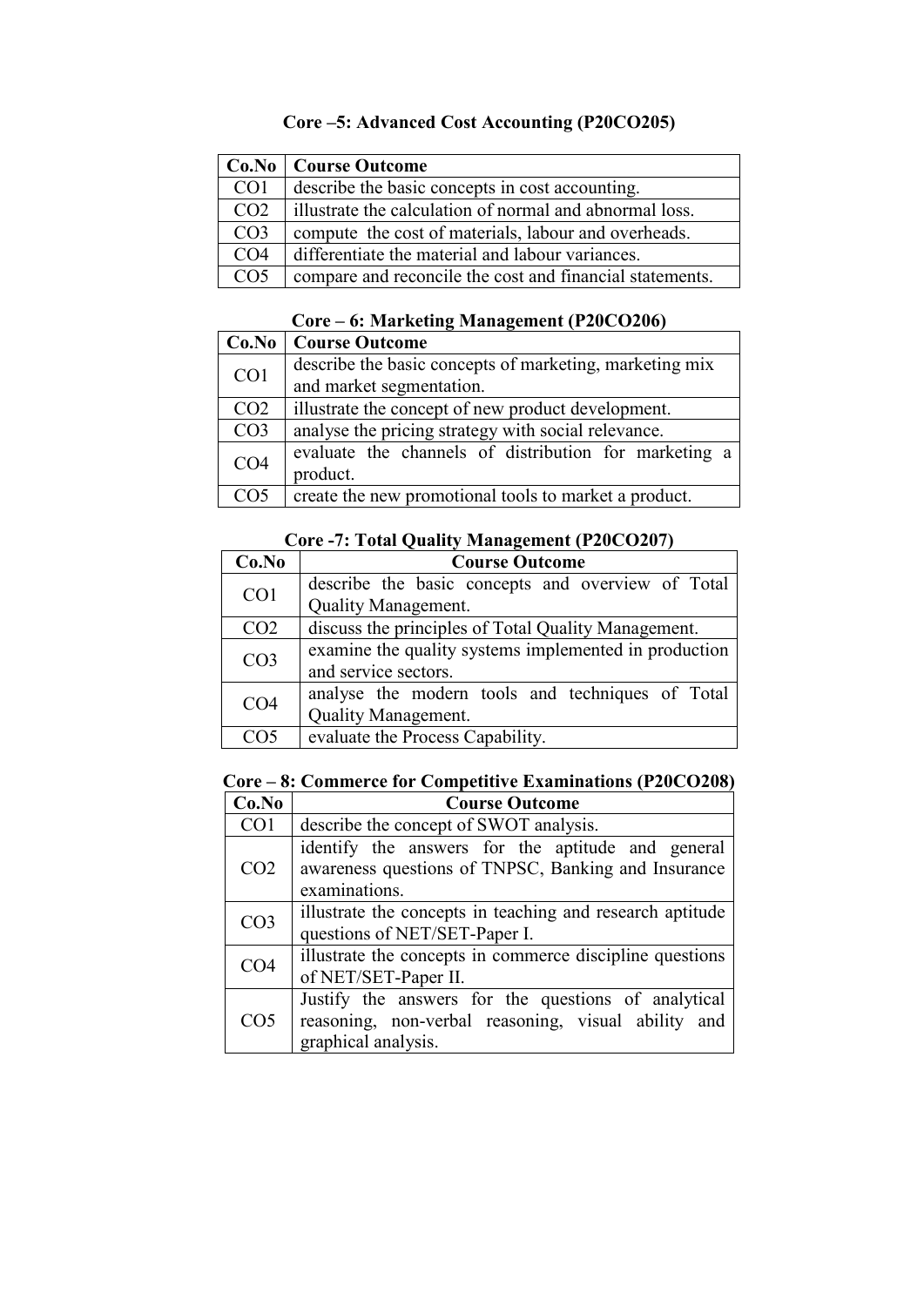### Core –5: Advanced Cost Accounting (P20CO205)

| Co.No | Course Outcome |
|---|---|
| CO1 | describe the basic concepts in cost accounting. |
| CO2 | illustrate the calculation of normal and abnormal loss. |
| CO3 | compute the cost of materials, labour and overheads. |
| CO4 | differentiate the material and labour variances. |
| CO5 | compare and reconcile the cost and financial statements. |

### Core – 6: Marketing Management (P20CO206)

| Co.No | Course Outcome |
|---|---|
| CO1 | describe the basic concepts of marketing, marketing mix and market segmentation. |
| CO2 | illustrate the concept of new product development. |
| CO3 | analyse the pricing strategy with social relevance. |
| CO4 | evaluate the channels of distribution for marketing a product. |
| CO5 | create the new promotional tools to market a product. |

### Core -7: Total Quality Management (P20CO207)

| Co.No | Course Outcome |
|---|---|
| CO1 | describe the basic concepts and overview of Total Quality Management. |
| CO2 | discuss the principles of Total Quality Management. |
| CO3 | examine the quality systems implemented in production and service sectors. |
| CO4 | analyse the modern tools and techniques of Total Quality Management. |
| CO5 | evaluate the Process Capability. |

### Core – 8: Commerce for Competitive Examinations (P20CO208)

| Co.No | Course Outcome |
|---|---|
| CO1 | describe the concept of SWOT analysis. |
| CO2 | identify the answers for the aptitude and general awareness questions of TNPSC, Banking and Insurance examinations. |
| CO3 | illustrate the concepts in teaching and research aptitude questions of NET/SET-Paper I. |
| CO4 | illustrate the concepts in commerce discipline questions of NET/SET-Paper II. |
| CO5 | Justify the answers for the questions of analytical reasoning, non-verbal reasoning, visual ability and graphical analysis. |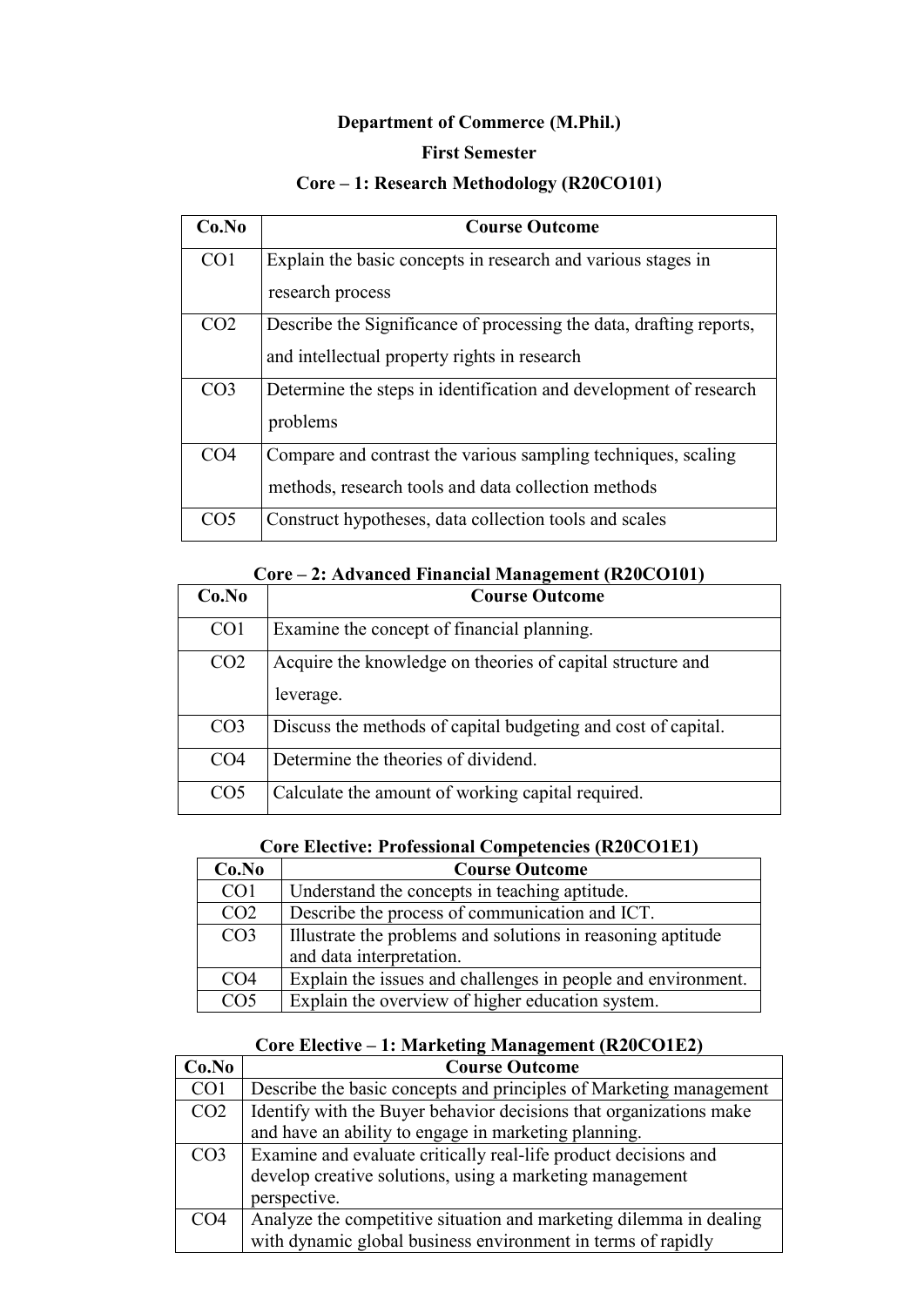## Department of Commerce (M.Phil.)

### First Semester

### Core – 1: Research Methodology (R20CO101)

| Co.No | Course Outcome |
|---|---|
| CO1 | Explain the basic concepts in research and various stages in research process |
| CO2 | Describe the Significance of processing the data, drafting reports, and intellectual property rights in research |
| CO3 | Determine the steps in identification and development of research problems |
| CO4 | Compare and contrast the various sampling techniques, scaling methods, research tools and data collection methods |
| CO5 | Construct hypotheses, data collection tools and scales |

### Core – 2: Advanced Financial Management (R20CO101)

| Co.No | Course Outcome |
|---|---|
| CO1 | Examine the concept of financial planning. |
| CO2 | Acquire the knowledge on theories of capital structure and leverage. |
| CO3 | Discuss the methods of capital budgeting and cost of capital. |
| CO4 | Determine the theories of dividend. |
| CO5 | Calculate the amount of working capital required. |

### Core Elective: Professional Competencies (R20CO1E1)

| Co.No | Course Outcome |
|---|---|
| CO1 | Understand the concepts in teaching aptitude. |
| CO2 | Describe the process of communication and ICT. |
| CO3 | Illustrate the problems and solutions in reasoning aptitude and data interpretation. |
| CO4 | Explain the issues and challenges in people and environment. |
| CO5 | Explain the overview of higher education system. |

### Core Elective – 1: Marketing Management (R20CO1E2)

| Co.No | Course Outcome |
|---|---|
| CO1 | Describe the basic concepts and principles of Marketing management |
| CO2 | Identify with the Buyer behavior decisions that organizations make and have an ability to engage in marketing planning. |
| CO3 | Examine and evaluate critically real-life product decisions and develop creative solutions, using a marketing management perspective. |
| CO4 | Analyze the competitive situation and marketing dilemma in dealing with dynamic global business environment in terms of rapidly |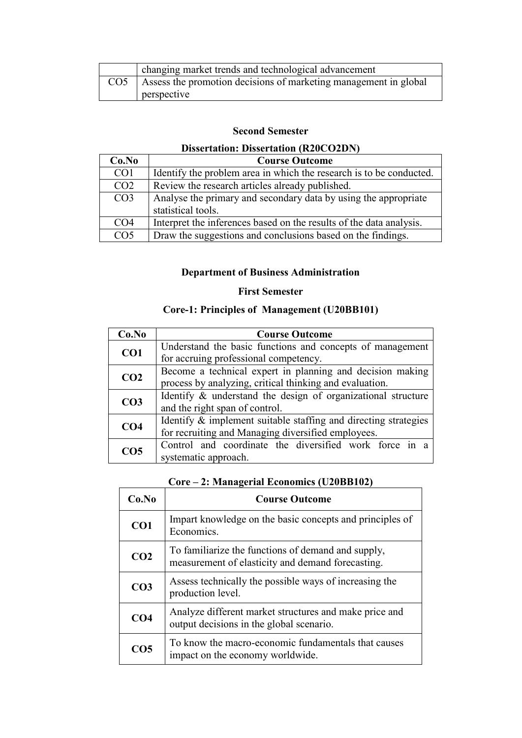|  | changing market trends and technological advancement |
| --- | --- |
| CO5 | Assess the promotion decisions of marketing management in global perspective |

### Second Semester

#### Dissertation: Dissertation (R20CO2DN)

| Co.No | Course Outcome |
| --- | --- |
| CO1 | Identify the problem area in which the research is to be conducted. |
| CO2 | Review the research articles already published. |
| CO3 | Analyse the primary and secondary data by using the appropriate statistical tools. |
| CO4 | Interpret the inferences based on the results of the data analysis. |
| CO5 | Draw the suggestions and conclusions based on the findings. |

## Department of Business Administration

### First Semester

#### Core-1: Principles of Management (U20BB101)

| Co.No | Course Outcome |
| --- | --- |
| **CO1** | Understand the basic functions and concepts of management for accruing professional competency. |
| **CO2** | Become a technical expert in planning and decision making process by analyzing, critical thinking and evaluation. |
| **CO3** | Identify & understand the design of organizational structure and the right span of control. |
| **CO4** | Identify & implement suitable staffing and directing strategies for recruiting and Managing diversified employees. |
| **CO5** | Control and coordinate the diversified work force in a systematic approach. |

#### Core – 2: Managerial Economics (U20BB102)

| Co.No | Course Outcome |
| --- | --- |
| **CO1** | Impart knowledge on the basic concepts and principles of Economics. |
| **CO2** | To familiarize the functions of demand and supply, measurement of elasticity and demand forecasting. |
| **CO3** | Assess technically the possible ways of increasing the production level. |
| **CO4** | Analyze different market structures and make price and output decisions in the global scenario. |
| **CO5** | To know the macro-economic fundamentals that causes impact on the economy worldwide. |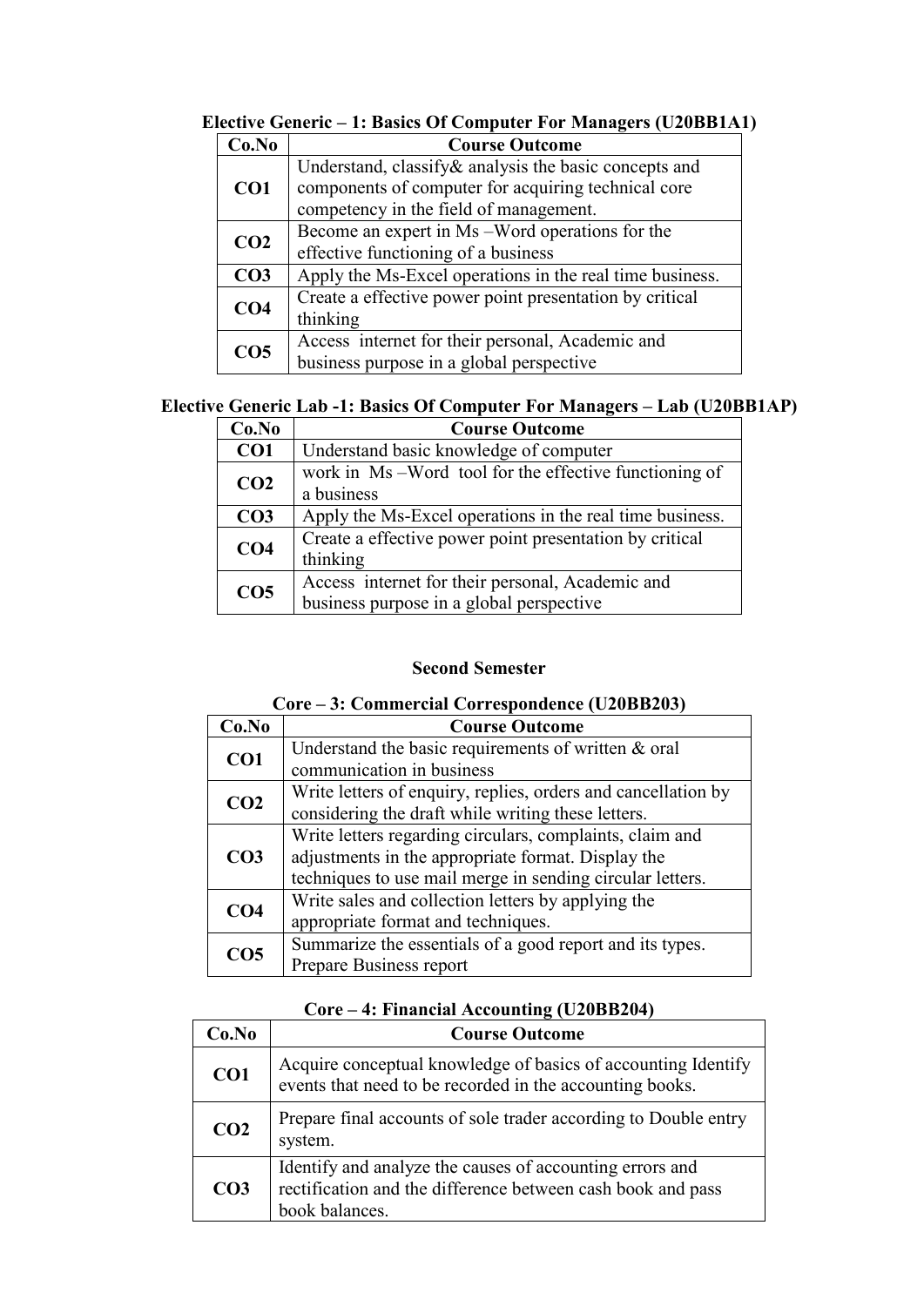**Elective Generic – 1: Basics Of Computer For Managers (U20BB1A1)**

| Co.No | Course Outcome |
|---|---|
| **CO1** | Understand, classify& analysis the basic concepts and components of computer for acquiring technical core competency in the field of management. |
| **CO2** | Become an expert in Ms –Word operations for the effective functioning of a business |
| **CO3** | Apply the Ms-Excel operations in the real time business. |
| **CO4** | Create a effective power point presentation by critical thinking |
| **CO5** | Access internet for their personal, Academic and business purpose in a global perspective |

**Elective Generic Lab -1: Basics Of Computer For Managers – Lab (U20BB1AP)**

| Co.No | Course Outcome |
|---|---|
| **CO1** | Understand basic knowledge of computer |
| **CO2** | work in Ms –Word tool for the effective functioning of a business |
| **CO3** | Apply the Ms-Excel operations in the real time business. |
| **CO4** | Create a effective power point presentation by critical thinking |
| **CO5** | Access internet for their personal, Academic and business purpose in a global perspective |

## Second Semester

**Core – 3: Commercial Correspondence (U20BB203)**

| Co.No | Course Outcome |
|---|---|
| **CO1** | Understand the basic requirements of written & oral communication in business |
| **CO2** | Write letters of enquiry, replies, orders and cancellation by considering the draft while writing these letters. |
| **CO3** | Write letters regarding circulars, complaints, claim and adjustments in the appropriate format. Display the techniques to use mail merge in sending circular letters. |
| **CO4** | Write sales and collection letters by applying the appropriate format and techniques. |
| **CO5** | Summarize the essentials of a good report and its types. Prepare Business report |

**Core – 4: Financial Accounting (U20BB204)**

| Co.No | Course Outcome |
|---|---|
| **CO1** | Acquire conceptual knowledge of basics of accounting Identify events that need to be recorded in the accounting books. |
| **CO2** | Prepare final accounts of sole trader according to Double entry system. |
| **CO3** | Identify and analyze the causes of accounting errors and rectification and the difference between cash book and pass book balances. |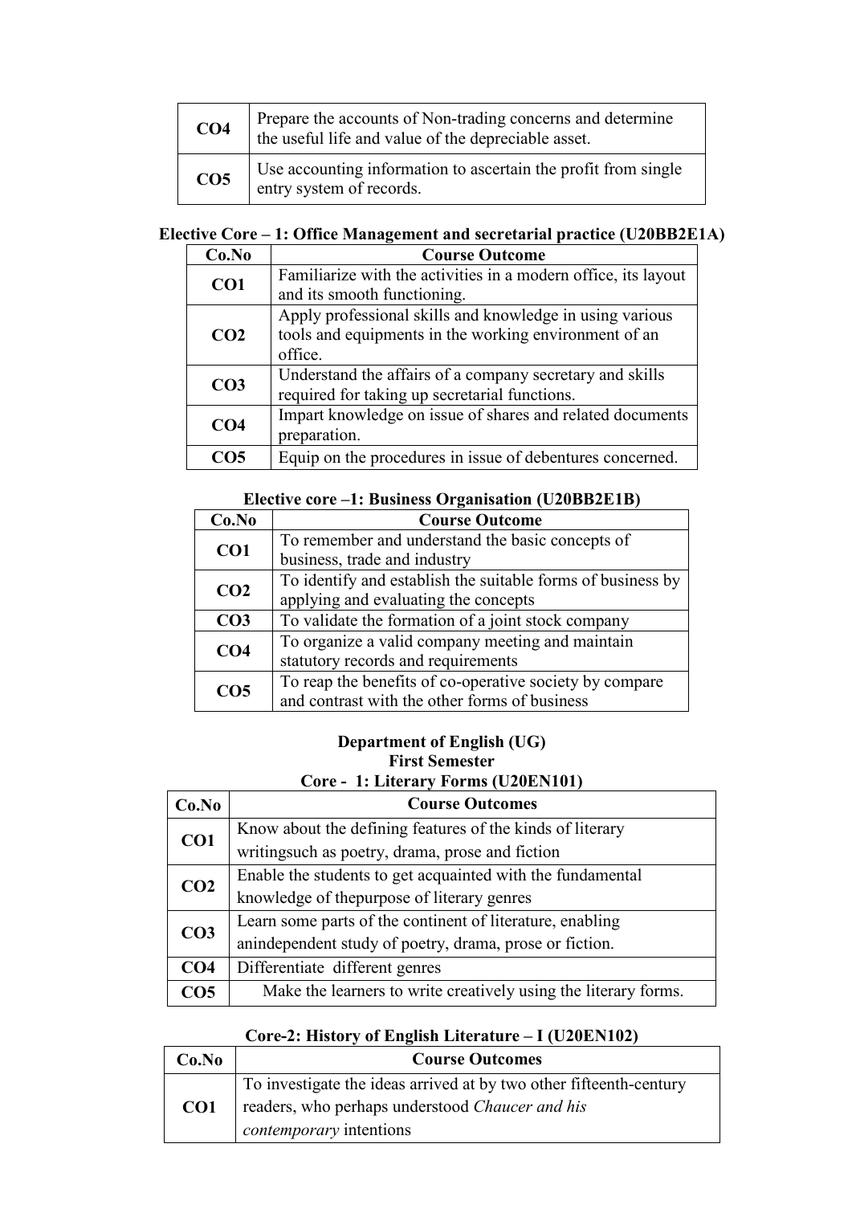| | |
|---|---|
| **CO4** | Prepare the accounts of Non-trading concerns and determine the useful life and value of the depreciable asset. |
| **CO5** | Use accounting information to ascertain the profit from single entry system of records. |

### Elective Core – 1: Office Management and secretarial practice (U20BB2E1A)

| Co.No | Course Outcome |
|---|---|
| **CO1** | Familiarize with the activities in a modern office, its layout and its smooth functioning. |
| **CO2** | Apply professional skills and knowledge in using various tools and equipments in the working environment of an office. |
| **CO3** | Understand the affairs of a company secretary and skills required for taking up secretarial functions. |
| **CO4** | Impart knowledge on issue of shares and related documents preparation. |
| **CO5** | Equip on the procedures in issue of debentures concerned. |

### Elective core –1: Business Organisation (U20BB2E1B)

| Co.No | Course Outcome |
|---|---|
| **CO1** | To remember and understand the basic concepts of business, trade and industry |
| **CO2** | To identify and establish the suitable forms of business by applying and evaluating the concepts |
| **CO3** | To validate the formation of a joint stock company |
| **CO4** | To organize a valid company meeting and maintain statutory records and requirements |
| **CO5** | To reap the benefits of co-operative society by compare and contrast with the other forms of business |

## Department of English (UG)

### First Semester

### Core - 1: Literary Forms (U20EN101)

| Co.No | Course Outcomes |
|---|---|
| **CO1** | Know about the defining features of the kinds of literary writingsuch as poetry, drama, prose and fiction |
| **CO2** | Enable the students to get acquainted with the fundamental knowledge of thepurpose of literary genres |
| **CO3** | Learn some parts of the continent of literature, enabling anindependent study of poetry, drama, prose or fiction. |
| **CO4** | Differentiate different genres |
| **CO5** | Make the learners to write creatively using the literary forms. |

### Core-2: History of English Literature – I (U20EN102)

| Co.No | Course Outcomes |
|---|---|
| **CO1** | To investigate the ideas arrived at by two other fifteenth-century readers, who perhaps understood *Chaucer and his contemporary* intentions |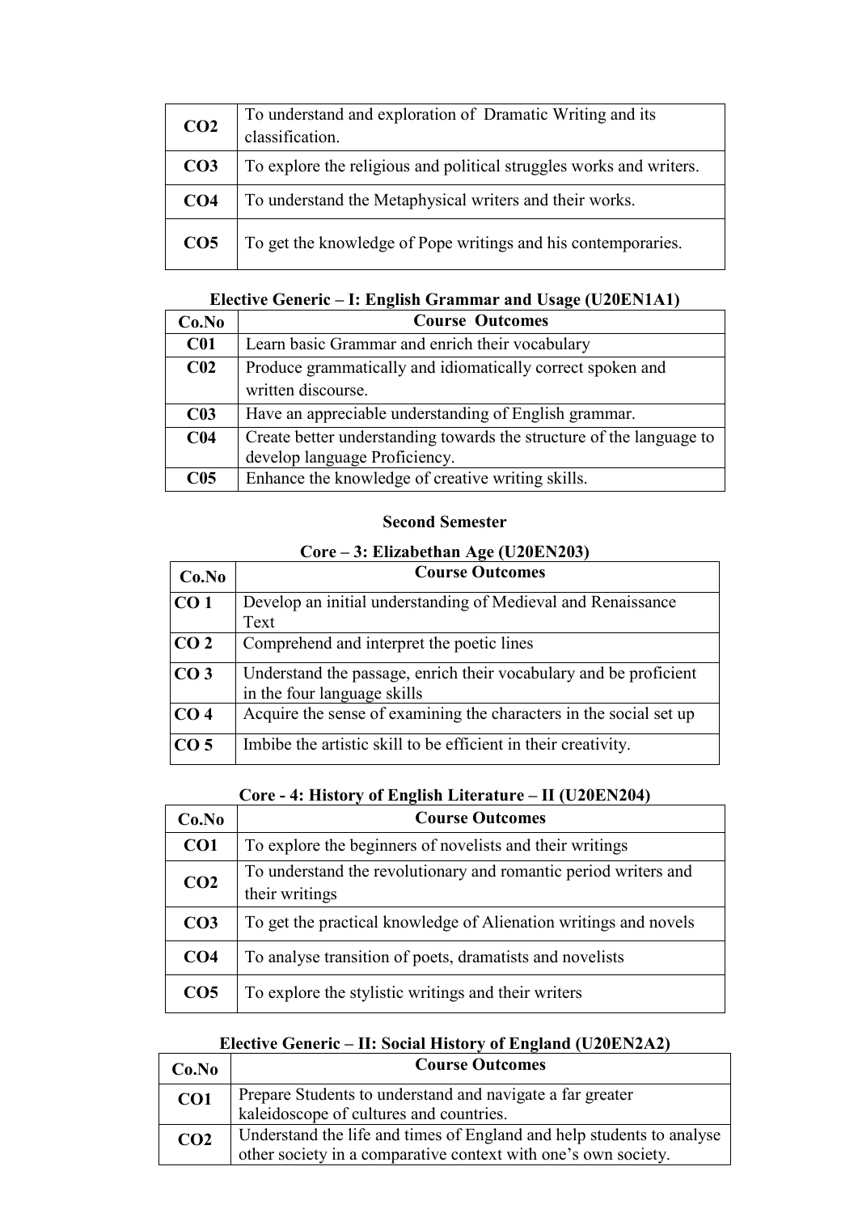| | |
|---|---|
| **CO2** | To understand and exploration of Dramatic Writing and its classification. |
| **CO3** | To explore the religious and political struggles works and writers. |
| **CO4** | To understand the Metaphysical writers and their works. |
| **CO5** | To get the knowledge of Pope writings and his contemporaries. |

**Elective Generic – I: English Grammar and Usage (U20EN1A1)**

| Co.No | Course Outcomes |
|---|---|
| **C01** | Learn basic Grammar and enrich their vocabulary |
| **C02** | Produce grammatically and idiomatically correct spoken and written discourse. |
| **C03** | Have an appreciable understanding of English grammar. |
| **C04** | Create better understanding towards the structure of the language to develop language Proficiency. |
| **C05** | Enhance the knowledge of creative writing skills. |

**Second Semester**

**Core – 3: Elizabethan Age (U20EN203)**

| Co.No | Course Outcomes |
|---|---|
| **CO 1** | Develop an initial understanding of Medieval and Renaissance Text |
| **CO 2** | Comprehend and interpret the poetic lines |
| **CO 3** | Understand the passage, enrich their vocabulary and be proficient in the four language skills |
| **CO 4** | Acquire the sense of examining the characters in the social set up |
| **CO 5** | Imbibe the artistic skill to be efficient in their creativity. |

**Core - 4: History of English Literature – II (U20EN204)**

| Co.No | Course Outcomes |
|---|---|
| **CO1** | To explore the beginners of novelists and their writings |
| **CO2** | To understand the revolutionary and romantic period writers and their writings |
| **CO3** | To get the practical knowledge of Alienation writings and novels |
| **CO4** | To analyse transition of poets, dramatists and novelists |
| **CO5** | To explore the stylistic writings and their writers |

**Elective Generic – II: Social History of England (U20EN2A2)**

| Co.No | Course Outcomes |
|---|---|
| **CO1** | Prepare Students to understand and navigate a far greater kaleidoscope of cultures and countries. |
| **CO2** | Understand the life and times of England and help students to analyse other society in a comparative context with one's own society. |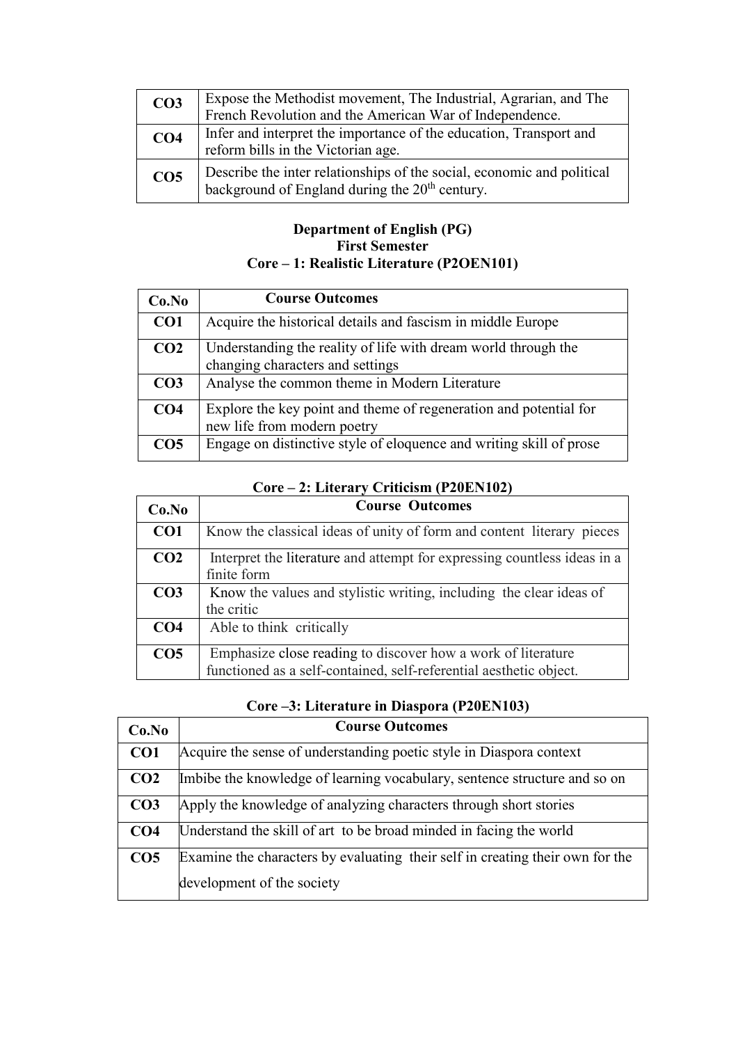| | |
|---|---|
| **CO3** | Expose the Methodist movement, The Industrial, Agrarian, and The French Revolution and the American War of Independence. |
| **CO4** | Infer and interpret the importance of the education, Transport and reform bills in the Victorian age. |
| **CO5** | Describe the inter relationships of the social, economic and political background of England during the 20th century. |

**Department of English (PG)**
**First Semester**
**Core – 1: Realistic Literature (P2OEN101)**

| Co.No | Course Outcomes |
|---|---|
| **CO1** | Acquire the historical details and fascism in middle Europe |
| **CO2** | Understanding the reality of life with dream world through the changing characters and settings |
| **CO3** | Analyse the common theme in Modern Literature |
| **CO4** | Explore the key point and theme of regeneration and potential for new life from modern poetry |
| **CO5** | Engage on distinctive style of eloquence and writing skill of prose |

**Core – 2: Literary Criticism (P20EN102)**

| Co.No | Course Outcomes |
|---|---|
| **CO1** | Know the classical ideas of unity of form and content literary pieces |
| **CO2** | Interpret the literature and attempt for expressing countless ideas in a finite form |
| **CO3** | Know the values and stylistic writing, including the clear ideas of the critic |
| **CO4** | Able to think critically |
| **CO5** | Emphasize close reading to discover how a work of literature functioned as a self-contained, self-referential aesthetic object. |

**Core –3: Literature in Diaspora (P20EN103)**

| Co.No | Course Outcomes |
|---|---|
| **CO1** | Acquire the sense of understanding poetic style in Diaspora context |
| **CO2** | Imbibe the knowledge of learning vocabulary, sentence structure and so on |
| **CO3** | Apply the knowledge of analyzing characters through short stories |
| **CO4** | Understand the skill of art to be broad minded in facing the world |
| **CO5** | Examine the characters by evaluating their self in creating their own for the development of the society |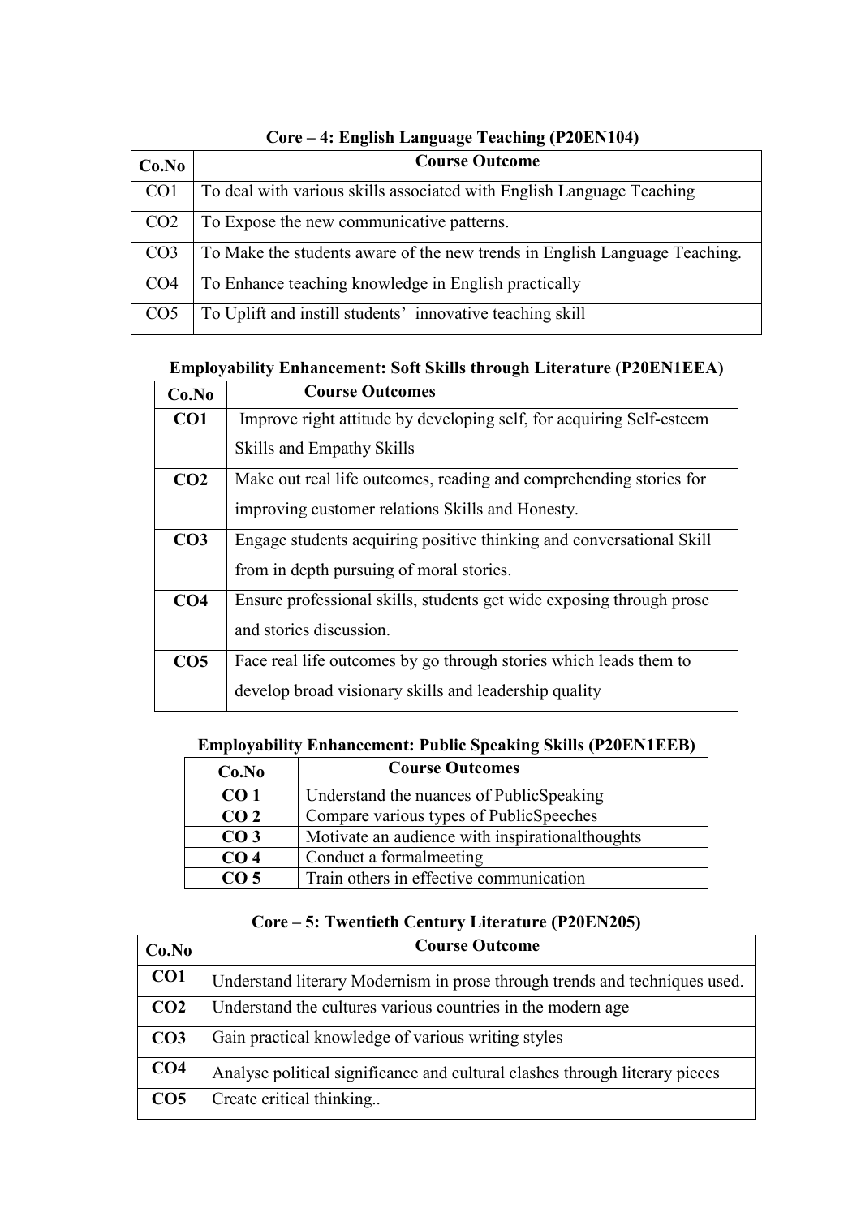**Core – 4: English Language Teaching (P20EN104)**

| Co.No | Course Outcome |
|---|---|
| CO1 | To deal with various skills associated with English Language Teaching |
| CO2 | To Expose the new communicative patterns. |
| CO3 | To Make the students aware of the new trends in English Language Teaching. |
| CO4 | To Enhance teaching knowledge in English practically |
| CO5 | To Uplift and instill students' innovative teaching skill |

**Employability Enhancement: Soft Skills through Literature (P20EN1EEA)**

| Co.No | Course Outcomes |
|---|---|
| **CO1** | Improve right attitude by developing self, for acquiring Self-esteem Skills and Empathy Skills |
| **CO2** | Make out real life outcomes, reading and comprehending stories for improving customer relations Skills and Honesty. |
| **CO3** | Engage students acquiring positive thinking and conversational Skill from in depth pursuing of moral stories. |
| **CO4** | Ensure professional skills, students get wide exposing through prose and stories discussion. |
| **CO5** | Face real life outcomes by go through stories which leads them to develop broad visionary skills and leadership quality |

**Employability Enhancement: Public Speaking Skills (P20EN1EEB)**

| Co.No | Course Outcomes |
|---|---|
| **CO 1** | Understand the nuances of PublicSpeaking |
| **CO 2** | Compare various types of PublicSpeeches |
| **CO 3** | Motivate an audience with inspirationalthoughts |
| **CO 4** | Conduct a formalmeeting |
| **CO 5** | Train others in effective communication |

**Core – 5: Twentieth Century Literature (P20EN205)**

| Co.No | Course Outcome |
|---|---|
| **CO1** | Understand literary Modernism in prose through trends and techniques used. |
| **CO2** | Understand the cultures various countries in the modern age |
| **CO3** | Gain practical knowledge of various writing styles |
| **CO4** | Analyse political significance and cultural clashes through literary pieces |
| **CO5** | Create critical thinking.. |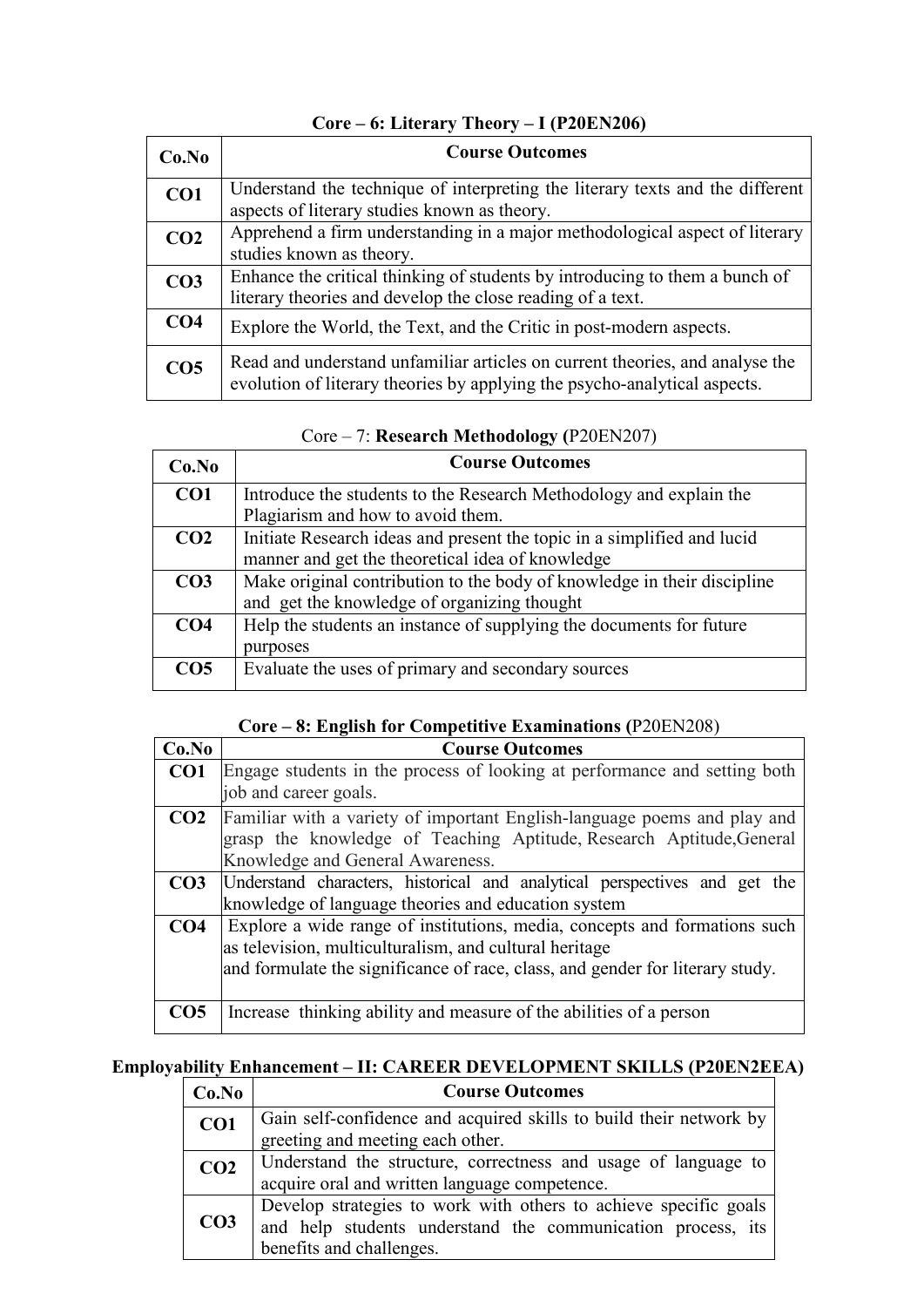**Core – 6: Literary Theory – I (P20EN206)**

| Co.No | Course Outcomes |
|---|---|
| **CO1** | Understand the technique of interpreting the literary texts and the different aspects of literary studies known as theory. |
| **CO2** | Apprehend a firm understanding in a major methodological aspect of literary studies known as theory. |
| **CO3** | Enhance the critical thinking of students by introducing to them a bunch of literary theories and develop the close reading of a text. |
| **CO4** | Explore the World, the Text, and the Critic in post-modern aspects. |
| **CO5** | Read and understand unfamiliar articles on current theories, and analyse the evolution of literary theories by applying the psycho-analytical aspects. |

Core – 7: **Research Methodology (**P20EN207)

| Co.No | Course Outcomes |
|---|---|
| **CO1** | Introduce the students to the Research Methodology and explain the Plagiarism and how to avoid them. |
| **CO2** | Initiate Research ideas and present the topic in a simplified and lucid manner and get the theoretical idea of knowledge |
| **CO3** | Make original contribution to the body of knowledge in their discipline and get the knowledge of organizing thought |
| **CO4** | Help the students an instance of supplying the documents for future purposes |
| **CO5** | Evaluate the uses of primary and secondary sources |

**Core – 8: English for Competitive Examinations (**P20EN208)

| Co.No | Course Outcomes |
|---|---|
| **CO1** | Engage students in the process of looking at performance and setting both job and career goals. |
| **CO2** | Familiar with a variety of important English-language poems and play and grasp the knowledge of Teaching Aptitude, Research Aptitude,General Knowledge and General Awareness. |
| **CO3** | Understand characters, historical and analytical perspectives and get the knowledge of language theories and education system |
| **CO4** | Explore a wide range of institutions, media, concepts and formations such as television, multiculturalism, and cultural heritage and formulate the significance of race, class, and gender for literary study. |
| **CO5** | Increase thinking ability and measure of the abilities of a person |

**Employability Enhancement – II: CAREER DEVELOPMENT SKILLS (P20EN2EEA)**

| Co.No | Course Outcomes |
|---|---|
| **CO1** | Gain self-confidence and acquired skills to build their network by greeting and meeting each other. |
| **CO2** | Understand the structure, correctness and usage of language to acquire oral and written language competence. |
| **CO3** | Develop strategies to work with others to achieve specific goals and help students understand the communication process, its benefits and challenges. |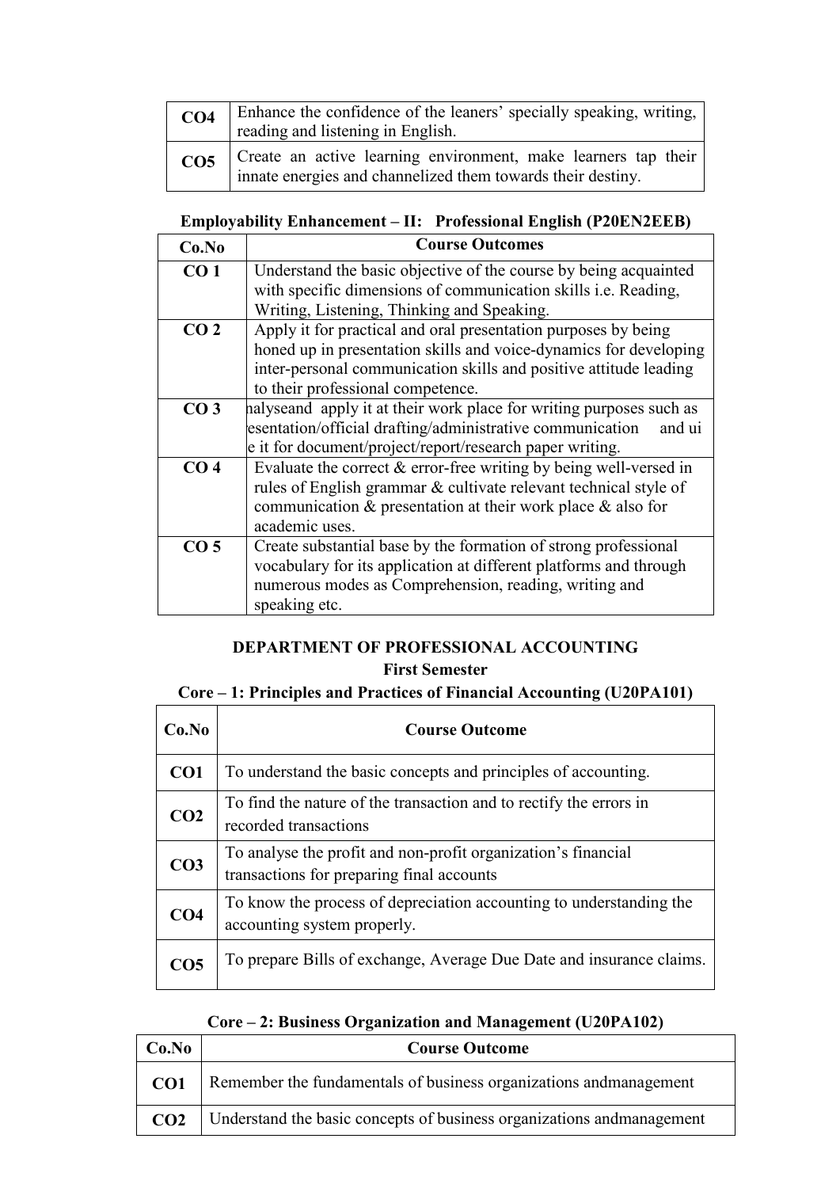| | |
|---|---|
| **CO4** | Enhance the confidence of the leaners' specially speaking, writing, reading and listening in English. |
| **CO5** | Create an active learning environment, make learners tap their innate energies and channelized them towards their destiny. |

### Employability Enhancement – II: Professional English (P20EN2EEB)

| Co.No | Course Outcomes |
|---|---|
| **CO 1** | Understand the basic objective of the course by being acquainted with specific dimensions of communication skills i.e. Reading, Writing, Listening, Thinking and Speaking. |
| **CO 2** | Apply it for practical and oral presentation purposes by being honed up in presentation skills and voice-dynamics for developing inter-personal communication skills and positive attitude leading to their professional competence. |
| **CO 3** | nalyseand apply it at their work place for writing purposes such as esentation/official drafting/administrative communication and ui e it for document/project/report/research paper writing. |
| **CO 4** | Evaluate the correct & error-free writing by being well-versed in rules of English grammar & cultivate relevant technical style of communication & presentation at their work place & also for academic uses. |
| **CO 5** | Create substantial base by the formation of strong professional vocabulary for its application at different platforms and through numerous modes as Comprehension, reading, writing and speaking etc. |

## DEPARTMENT OF PROFESSIONAL ACCOUNTING

### First Semester

### Core – 1: Principles and Practices of Financial Accounting (U20PA101)

| Co.No | Course Outcome |
|---|---|
| **CO1** | To understand the basic concepts and principles of accounting. |
| **CO2** | To find the nature of the transaction and to rectify the errors in recorded transactions |
| **CO3** | To analyse the profit and non-profit organization's financial transactions for preparing final accounts |
| **CO4** | To know the process of depreciation accounting to understanding the accounting system properly. |
| **CO5** | To prepare Bills of exchange, Average Due Date and insurance claims. |

### Core – 2: Business Organization and Management (U20PA102)

| Co.No | Course Outcome |
|---|---|
| **CO1** | Remember the fundamentals of business organizations andmanagement |
| **CO2** | Understand the basic concepts of business organizations andmanagement |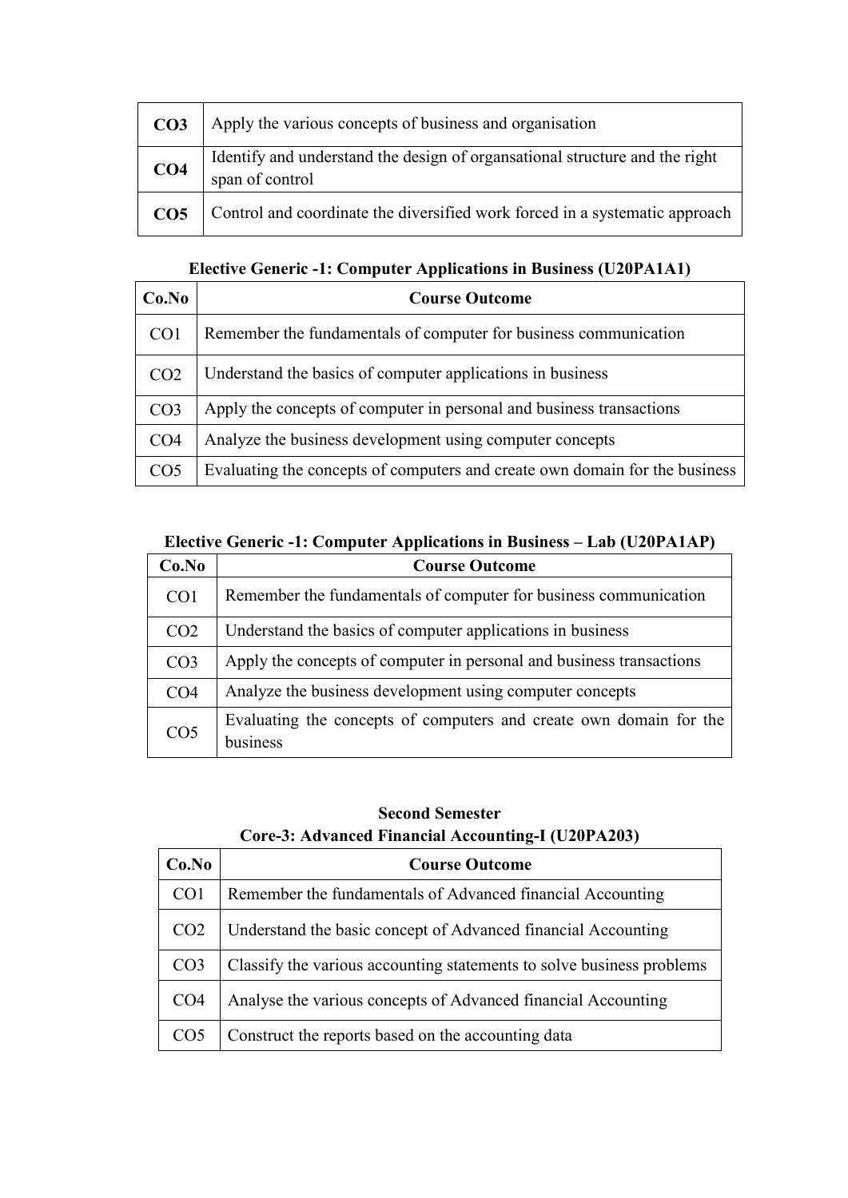| | |
|---|---|
| **CO3** | Apply the various concepts of business and organisation |
| **CO4** | Identify and understand the design of organsational structure and the right span of control |
| **CO5** | Control and coordinate the diversified work forced in a systematic approach |

**Elective Generic -1: Computer Applications in Business (U20PA1A1)**

| Co.No | Course Outcome |
|---|---|
| CO1 | Remember the fundamentals of computer for business communication |
| CO2 | Understand the basics of computer applications in business |
| CO3 | Apply the concepts of computer in personal and business transactions |
| CO4 | Analyze the business development using computer concepts |
| CO5 | Evaluating the concepts of computers and create own domain for the business |

**Elective Generic -1: Computer Applications in Business – Lab (U20PA1AP)**

| Co.No | Course Outcome |
|---|---|
| CO1 | Remember the fundamentals of computer for business communication |
| CO2 | Understand the basics of computer applications in business |
| CO3 | Apply the concepts of computer in personal and business transactions |
| CO4 | Analyze the business development using computer concepts |
| CO5 | Evaluating the concepts of computers and create own domain for the business |

## Second Semester

**Core-3: Advanced Financial Accounting-I (U20PA203)**

| Co.No | Course Outcome |
|---|---|
| CO1 | Remember the fundamentals of Advanced financial Accounting |
| CO2 | Understand the basic concept of Advanced financial Accounting |
| CO3 | Classify the various accounting statements to solve business problems |
| CO4 | Analyse the various concepts of Advanced financial Accounting |
| CO5 | Construct the reports based on the accounting data |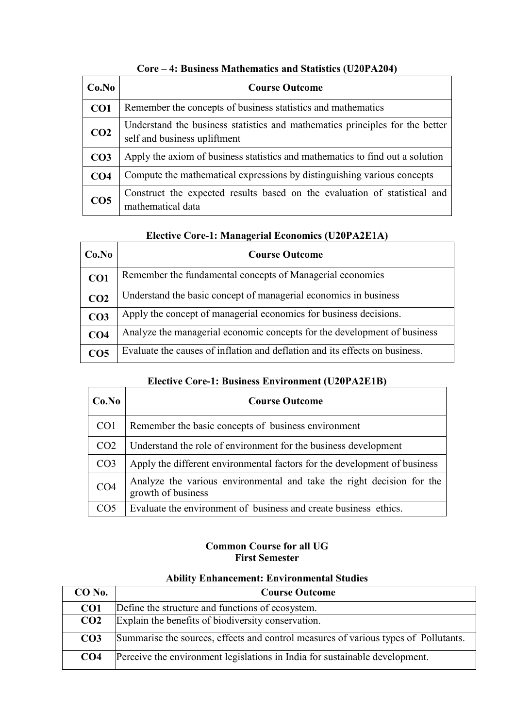**Core – 4: Business Mathematics and Statistics (U20PA204)**

| Co.No | Course Outcome |
|---|---|
| **CO1** | Remember the concepts of business statistics and mathematics |
| **CO2** | Understand the business statistics and mathematics principles for the better self and business upliftment |
| **CO3** | Apply the axiom of business statistics and mathematics to find out a solution |
| **CO4** | Compute the mathematical expressions by distinguishing various concepts |
| **CO5** | Construct the expected results based on the evaluation of statistical and mathematical data |

**Elective Core-1: Managerial Economics (U20PA2E1A)**

| Co.No | Course Outcome |
|---|---|
| **CO1** | Remember the fundamental concepts of Managerial economics |
| **CO2** | Understand the basic concept of managerial economics in business |
| **CO3** | Apply the concept of managerial economics for business decisions. |
| **CO4** | Analyze the managerial economic concepts for the development of business |
| **CO5** | Evaluate the causes of inflation and deflation and its effects on business. |

**Elective Core-1: Business Environment (U20PA2E1B)**

| Co.No | Course Outcome |
|---|---|
| CO1 | Remember the basic concepts of business environment |
| CO2 | Understand the role of environment for the business development |
| CO3 | Apply the different environmental factors for the development of business |
| CO4 | Analyze the various environmental and take the right decision for the growth of business |
| CO5 | Evaluate the environment of business and create business ethics. |

**Common Course for all UG**
**First Semester**

**Ability Enhancement: Environmental Studies**

| CO No. | Course Outcome |
|---|---|
| **CO1** | Define the structure and functions of ecosystem. |
| **CO2** | Explain the benefits of biodiversity conservation. |
| **CO3** | Summarise the sources, effects and control measures of various types of Pollutants. |
| **CO4** | Perceive the environment legislations in India for sustainable development. |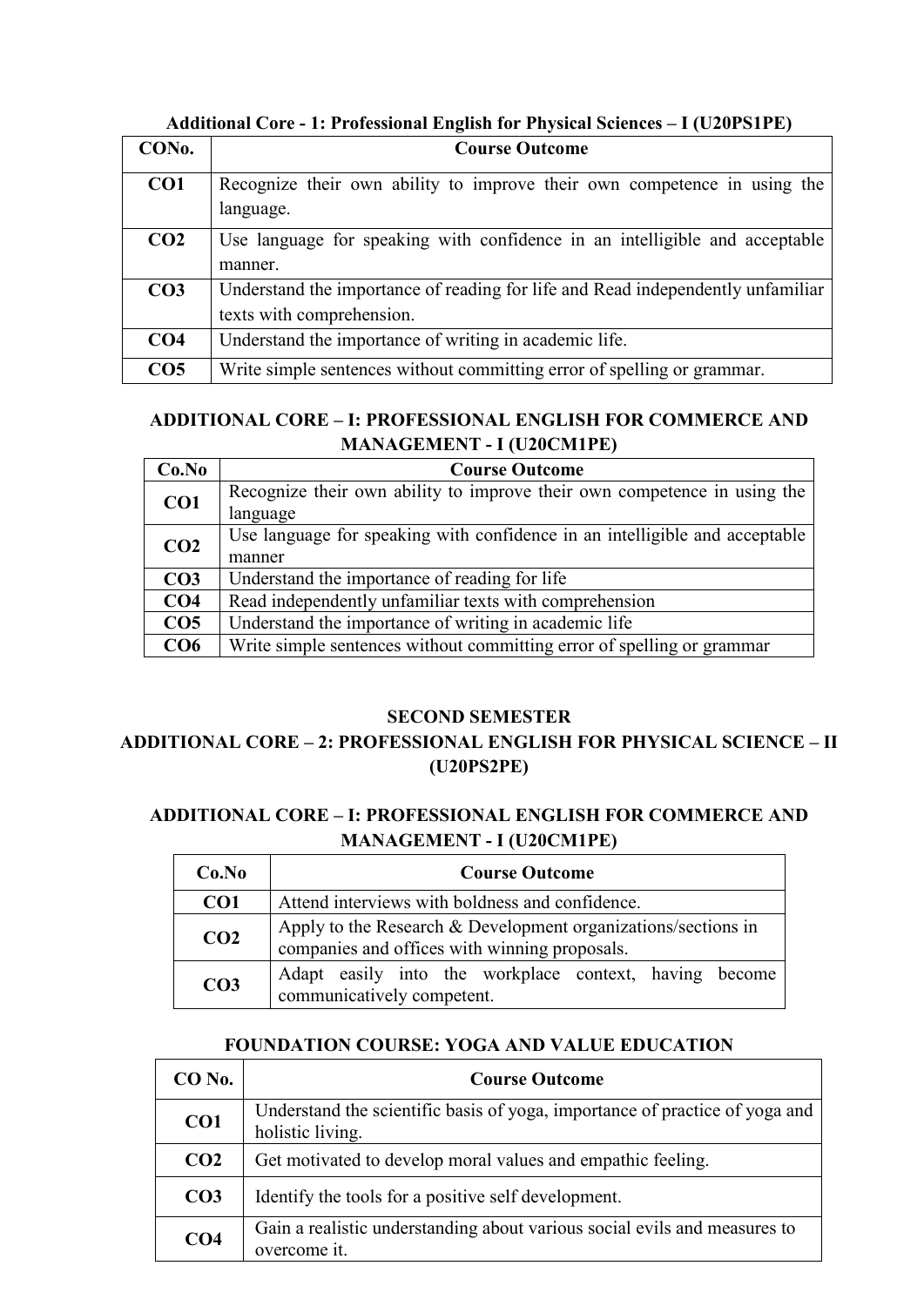**Additional Core - 1: Professional English for Physical Sciences – I (U20PS1PE)**

| CONo. | Course Outcome |
|---|---|
| **CO1** | Recognize their own ability to improve their own competence in using the language. |
| **CO2** | Use language for speaking with confidence in an intelligible and acceptable manner. |
| **CO3** | Understand the importance of reading for life and Read independently unfamiliar texts with comprehension. |
| **CO4** | Understand the importance of writing in academic life. |
| **CO5** | Write simple sentences without committing error of spelling or grammar. |

**ADDITIONAL CORE – I: PROFESSIONAL ENGLISH FOR COMMERCE AND MANAGEMENT - I (U20CM1PE)**

| Co.No | Course Outcome |
|---|---|
| **CO1** | Recognize their own ability to improve their own competence in using the language |
| **CO2** | Use language for speaking with confidence in an intelligible and acceptable manner |
| **CO3** | Understand the importance of reading for life |
| **CO4** | Read independently unfamiliar texts with comprehension |
| **CO5** | Understand the importance of writing in academic life |
| **CO6** | Write simple sentences without committing error of spelling or grammar |

## SECOND SEMESTER

**ADDITIONAL CORE – 2: PROFESSIONAL ENGLISH FOR PHYSICAL SCIENCE – II (U20PS2PE)**

**ADDITIONAL CORE – I: PROFESSIONAL ENGLISH FOR COMMERCE AND MANAGEMENT - I (U20CM1PE)**

| Co.No | Course Outcome |
|---|---|
| **CO1** | Attend interviews with boldness and confidence. |
| **CO2** | Apply to the Research & Development organizations/sections in companies and offices with winning proposals. |
| **CO3** | Adapt easily into the workplace context, having become communicatively competent. |

**FOUNDATION COURSE: YOGA AND VALUE EDUCATION**

| CO No. | Course Outcome |
|---|---|
| **CO1** | Understand the scientific basis of yoga, importance of practice of yoga and holistic living. |
| **CO2** | Get motivated to develop moral values and empathic feeling. |
| **CO3** | Identify the tools for a positive self development. |
| **CO4** | Gain a realistic understanding about various social evils and measures to overcome it. |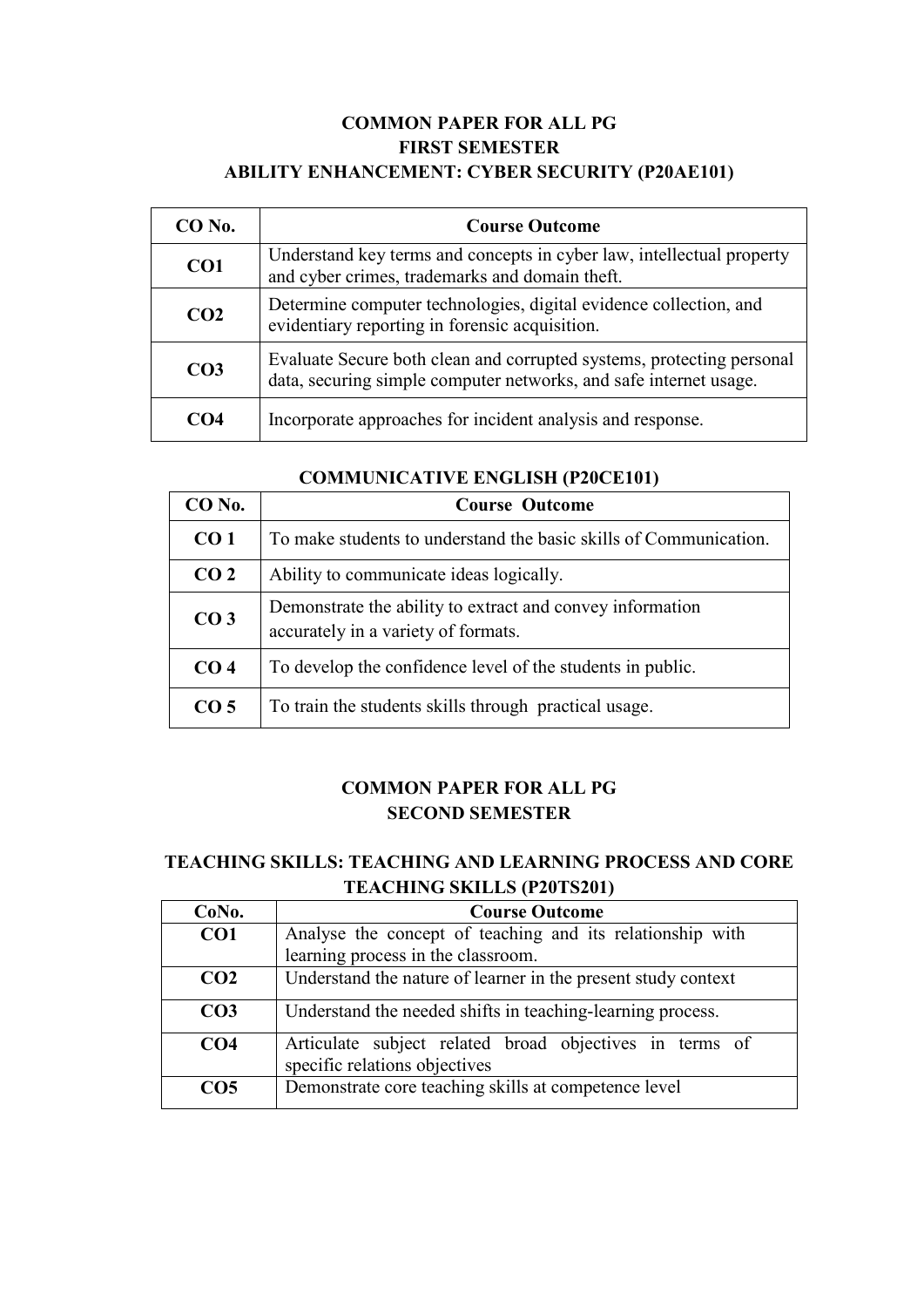## COMMON PAPER FOR ALL PG
## FIRST SEMESTER
## ABILITY ENHANCEMENT: CYBER SECURITY (P20AE101)

| CO No. | Course Outcome |
|---|---|
| **CO1** | Understand key terms and concepts in cyber law, intellectual property and cyber crimes, trademarks and domain theft. |
| **CO2** | Determine computer technologies, digital evidence collection, and evidentiary reporting in forensic acquisition. |
| **CO3** | Evaluate Secure both clean and corrupted systems, protecting personal data, securing simple computer networks, and safe internet usage. |
| **CO4** | Incorporate approaches for incident analysis and response. |

### COMMUNICATIVE ENGLISH (P20CE101)

| CO No. | Course Outcome |
|---|---|
| **CO 1** | To make students to understand the basic skills of Communication. |
| **CO 2** | Ability to communicate ideas logically. |
| **CO 3** | Demonstrate the ability to extract and convey information accurately in a variety of formats. |
| **CO 4** | To develop the confidence level of the students in public. |
| **CO 5** | To train the students skills through practical usage. |

## COMMON PAPER FOR ALL PG
## SECOND SEMESTER

### TEACHING SKILLS: TEACHING AND LEARNING PROCESS AND CORE TEACHING SKILLS (P20TS201)

| CoNo. | Course Outcome |
|---|---|
| **CO1** | Analyse the concept of teaching and its relationship with learning process in the classroom. |
| **CO2** | Understand the nature of learner in the present study context |
| **CO3** | Understand the needed shifts in teaching-learning process. |
| **CO4** | Articulate subject related broad objectives in terms of specific relations objectives |
| **CO5** | Demonstrate core teaching skills at competence level |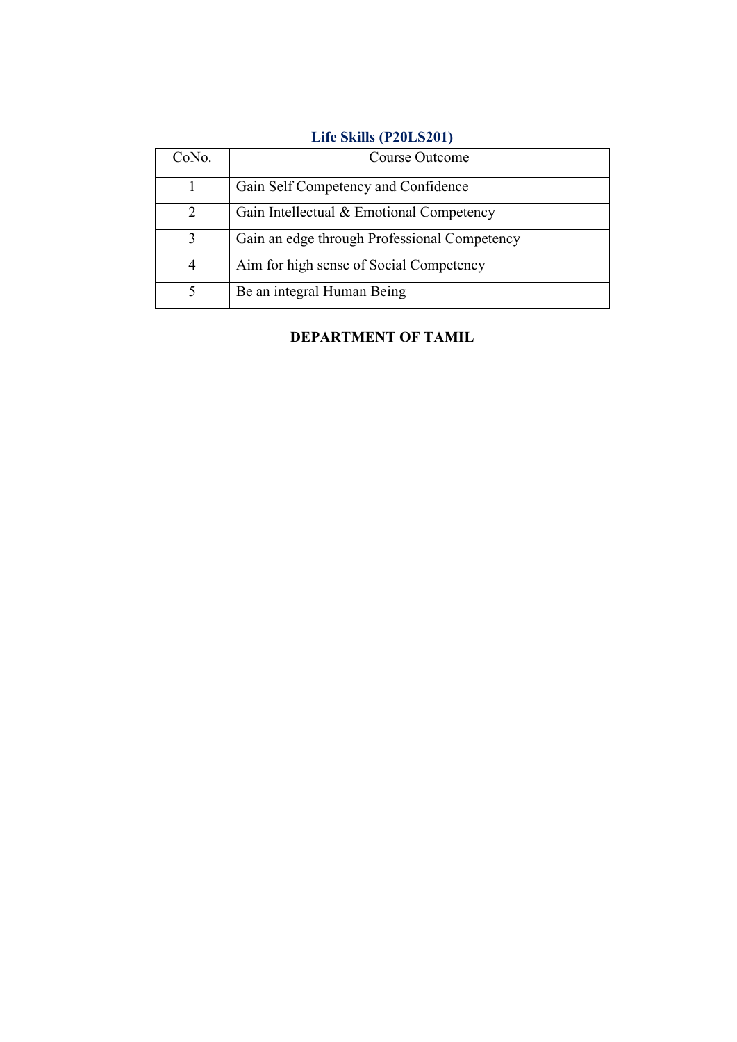### Life Skills (P20LS201)

| CoNo. | Course Outcome |
|---|---|
| 1 | Gain Self Competency and Confidence |
| 2 | Gain Intellectual & Emotional Competency |
| 3 | Gain an edge through Professional Competency |
| 4 | Aim for high sense of Social Competency |
| 5 | Be an integral Human Being |

## DEPARTMENT OF TAMIL